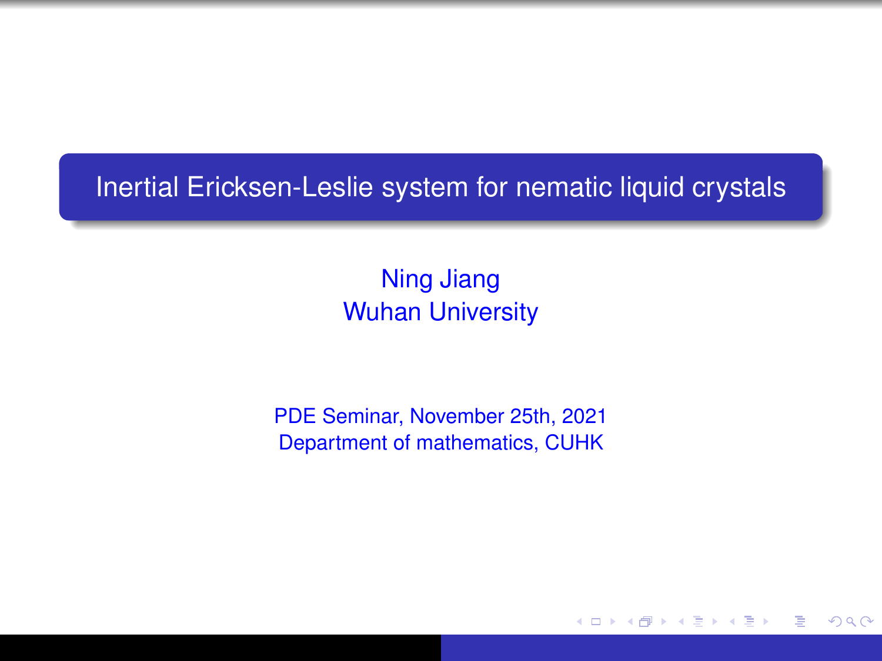# Inertial Ericksen-Leslie system for nematic liquid crystals

Ning Jiang
Wuhan University

PDE Seminar, November 25th, 2021
Department of mathematics, CUHK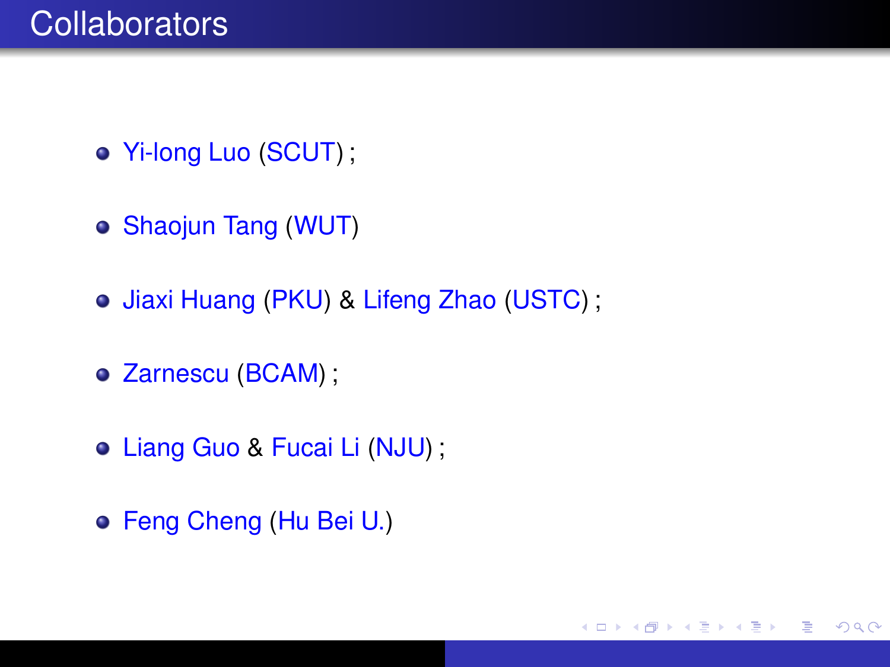# Collaborators

- Yi-long Luo (SCUT) ;
- Shaojun Tang (WUT)
- Jiaxi Huang (PKU) & Lifeng Zhao (USTC) ;
- Zarnescu (BCAM) ;
- Liang Guo & Fucai Li (NJU) ;
- Feng Cheng (Hu Bei U.)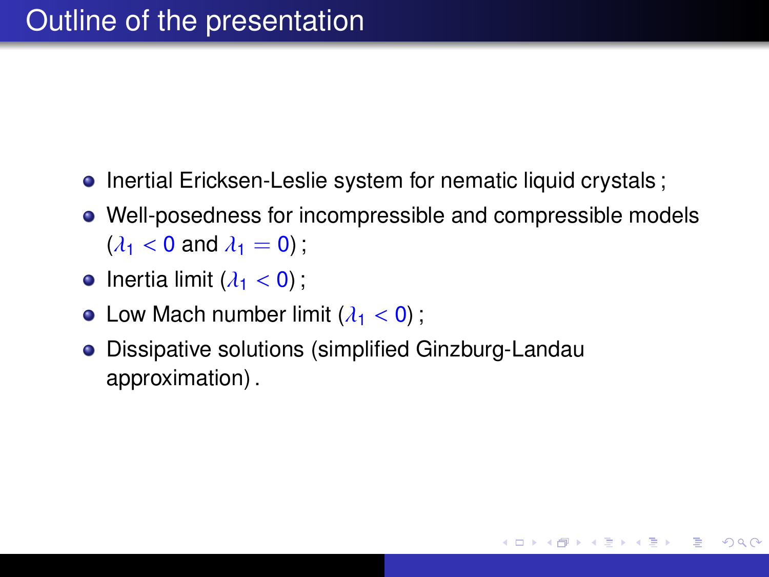# Outline of the presentation

- Inertial Ericksen-Leslie system for nematic liquid crystals ;
- Well-posedness for incompressible and compressible models ($\lambda_1 < 0$ and $\lambda_1 = 0$) ;
- Inertia limit ($\lambda_1 < 0$) ;
- Low Mach number limit ($\lambda_1 < 0$) ;
- Dissipative solutions (simplified Ginzburg-Landau approximation) .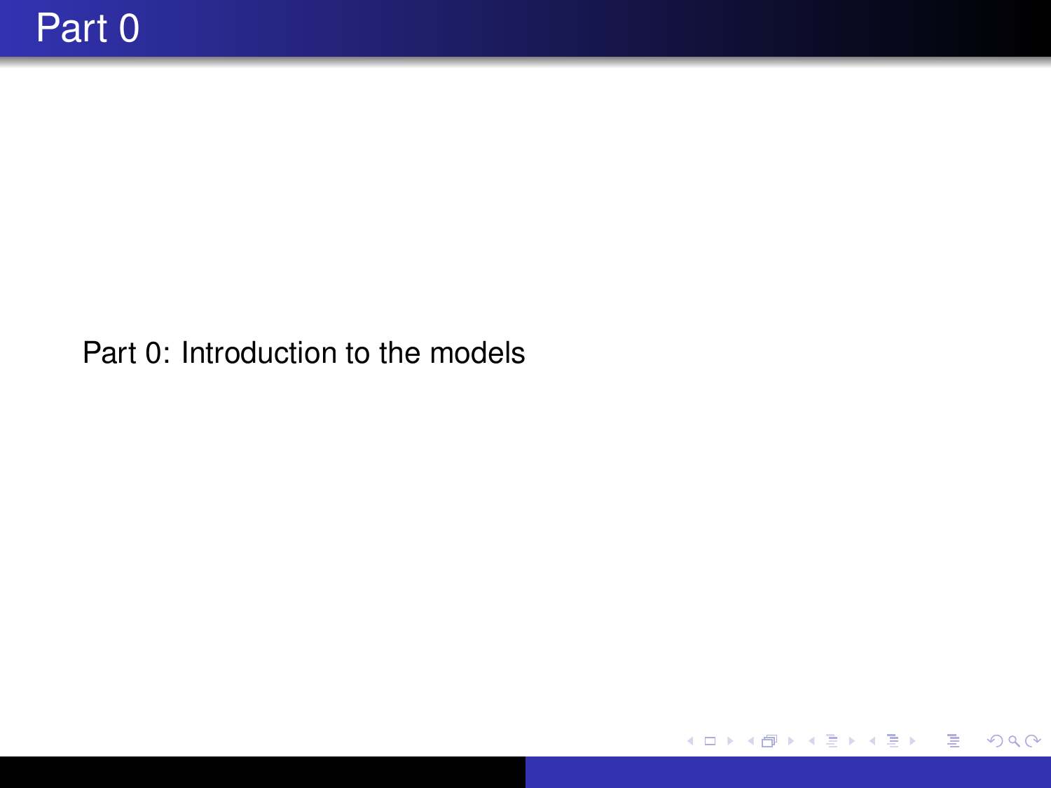# Part 0

Part 0: Introduction to the models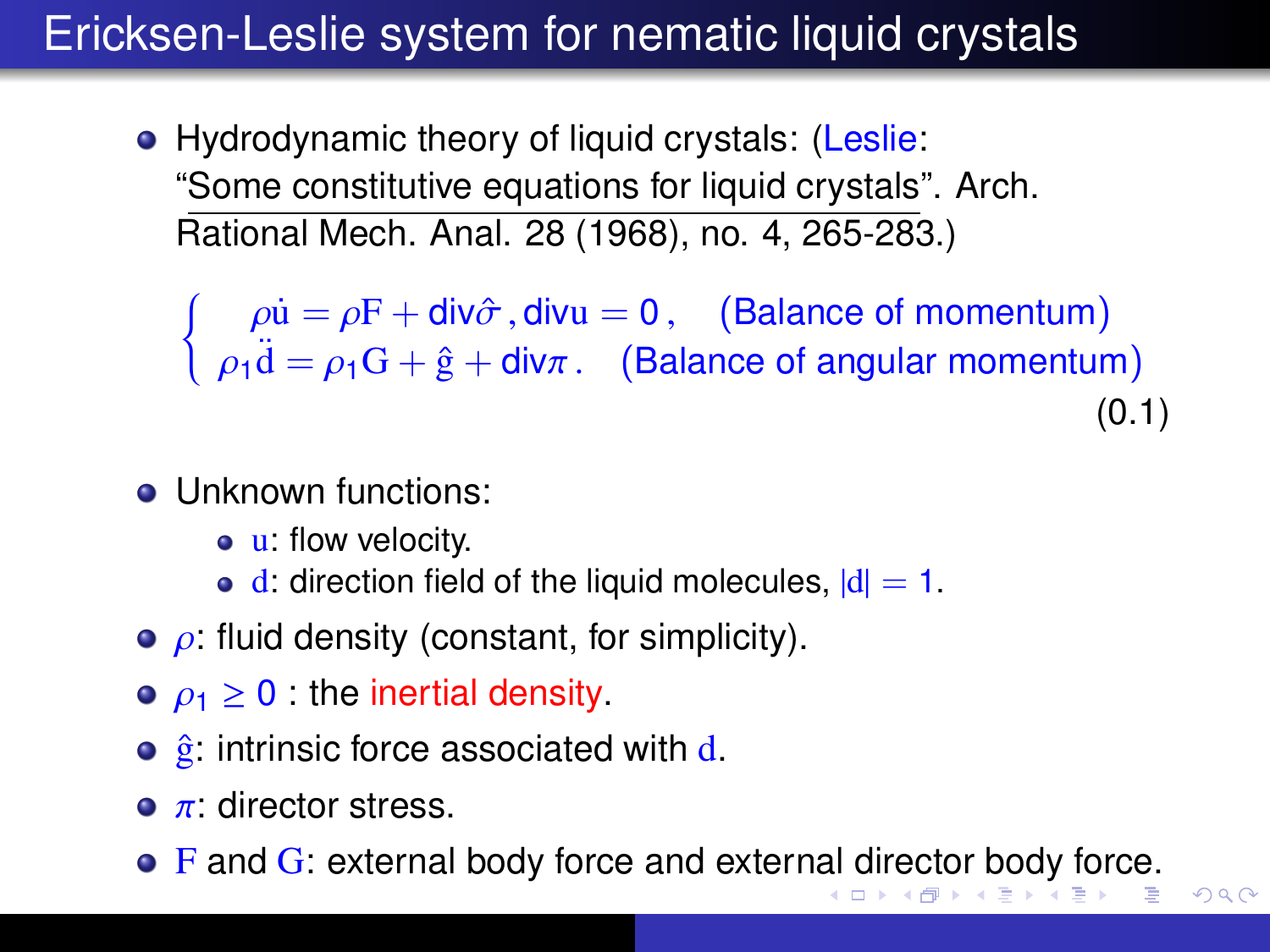# Ericksen-Leslie system for nematic liquid crystals

- Hydrodynamic theory of liquid crystals: (Leslie: "Some constitutive equations for liquid crystals". Arch. Rational Mech. Anal. 28 (1968), no. 4, 265-283.)

$$\begin{cases} \rho \dot{\mathrm{u}} = \rho \mathrm{F} + \mathrm{div}\hat{\sigma}\,, \mathrm{div}\mathrm{u} = 0\,, & \text{(Balance of momentum)} \\ \rho_1 \ddot{\mathrm{d}} = \rho_1 \mathrm{G} + \hat{\mathrm{g}} + \mathrm{div}\pi\,. & \text{(Balance of angular momentum)} \end{cases} \tag{0.1}$$

- Unknown functions:
  - $\mathrm{u}$: flow velocity.
  - $\mathrm{d}$: direction field of the liquid molecules, $|\mathrm{d}| = 1$.
- $\rho$: fluid density (constant, for simplicity).
- $\rho_1 \geq 0$ : the inertial density.
- $\hat{\mathrm{g}}$: intrinsic force associated with $\mathrm{d}$.
- $\pi$: director stress.
- $\mathrm{F}$ and $\mathrm{G}$: external body force and external director body force.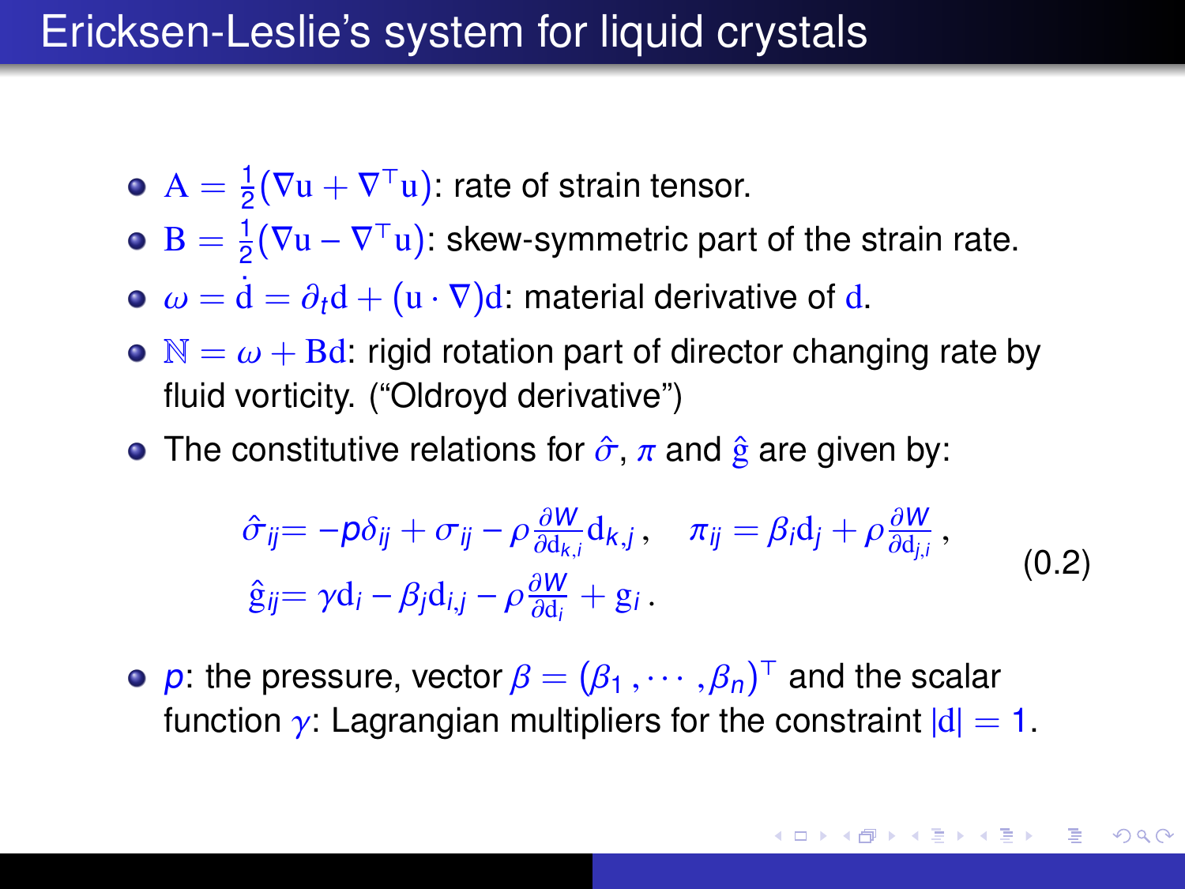# Ericksen-Leslie's system for liquid crystals

- $\mathrm{A} = \frac{1}{2}(\nabla \mathrm{u} + \nabla^\top \mathrm{u})$: rate of strain tensor.
- $\mathrm{B} = \frac{1}{2}(\nabla \mathrm{u} - \nabla^\top \mathrm{u})$: skew-symmetric part of the strain rate.
- $\omega = \dot{\mathrm{d}} = \partial_t \mathrm{d} + (\mathrm{u} \cdot \nabla)\mathrm{d}$: material derivative of $\mathrm{d}$.
- $\mathbb{N} = \omega + \mathrm{B}\mathrm{d}$: rigid rotation part of director changing rate by fluid vorticity. ("Oldroyd derivative")
- The constitutive relations for $\hat{\sigma}$, $\pi$ and $\hat{\mathrm{g}}$ are given by:

$$
\begin{aligned}
\hat{\sigma}_{ij} &= -p\delta_{ij} + \sigma_{ij} - \rho \frac{\partial W}{\partial \mathrm{d}_{k,i}} \mathrm{d}_{k,j}\,, \quad \pi_{ij} = \beta_i \mathrm{d}_j + \rho \frac{\partial W}{\partial \mathrm{d}_{j,i}}\,, \\
\hat{\mathrm{g}}_{ij} &= \gamma \mathrm{d}_i - \beta_j \mathrm{d}_{i,j} - \rho \frac{\partial W}{\partial \mathrm{d}_i} + \mathrm{g}_i\,.
\end{aligned}
\tag{0.2}
$$

- $p$: the pressure, vector $\beta = (\beta_1, \cdots, \beta_n)^\top$ and the scalar function $\gamma$: Lagrangian multipliers for the constraint $|\mathrm{d}| = 1$.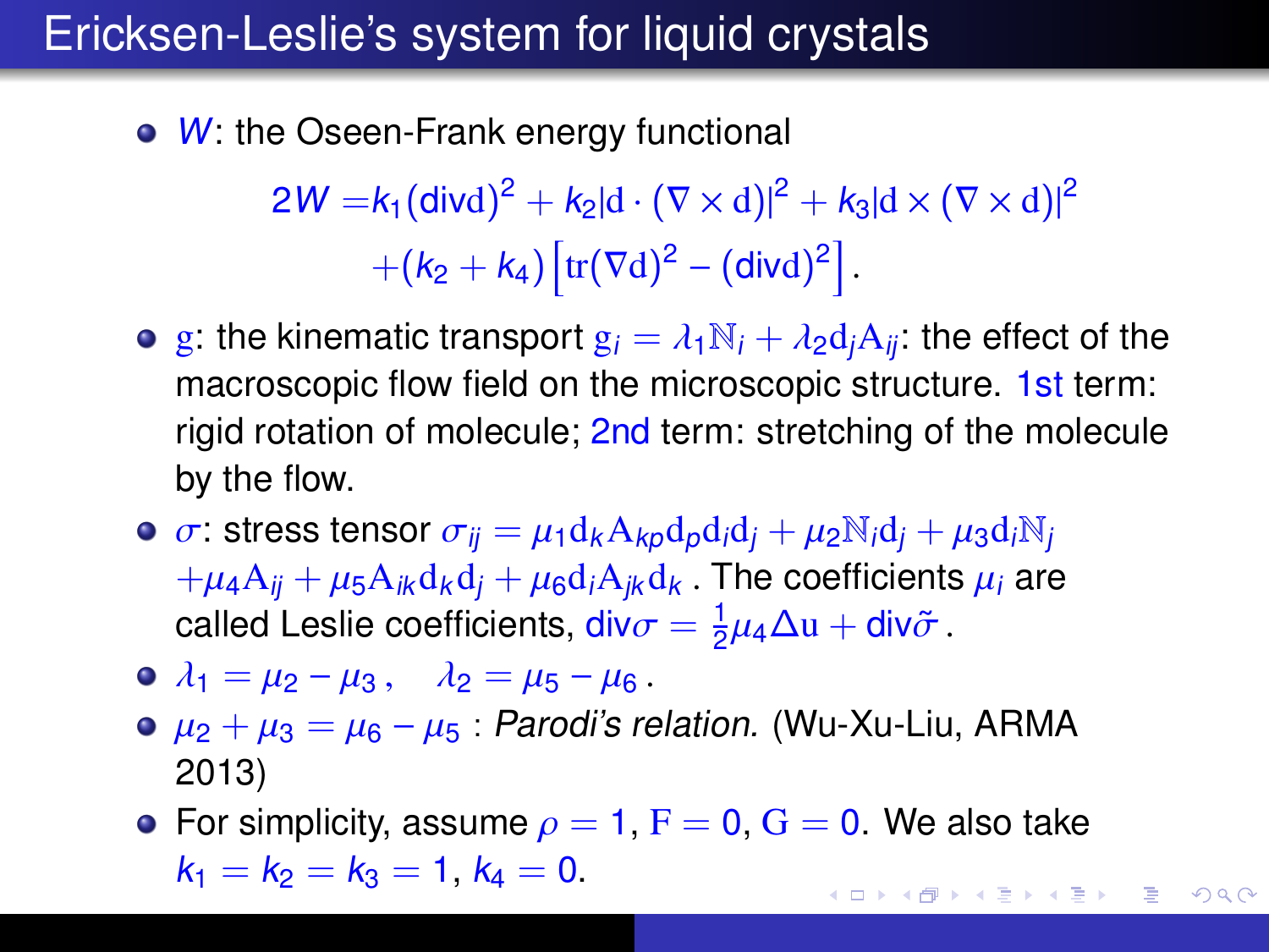# Ericksen-Leslie's system for liquid crystals

- $W$: the Oseen-Frank energy functional

$$
\begin{aligned}
2W = & k_1(\mathrm{div}\mathrm{d})^2 + k_2|\mathrm{d}\cdot(\nabla\times\mathrm{d})|^2 + k_3|\mathrm{d}\times(\nabla\times\mathrm{d})|^2 \\
& + (k_2+k_4)\left[\mathrm{tr}(\nabla\mathrm{d})^2 - (\mathrm{div}\mathrm{d})^2\right].
\end{aligned}
$$

- $\mathrm{g}$: the kinematic transport $\mathrm{g}_i = \lambda_1\mathbb{N}_i + \lambda_2\mathrm{d}_j\mathrm{A}_{ij}$: the effect of the macroscopic flow field on the microscopic structure. 1st term: rigid rotation of molecule; 2nd term: stretching of the molecule by the flow.
- $\sigma$: stress tensor $\sigma_{ij} = \mu_1\mathrm{d}_k\mathrm{A}_{kp}\mathrm{d}_p\mathrm{d}_i\mathrm{d}_j + \mu_2\mathbb{N}_i\mathrm{d}_j + \mu_3\mathrm{d}_i\mathbb{N}_j$ $+\mu_4\mathrm{A}_{ij} + \mu_5\mathrm{A}_{ik}\mathrm{d}_k\mathrm{d}_j + \mu_6\mathrm{d}_i\mathrm{A}_{jk}\mathrm{d}_k$. The coefficients $\mu_i$ are called Leslie coefficients, $\mathrm{div}\sigma = \frac{1}{2}\mu_4\Delta\mathrm{u} + \mathrm{div}\tilde{\sigma}$.
- $\lambda_1 = \mu_2 - \mu_3\,, \quad \lambda_2 = \mu_5 - \mu_6\,.$
- $\mu_2 + \mu_3 = \mu_6 - \mu_5$ : *Parodi's relation.* (Wu-Xu-Liu, ARMA 2013)
- For simplicity, assume $\rho = 1$, $\mathrm{F} = 0$, $\mathrm{G} = 0$. We also take $k_1 = k_2 = k_3 = 1$, $k_4 = 0$.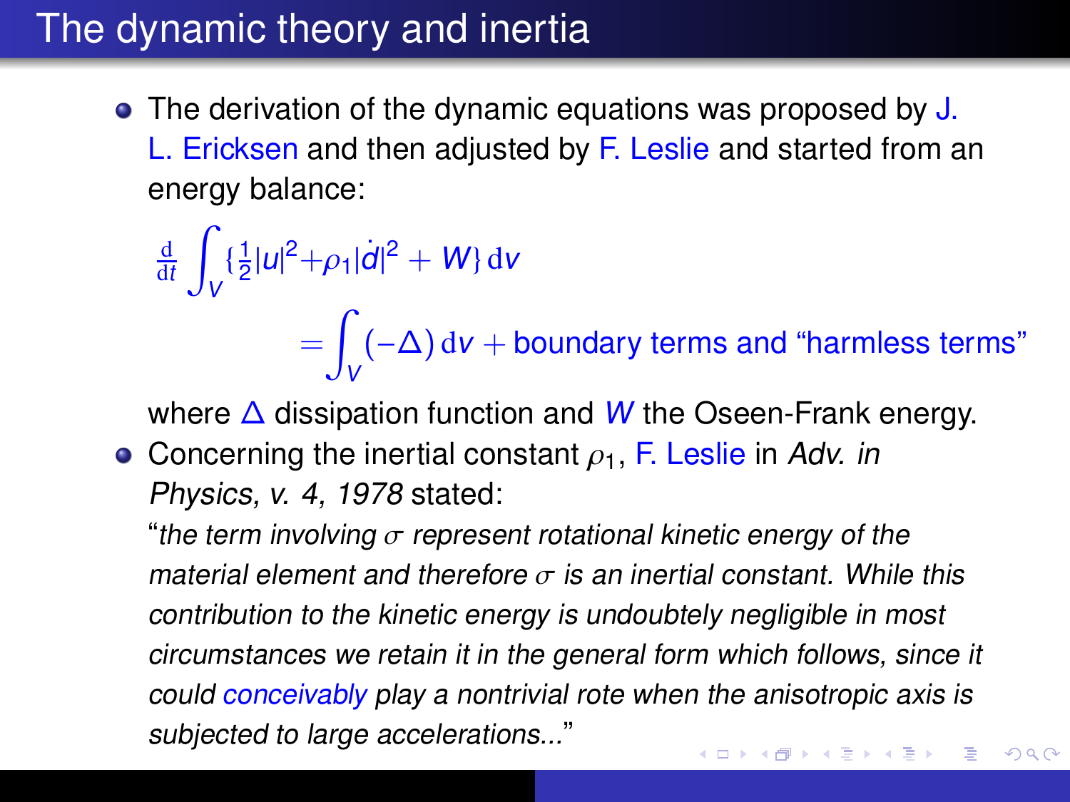# The dynamic theory and inertia

- The derivation of the dynamic equations was proposed by J. L. Ericksen and then adjusted by F. Leslie and started from an energy balance:

$$\frac{\mathrm{d}}{\mathrm{d}t}\int_V \{\tfrac{1}{2}|u|^2 + \rho_1|\dot{d}|^2 + W\}\,\mathrm{d}v = \int_V (-\Delta)\,\mathrm{d}v + \text{boundary terms and “harmless terms”}$$

  where $\Delta$ dissipation function and $W$ the Oseen-Frank energy.

- Concerning the inertial constant $\rho_1$, F. Leslie in *Adv. in Physics, v. 4, 1978* stated:

  “*the term involving $\sigma$ represent rotational kinetic energy of the material element and therefore $\sigma$ is an inertial constant. While this contribution to the kinetic energy is undoubtely negligible in most circumstances we retain it in the general form which follows, since it could conceivably play a nontrivial rote when the anisotropic axis is subjected to large accelerations...*”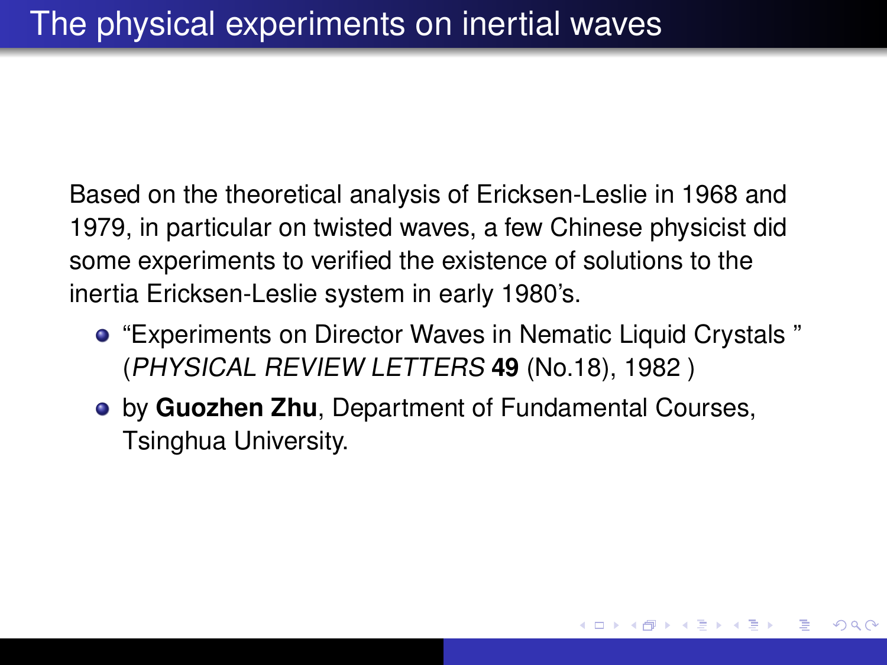# The physical experiments on inertial waves

Based on the theoretical analysis of Ericksen-Leslie in 1968 and 1979, in particular on twisted waves, a few Chinese physicist did some experiments to verified the existence of solutions to the inertia Ericksen-Leslie system in early 1980's.

- "Experiments on Director Waves in Nematic Liquid Crystals " (*PHYSICAL REVIEW LETTERS* **49** (No.18), 1982 )
- by **Guozhen Zhu**, Department of Fundamental Courses, Tsinghua University.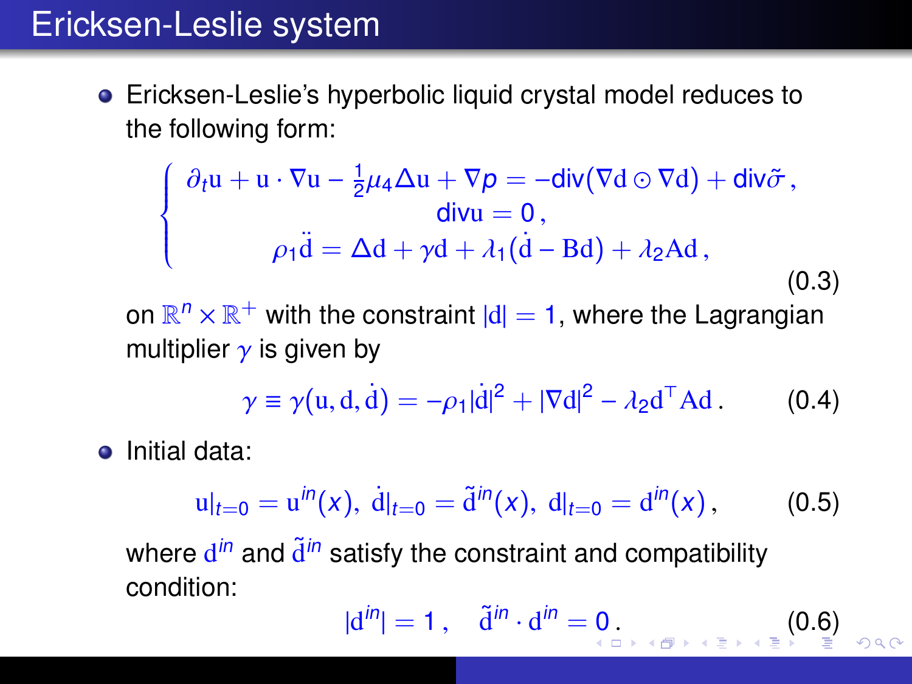# Ericksen-Leslie system

- Ericksen-Leslie's hyperbolic liquid crystal model reduces to the following form:

$$\begin{cases} \partial_t \mathrm{u} + \mathrm{u} \cdot \nabla \mathrm{u} - \frac{1}{2}\mu_4 \Delta \mathrm{u} + \nabla p = -\mathrm{div}(\nabla \mathrm{d} \odot \nabla \mathrm{d}) + \mathrm{div}\tilde{\sigma}\,, \\ \mathrm{div} \mathrm{u} = 0\,, \\ \rho_1 \ddot{\mathrm{d}} = \Delta \mathrm{d} + \gamma \mathrm{d} + \lambda_1 (\dot{\mathrm{d}} - \mathrm{B}\mathrm{d}) + \lambda_2 \mathrm{A}\mathrm{d}\,, \end{cases} \tag{0.3}$$

on $\mathbb{R}^n \times \mathbb{R}^+$ with the constraint $|\mathrm{d}| = 1$, where the Lagrangian multiplier $\gamma$ is given by

$$\gamma \equiv \gamma(\mathrm{u}, \mathrm{d}, \dot{\mathrm{d}}) = -\rho_1 |\dot{\mathrm{d}}|^2 + |\nabla \mathrm{d}|^2 - \lambda_2 \mathrm{d}^\top \mathrm{A}\mathrm{d}\,. \tag{0.4}$$

- Initial data:

$$\mathrm{u}|_{t=0} = \mathrm{u}^{in}(x),\ \dot{\mathrm{d}}|_{t=0} = \tilde{\mathrm{d}}^{in}(x),\ \mathrm{d}|_{t=0} = \mathrm{d}^{in}(x)\,, \tag{0.5}$$

where $\mathrm{d}^{in}$ and $\tilde{\mathrm{d}}^{in}$ satisfy the constraint and compatibility condition:

$$|\mathrm{d}^{in}| = 1\,, \quad \tilde{\mathrm{d}}^{in} \cdot \mathrm{d}^{in} = 0\,. \tag{0.6}$$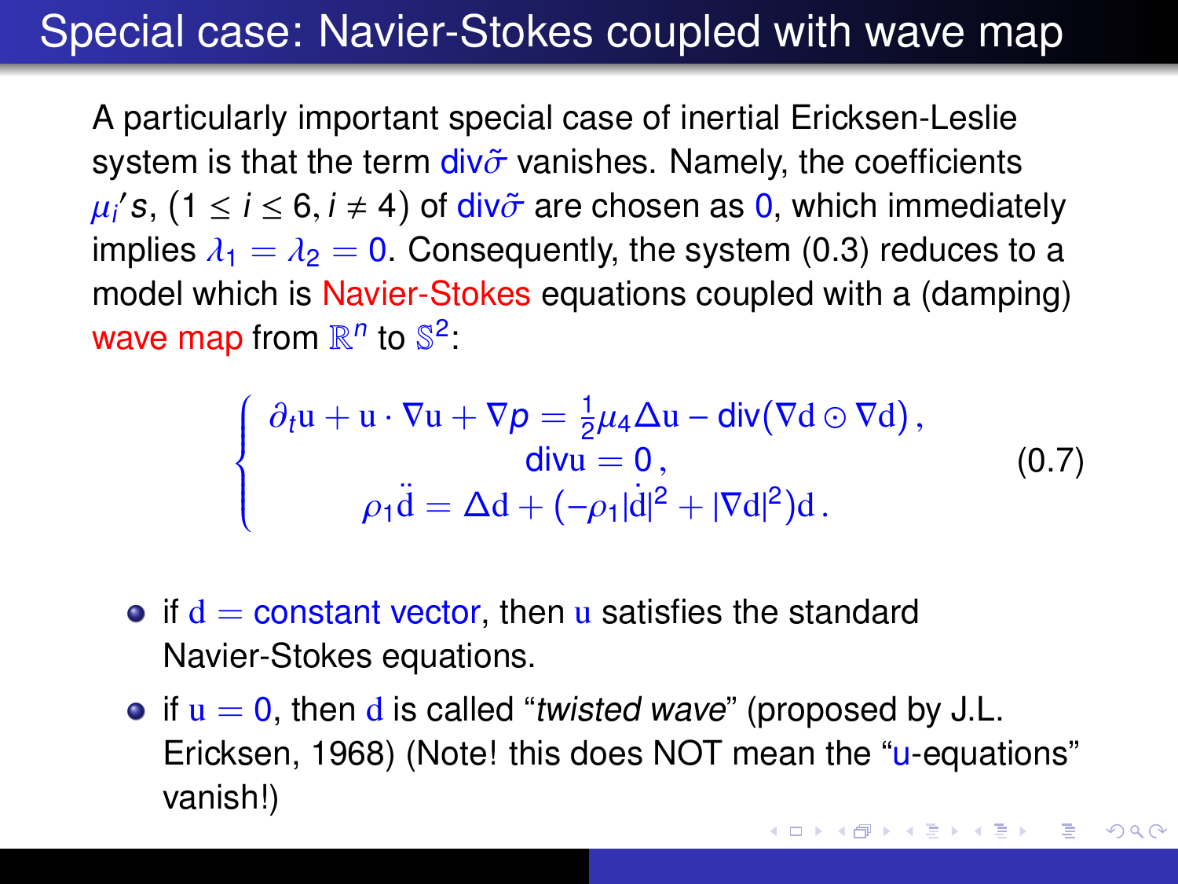# Special case: Navier-Stokes coupled with wave map

A particularly important special case of inertial Ericksen-Leslie system is that the term $\mathrm{div}\tilde{\sigma}$ vanishes. Namely, the coefficients $\mu_i$'s, $(1 \le i \le 6, i \neq 4)$ of $\mathrm{div}\tilde{\sigma}$ are chosen as $0$, which immediately implies $\lambda_1 = \lambda_2 = 0$. Consequently, the system (0.3) reduces to a model which is Navier-Stokes equations coupled with a (damping) wave map from $\mathbb{R}^n$ to $\mathbb{S}^2$:

$$
\begin{cases}
\partial_t \mathrm{u} + \mathrm{u} \cdot \nabla \mathrm{u} + \nabla p = \frac{1}{2}\mu_4 \Delta \mathrm{u} - \mathrm{div}(\nabla \mathrm{d} \odot \nabla \mathrm{d}) \,, \\
\mathrm{div}\mathrm{u} = 0 \,, \\
\rho_1 \ddot{\mathrm{d}} = \Delta \mathrm{d} + (-\rho_1 |\dot{\mathrm{d}}|^2 + |\nabla \mathrm{d}|^2)\mathrm{d} \,.
\end{cases}
\tag{0.7}
$$

- if $\mathrm{d} =$ constant vector, then $\mathrm{u}$ satisfies the standard Navier-Stokes equations.
- if $\mathrm{u} = 0$, then $\mathrm{d}$ is called "*twisted wave*" (proposed by J.L. Ericksen, 1968) (Note! this does NOT mean the "u-equations" vanish!)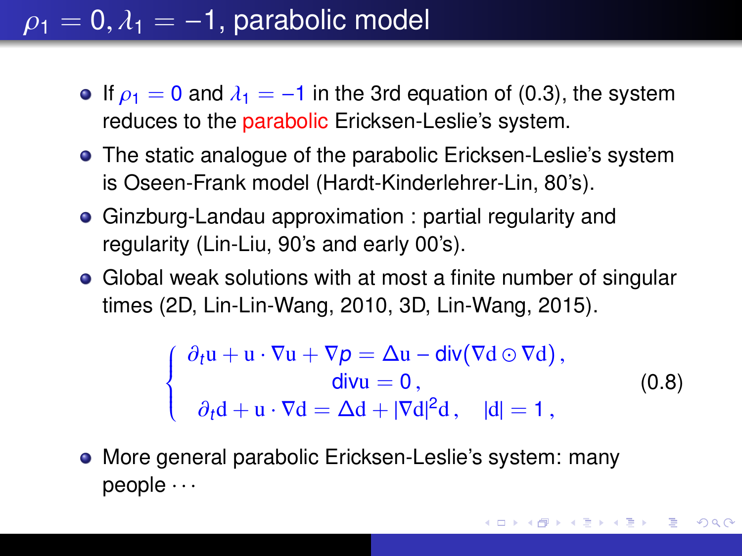# $\rho_1 = 0, \lambda_1 = -1$, parabolic model

- If $\rho_1 = 0$ and $\lambda_1 = -1$ in the 3rd equation of (0.3), the system reduces to the parabolic Ericksen-Leslie's system.
- The static analogue of the parabolic Ericksen-Leslie's system is Oseen-Frank model (Hardt-Kinderlehrer-Lin, 80's).
- Ginzburg-Landau approximation : partial regularity and regularity (Lin-Liu, 90's and early 00's).
- Global weak solutions with at most a finite number of singular times (2D, Lin-Lin-Wang, 2010, 3D, Lin-Wang, 2015).

$$
\begin{cases}
\partial_t \mathrm{u} + \mathrm{u} \cdot \nabla \mathrm{u} + \nabla p = \Delta \mathrm{u} - \operatorname{div}(\nabla \mathrm{d} \odot \nabla \mathrm{d}), \\
\operatorname{div} \mathrm{u} = 0, \\
\partial_t \mathrm{d} + \mathrm{u} \cdot \nabla \mathrm{d} = \Delta \mathrm{d} + |\nabla \mathrm{d}|^2 \mathrm{d}, \quad |\mathrm{d}| = 1,
\end{cases}
\tag{0.8}
$$

- More general parabolic Ericksen-Leslie's system: many people $\cdots$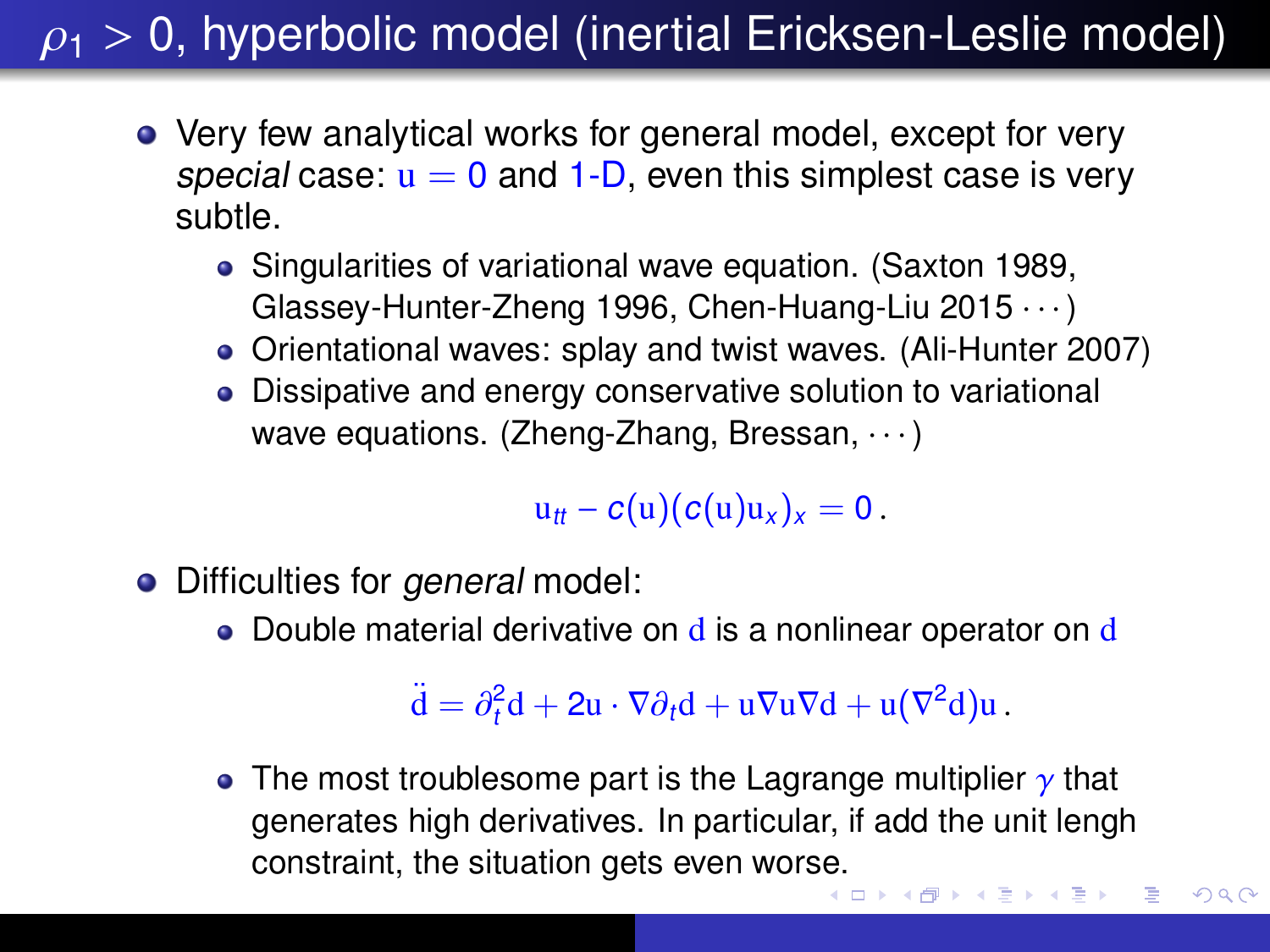# $\rho_1 > 0$, hyperbolic model (inertial Ericksen-Leslie model)

- Very few analytical works for general model, except for very *special* case: $\mathrm{u} = 0$ and 1-D, even this simplest case is very subtle.
  - Singularities of variational wave equation. (Saxton 1989, Glassey-Hunter-Zheng 1996, Chen-Huang-Liu 2015 $\cdots$)
  - Orientational waves: splay and twist waves. (Ali-Hunter 2007)
  - Dissipative and energy conservative solution to variational wave equations. (Zheng-Zhang, Bressan, $\cdots$)

$$\mathrm{u}_{tt} - c(\mathrm{u})(c(\mathrm{u})\mathrm{u}_x)_x = 0\,.$$

- Difficulties for *general* model:
  - Double material derivative on $\mathrm{d}$ is a nonlinear operator on $\mathrm{d}$

$$\ddot{\mathrm{d}} = \partial_t^2 \mathrm{d} + 2\mathrm{u} \cdot \nabla \partial_t \mathrm{d} + \mathrm{u} \nabla \mathrm{u} \nabla \mathrm{d} + \mathrm{u}(\nabla^2 \mathrm{d})\mathrm{u}\,.$$

  - The most troublesome part is the Lagrange multiplier $\gamma$ that generates high derivatives. In particular, if add the unit lengh constraint, the situation gets even worse.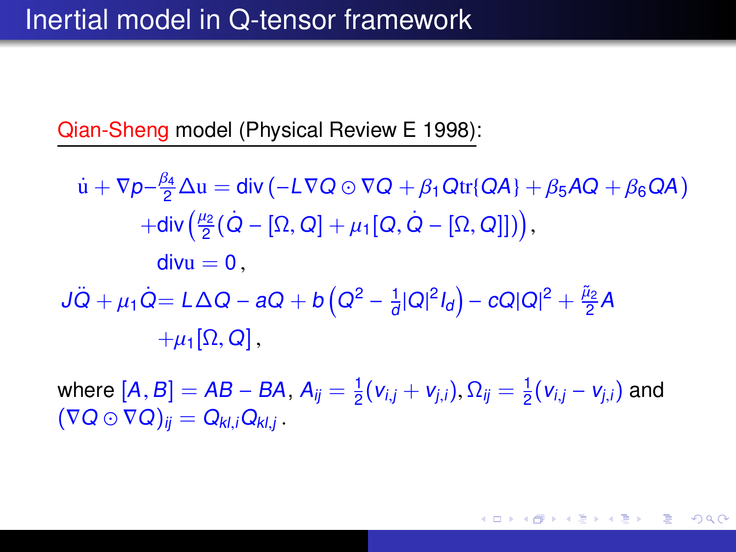# Inertial model in Q-tensor framework

Qian-Sheng model (Physical Review E 1998):

$$
\begin{aligned}
\dot{\mathrm{u}} + \nabla p - \frac{\beta_4}{2}\Delta \mathrm{u} &= \mathrm{div}\left(-L\nabla Q \odot \nabla Q + \beta_1 Q\mathrm{tr}\{QA\} + \beta_5 AQ + \beta_6 QA\right) \\
&\quad + \mathrm{div}\left(\frac{\mu_2}{2}(\dot{Q} - [\Omega, Q] + \mu_1[Q, \dot{Q} - [\Omega, Q]])\right), \\
\mathrm{div}\mathrm{u} &= 0\,, \\
J\ddot{Q} + \mu_1\dot{Q} &= L\Delta Q - aQ + b\left(Q^2 - \frac{1}{d}|Q|^2 I_d\right) - cQ|Q|^2 + \frac{\tilde{\mu}_2}{2}A \\
&\quad + \mu_1[\Omega, Q]\,,
\end{aligned}
$$

where $[A, B] = AB - BA$, $A_{ij} = \frac{1}{2}(v_{i,j} + v_{j,i}), \Omega_{ij} = \frac{1}{2}(v_{i,j} - v_{j,i})$ and $(\nabla Q \odot \nabla Q)_{ij} = Q_{kl,i}Q_{kl,j}$ .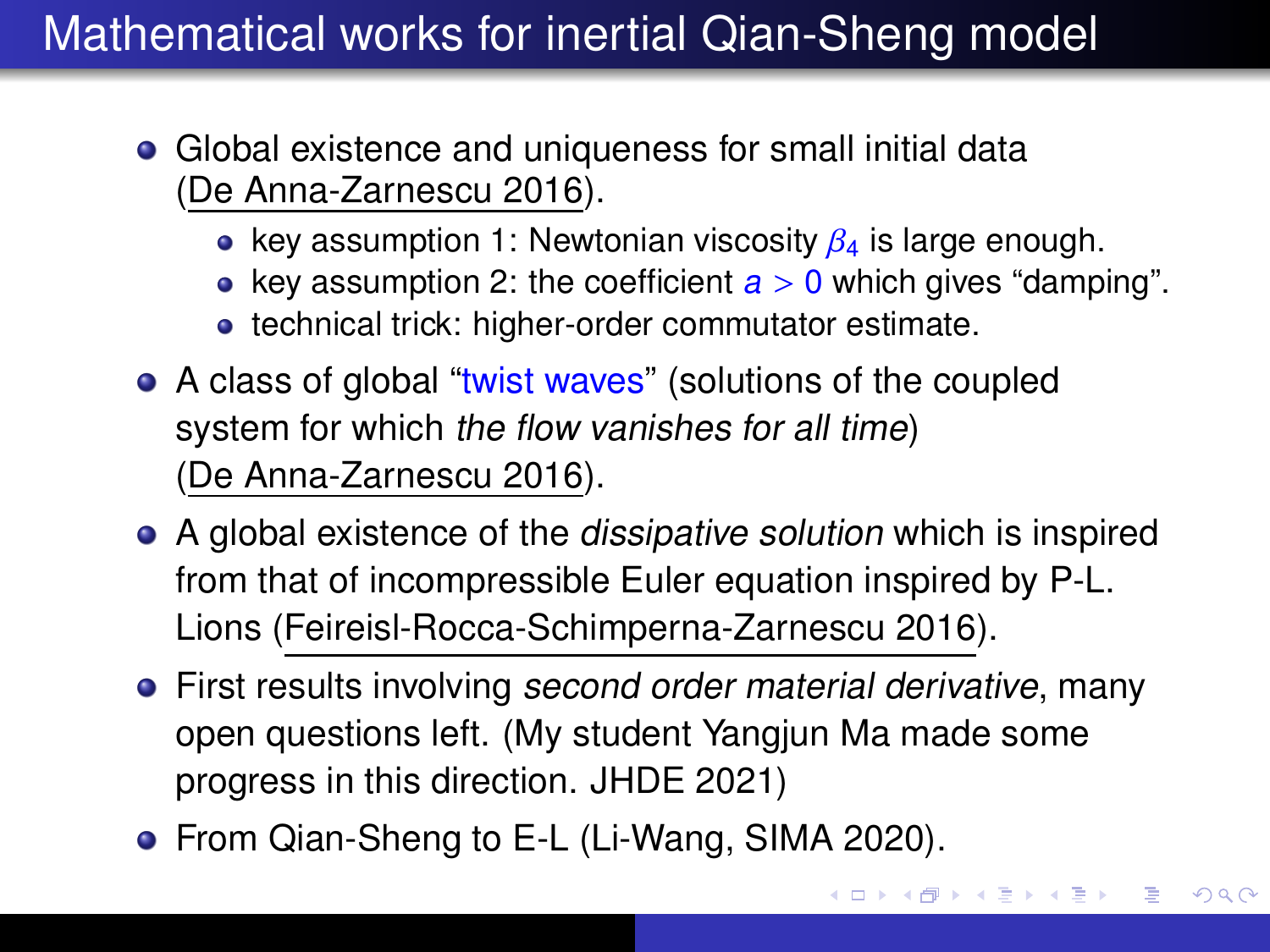# Mathematical works for inertial Qian-Sheng model

- Global existence and uniqueness for small initial data (De Anna-Zarnescu 2016).
  - key assumption 1: Newtonian viscosity $\beta_4$ is large enough.
  - key assumption 2: the coefficient $a > 0$ which gives "damping".
  - technical trick: higher-order commutator estimate.
- A class of global "twist waves" (solutions of the coupled system for which *the flow vanishes for all time*) (De Anna-Zarnescu 2016).
- A global existence of the *dissipative solution* which is inspired from that of incompressible Euler equation inspired by P-L. Lions (Feireisl-Rocca-Schimperna-Zarnescu 2016).
- First results involving *second order material derivative*, many open questions left. (My student Yangjun Ma made some progress in this direction. JHDE 2021)
- From Qian-Sheng to E-L (Li-Wang, SIMA 2020).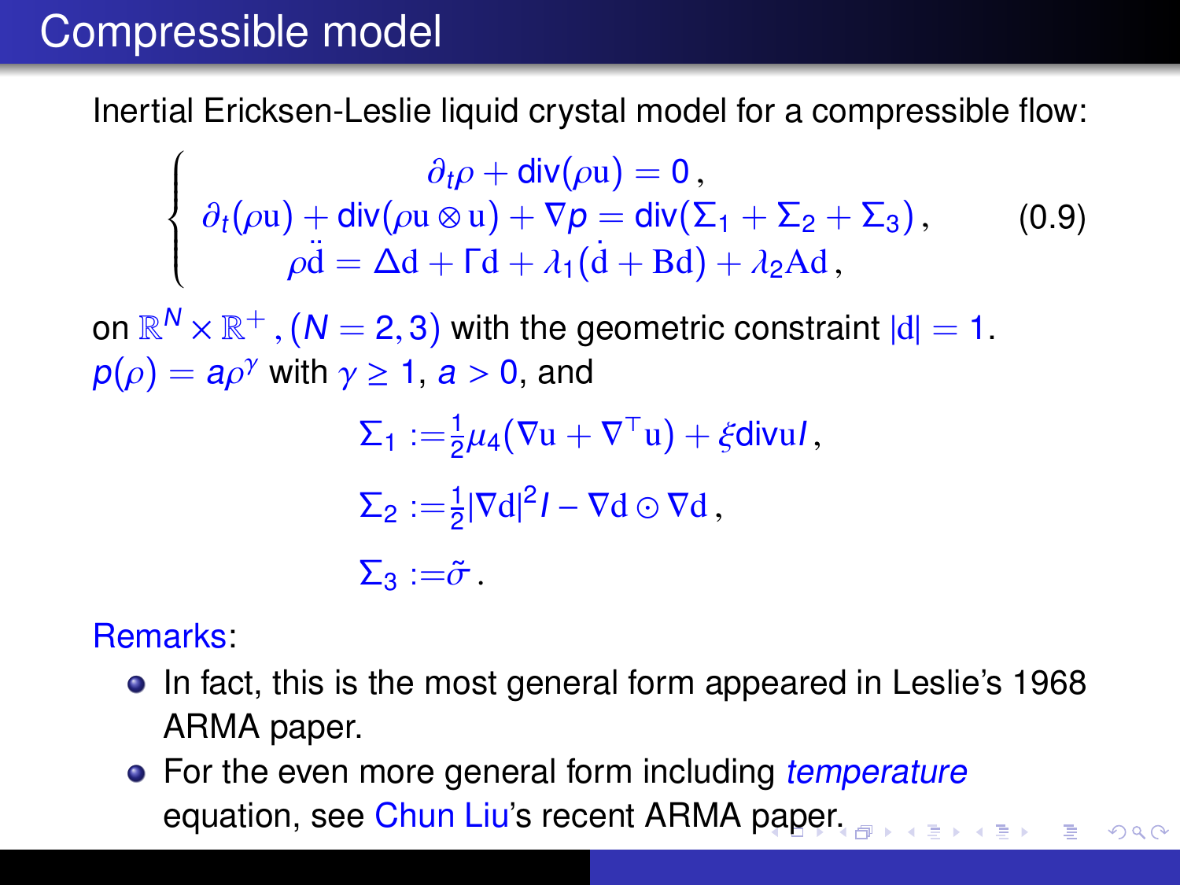# Compressible model

Inertial Ericksen-Leslie liquid crystal model for a compressible flow:

$$
\begin{cases}
\partial_t \rho + \mathrm{div}(\rho \mathrm{u}) = 0\,, \\
\partial_t(\rho \mathrm{u}) + \mathrm{div}(\rho \mathrm{u} \otimes \mathrm{u}) + \nabla p = \mathrm{div}(\Sigma_1 + \Sigma_2 + \Sigma_3)\,, \\
\rho \ddot{\mathrm{d}} = \Delta \mathrm{d} + \Gamma \mathrm{d} + \lambda_1(\dot{\mathrm{d}} + \mathrm{B}\mathrm{d}) + \lambda_2 \mathrm{A}\mathrm{d}\,,
\end{cases}
\tag{0.9}
$$

on $\mathbb{R}^N \times \mathbb{R}^+$, $(N = 2, 3)$ with the geometric constraint $|\mathrm{d}| = 1$.
$p(\rho) = a\rho^\gamma$ with $\gamma \geq 1$, $a > 0$, and

$$
\Sigma_1 := \frac{1}{2}\mu_4(\nabla \mathrm{u} + \nabla^\top \mathrm{u}) + \xi \mathrm{div}\mathrm{u} I\,,
$$

$$
\Sigma_2 := \frac{1}{2}|\nabla \mathrm{d}|^2 I - \nabla \mathrm{d} \odot \nabla \mathrm{d}\,,
$$

$$
\Sigma_3 := \tilde{\sigma}\,.
$$

Remarks:

- In fact, this is the most general form appeared in Leslie's 1968 ARMA paper.
- For the even more general form including *temperature* equation, see Chun Liu's recent ARMA paper.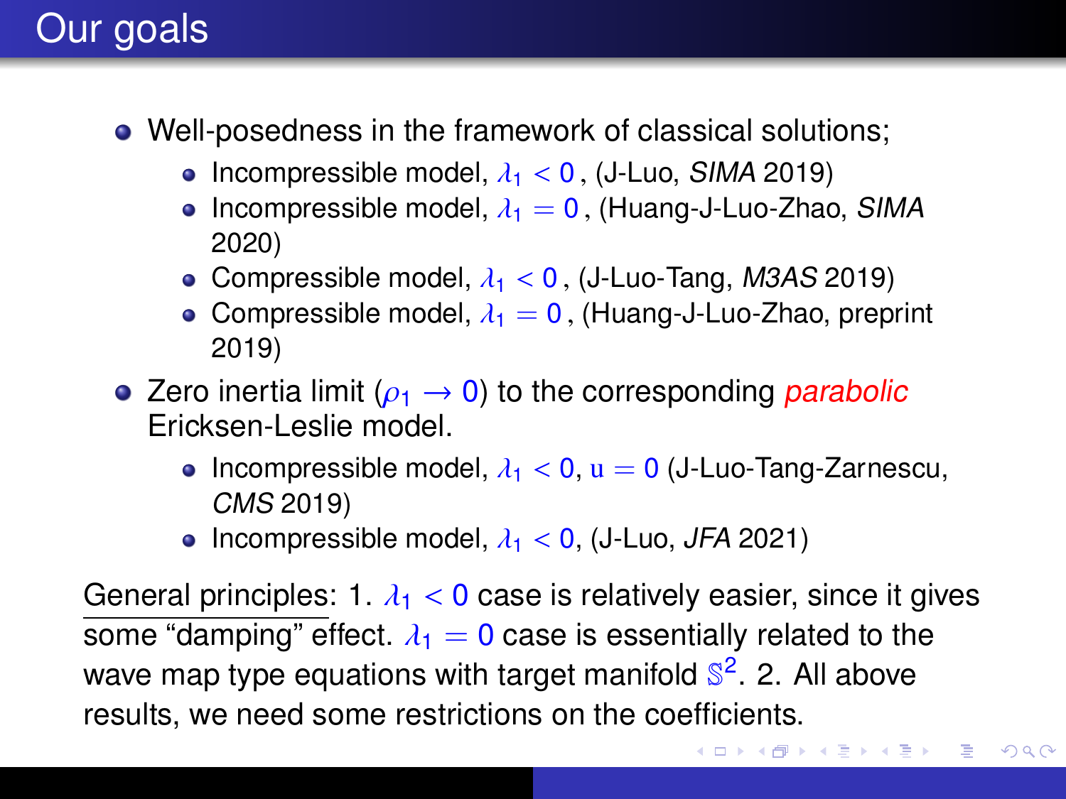# Our goals

- Well-posedness in the framework of classical solutions;
  - Incompressible model, $\lambda_1 < 0$, (J-Luo, *SIMA* 2019)
  - Incompressible model, $\lambda_1 = 0$, (Huang-J-Luo-Zhao, *SIMA* 2020)
  - Compressible model, $\lambda_1 < 0$, (J-Luo-Tang, *M3AS* 2019)
  - Compressible model, $\lambda_1 = 0$, (Huang-J-Luo-Zhao, preprint 2019)
- Zero inertia limit ($\rho_1 \to 0$) to the corresponding *parabolic* Ericksen-Leslie model.
  - Incompressible model, $\lambda_1 < 0$, $\mathrm{u} = 0$ (J-Luo-Tang-Zarnescu, *CMS* 2019)
  - Incompressible model, $\lambda_1 < 0$, (J-Luo, *JFA* 2021)

General principles: 1. $\lambda_1 < 0$ case is relatively easier, since it gives some "damping" effect. $\lambda_1 = 0$ case is essentially related to the wave map type equations with target manifold $\mathbb{S}^2$. 2. All above results, we need some restrictions on the coefficients.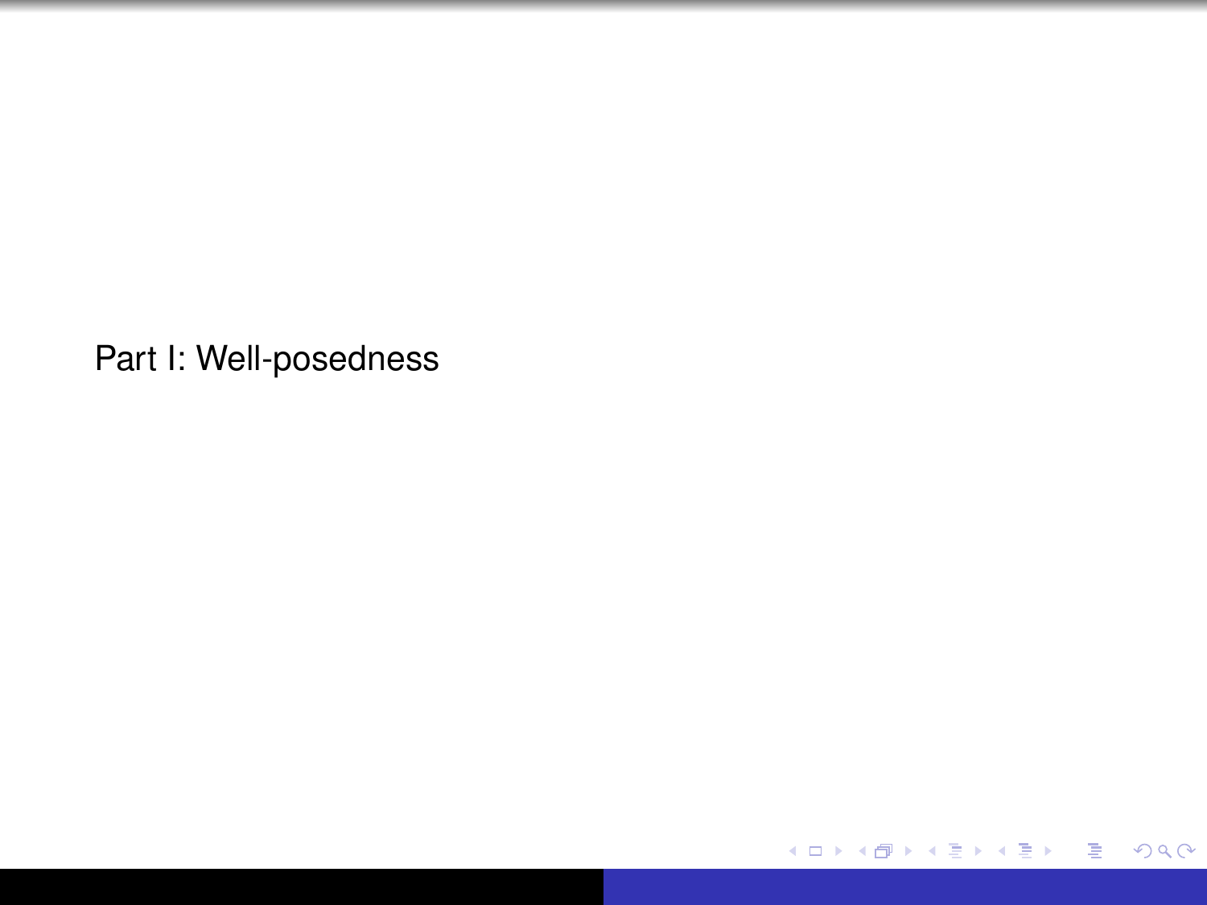# Part I: Well-posedness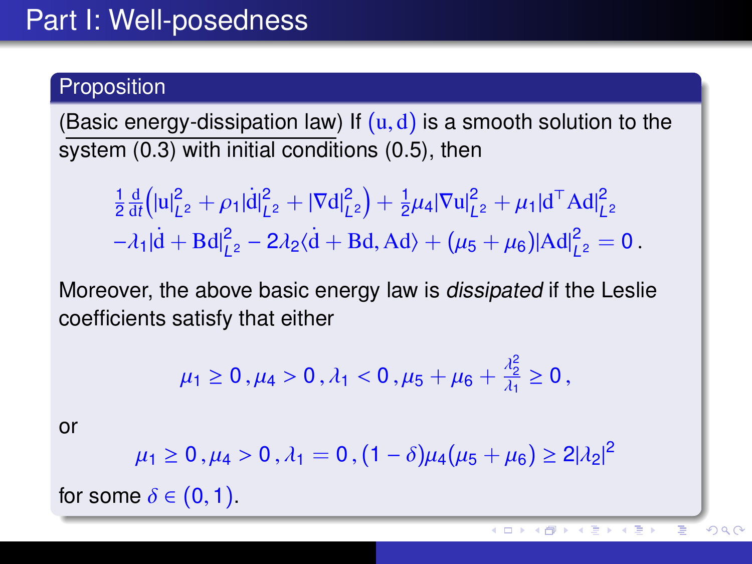# Part I: Well-posedness

**Proposition**

(Basic energy-dissipation law) If $(\mathrm{u}, \mathrm{d})$ is a smooth solution to the system (0.3) with initial conditions (0.5), then

$$
\begin{aligned}
&\frac{1}{2}\frac{\mathrm{d}}{\mathrm{d}t}\Big(|\mathrm{u}|_{L^2}^2 + \rho_1|\dot{\mathrm{d}}|_{L^2}^2 + |\nabla \mathrm{d}|_{L^2}^2\Big) + \frac{1}{2}\mu_4|\nabla \mathrm{u}|_{L^2}^2 + \mu_1|\mathrm{d}^\top \mathrm{A}\mathrm{d}|_{L^2}^2 \\
&-\lambda_1|\dot{\mathrm{d}} + \mathrm{B}\mathrm{d}|_{L^2}^2 - 2\lambda_2\langle \dot{\mathrm{d}} + \mathrm{B}\mathrm{d}, \mathrm{A}\mathrm{d}\rangle + (\mu_5 + \mu_6)|\mathrm{A}\mathrm{d}|_{L^2}^2 = 0\,.
\end{aligned}
$$

Moreover, the above basic energy law is *dissipated* if the Leslie coefficients satisfy that either

$$
\mu_1 \geq 0\,, \mu_4 > 0\,, \lambda_1 < 0\,, \mu_5 + \mu_6 + \frac{\lambda_2^2}{\lambda_1} \geq 0\,,
$$

or

$$
\mu_1 \geq 0\,, \mu_4 > 0\,, \lambda_1 = 0\,, (1-\delta)\mu_4(\mu_5 + \mu_6) \geq 2|\lambda_2|^2
$$

for some $\delta \in (0, 1)$.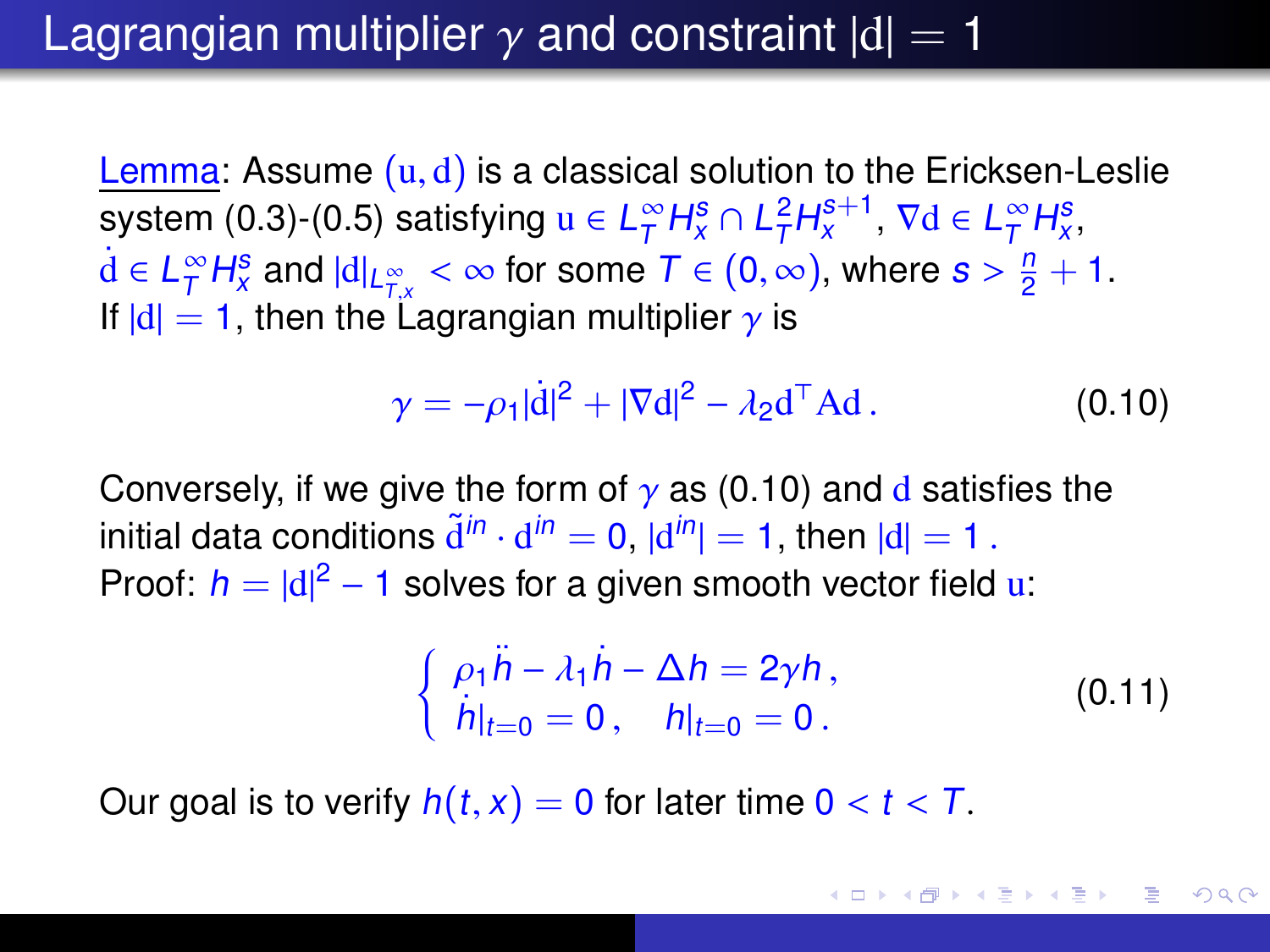## Lagrangian multiplier $\gamma$ and constraint $|\mathrm{d}| = 1$

Lemma: Assume $(\mathrm{u}, \mathrm{d})$ is a classical solution to the Ericksen-Leslie system (0.3)-(0.5) satisfying $\mathrm{u} \in L^\infty_T H^s_x \cap L^2_T H^{s+1}_x$, $\nabla \mathrm{d} \in L^\infty_T H^s_x$, $\dot{\mathrm{d}} \in L^\infty_T H^s_x$ and $|\mathrm{d}|_{L^\infty_{T,x}} < \infty$ for some $T \in (0, \infty)$, where $s > \frac{n}{2} + 1$. If $|\mathrm{d}| = 1$, then the Lagrangian multiplier $\gamma$ is

$$\gamma = -\rho_1 |\dot{\mathrm{d}}|^2 + |\nabla \mathrm{d}|^2 - \lambda_2 \mathrm{d}^\top \mathrm{A} \mathrm{d} \,. \tag{0.10}$$

Conversely, if we give the form of $\gamma$ as (0.10) and $\mathrm{d}$ satisfies the initial data conditions $\tilde{\mathrm{d}}^{in} \cdot \mathrm{d}^{in} = 0$, $|\mathrm{d}^{in}| = 1$, then $|\mathrm{d}| = 1$ .

Proof: $h = |\mathrm{d}|^2 - 1$ solves for a given smooth vector field $\mathrm{u}$:

$$\begin{cases} \rho_1 \ddot{h} - \lambda_1 \dot{h} - \Delta h = 2\gamma h \,, \\ \dot{h}|_{t=0} = 0 \,, \quad h|_{t=0} = 0 \,. \end{cases} \tag{0.11}$$

Our goal is to verify $h(t, x) = 0$ for later time $0 < t < T$.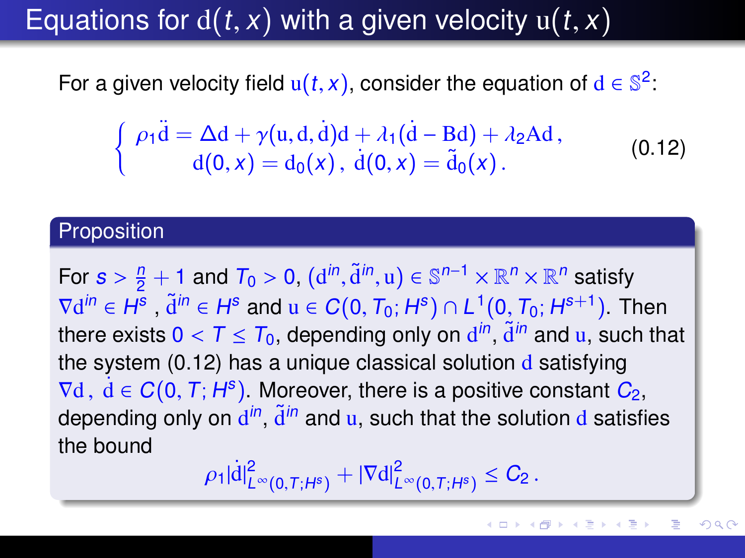# Equations for $\mathrm{d}(t,x)$ with a given velocity $\mathrm{u}(t,x)$

For a given velocity field $\mathrm{u}(t,x)$, consider the equation of $\mathrm{d} \in \mathbb{S}^2$:

$$
\begin{cases}
\rho_1 \ddot{\mathrm{d}} = \Delta \mathrm{d} + \gamma(\mathrm{u}, \mathrm{d}, \dot{\mathrm{d}})\mathrm{d} + \lambda_1(\dot{\mathrm{d}} - \mathrm{B}\mathrm{d}) + \lambda_2 \mathrm{A}\mathrm{d}\,, \\
\mathrm{d}(0,x) = \mathrm{d}_0(x)\,,\ \dot{\mathrm{d}}(0,x) = \tilde{\mathrm{d}}_0(x)\,.
\end{cases}
\tag{0.12}
$$

**Proposition**

For $s > \frac{n}{2} + 1$ and $T_0 > 0$, $(\mathrm{d}^{in}, \tilde{\mathrm{d}}^{in}, \mathrm{u}) \in \mathbb{S}^{n-1} \times \mathbb{R}^n \times \mathbb{R}^n$ satisfy $\nabla \mathrm{d}^{in} \in H^s$ , $\tilde{\mathrm{d}}^{in} \in H^s$ and $\mathrm{u} \in C(0, T_0; H^s) \cap L^1(0, T_0; H^{s+1})$. Then there exists $0 < T \leq T_0$, depending only on $\mathrm{d}^{in}$, $\tilde{\mathrm{d}}^{in}$ and $\mathrm{u}$, such that the system (0.12) has a unique classical solution $\mathrm{d}$ satisfying $\nabla \mathrm{d}\,,\ \dot{\mathrm{d}} \in C(0, T; H^s)$. Moreover, there is a positive constant $C_2$, depending only on $\mathrm{d}^{in}$, $\tilde{\mathrm{d}}^{in}$ and $\mathrm{u}$, such that the solution $\mathrm{d}$ satisfies the bound

$$
\rho_1 |\dot{\mathrm{d}}|^2_{L^\infty(0,T;H^s)} + |\nabla \mathrm{d}|^2_{L^\infty(0,T;H^s)} \leq C_2\,.
$$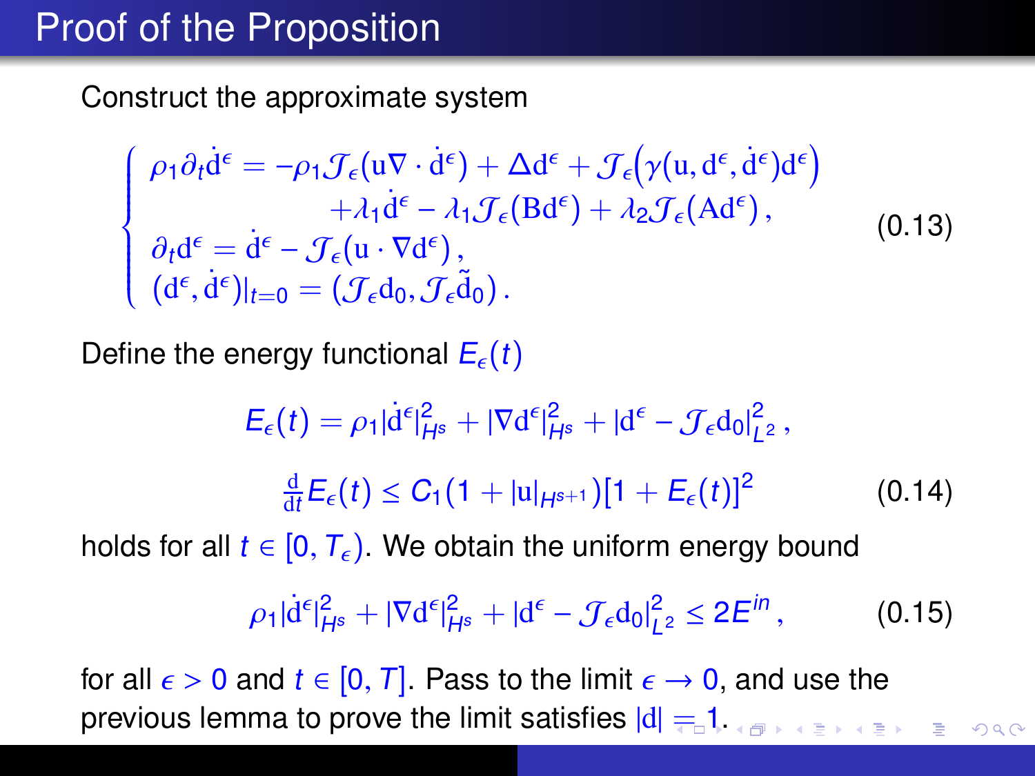# Proof of the Proposition

Construct the approximate system

$$
\begin{cases}
\rho_1 \partial_t \dot{\mathrm{d}}^\epsilon = -\rho_1 \mathcal{J}_\epsilon(\mathrm{u}\nabla \cdot \dot{\mathrm{d}}^\epsilon) + \Delta \mathrm{d}^\epsilon + \mathcal{J}_\epsilon\Big(\gamma(\mathrm{u}, \mathrm{d}^\epsilon, \dot{\mathrm{d}}^\epsilon)\mathrm{d}^\epsilon\Big) \\
\qquad\qquad + \lambda_1 \dot{\mathrm{d}}^\epsilon - \lambda_1 \mathcal{J}_\epsilon(\mathrm{B}\mathrm{d}^\epsilon) + \lambda_2 \mathcal{J}_\epsilon(\mathrm{A}\mathrm{d}^\epsilon)\,, \\
\partial_t \mathrm{d}^\epsilon = \dot{\mathrm{d}}^\epsilon - \mathcal{J}_\epsilon(\mathrm{u}\cdot\nabla \mathrm{d}^\epsilon)\,, \\
(\mathrm{d}^\epsilon, \dot{\mathrm{d}}^\epsilon)|_{t=0} = (\mathcal{J}_\epsilon \mathrm{d}_0, \mathcal{J}_\epsilon \tilde{\mathrm{d}}_0)\,.
\end{cases}
\tag{0.13}
$$

Define the energy functional $E_\epsilon(t)$

$$
E_\epsilon(t) = \rho_1 |\dot{\mathrm{d}}^\epsilon|^2_{H^s} + |\nabla \mathrm{d}^\epsilon|^2_{H^s} + |\mathrm{d}^\epsilon - \mathcal{J}_\epsilon \mathrm{d}_0|^2_{L^2}\,,
$$

$$
\tfrac{\mathrm{d}}{\mathrm{d}t} E_\epsilon(t) \le C_1 (1 + |\mathrm{u}|_{H^{s+1}})[1 + E_\epsilon(t)]^2 \tag{0.14}
$$

holds for all $t \in [0, T_\epsilon)$. We obtain the uniform energy bound

$$
\rho_1 |\dot{\mathrm{d}}^\epsilon|^2_{H^s} + |\nabla \mathrm{d}^\epsilon|^2_{H^s} + |\mathrm{d}^\epsilon - \mathcal{J}_\epsilon \mathrm{d}_0|^2_{L^2} \le 2E^{in}\,, \tag{0.15}
$$

for all $\epsilon > 0$ and $t \in [0, T]$. Pass to the limit $\epsilon \to 0$, and use the previous lemma to prove the limit satisfies $|\mathrm{d}| = 1$.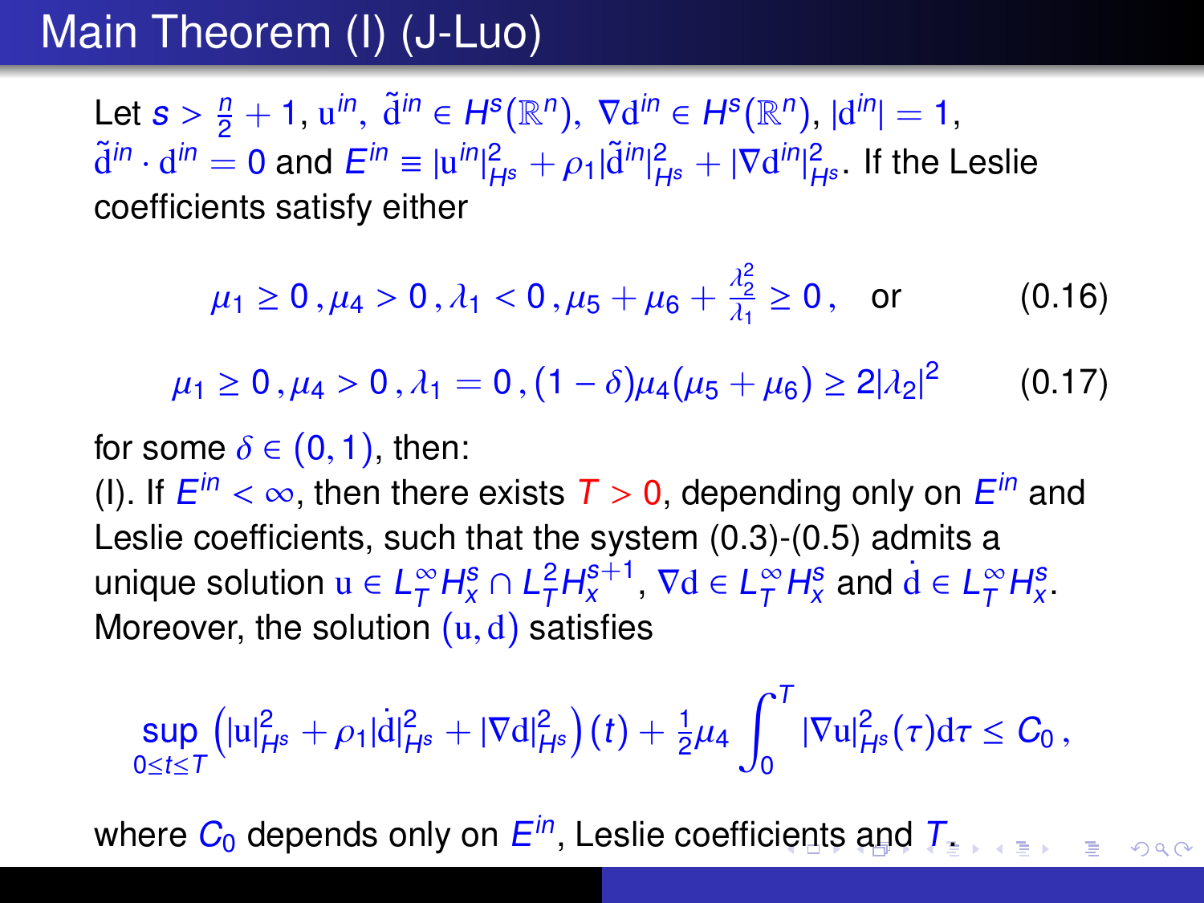# Main Theorem (I) (J-Luo)

Let $s > \frac{n}{2} + 1$, $\mathrm{u}^{in},\ \tilde{\mathrm{d}}^{in} \in H^s(\mathbb{R}^n),\ \nabla \mathrm{d}^{in} \in H^s(\mathbb{R}^n)$, $|\mathrm{d}^{in}| = 1$, $\tilde{\mathrm{d}}^{in} \cdot \mathrm{d}^{in} = 0$ and $E^{in} \equiv |\mathrm{u}^{in}|^2_{H^s} + \rho_1 |\tilde{\mathrm{d}}^{in}|^2_{H^s} + |\nabla \mathrm{d}^{in}|^2_{H^s}$. If the Leslie coefficients satisfy either

$$\mu_1 \geq 0\,, \mu_4 > 0\,, \lambda_1 < 0\,, \mu_5 + \mu_6 + \frac{\lambda_2^2}{\lambda_1} \geq 0\,, \quad \text{or} \tag{0.16}$$

$$\mu_1 \geq 0\,, \mu_4 > 0\,, \lambda_1 = 0\,, (1-\delta)\mu_4(\mu_5 + \mu_6) \geq 2|\lambda_2|^2 \tag{0.17}$$

for some $\delta \in (0,1)$, then:

(I). If $E^{in} < \infty$, then there exists $T > 0$, depending only on $E^{in}$ and Leslie coefficients, such that the system (0.3)-(0.5) admits a unique solution $\mathrm{u} \in L^\infty_T H^s_x \cap L^2_T H^{s+1}_x$, $\nabla \mathrm{d} \in L^\infty_T H^s_x$ and $\dot{\mathrm{d}} \in L^\infty_T H^s_x$. Moreover, the solution $(\mathrm{u}, \mathrm{d})$ satisfies

$$\sup_{0 \leq t \leq T} \left( |\mathrm{u}|^2_{H^s} + \rho_1 |\dot{\mathrm{d}}|^2_{H^s} + |\nabla \mathrm{d}|^2_{H^s} \right)(t) + \tfrac{1}{2}\mu_4 \int_0^T |\nabla \mathrm{u}|^2_{H^s}(\tau)\mathrm{d}\tau \leq C_0\,,$$

where $C_0$ depends only on $E^{in}$, Leslie coefficients and $T$.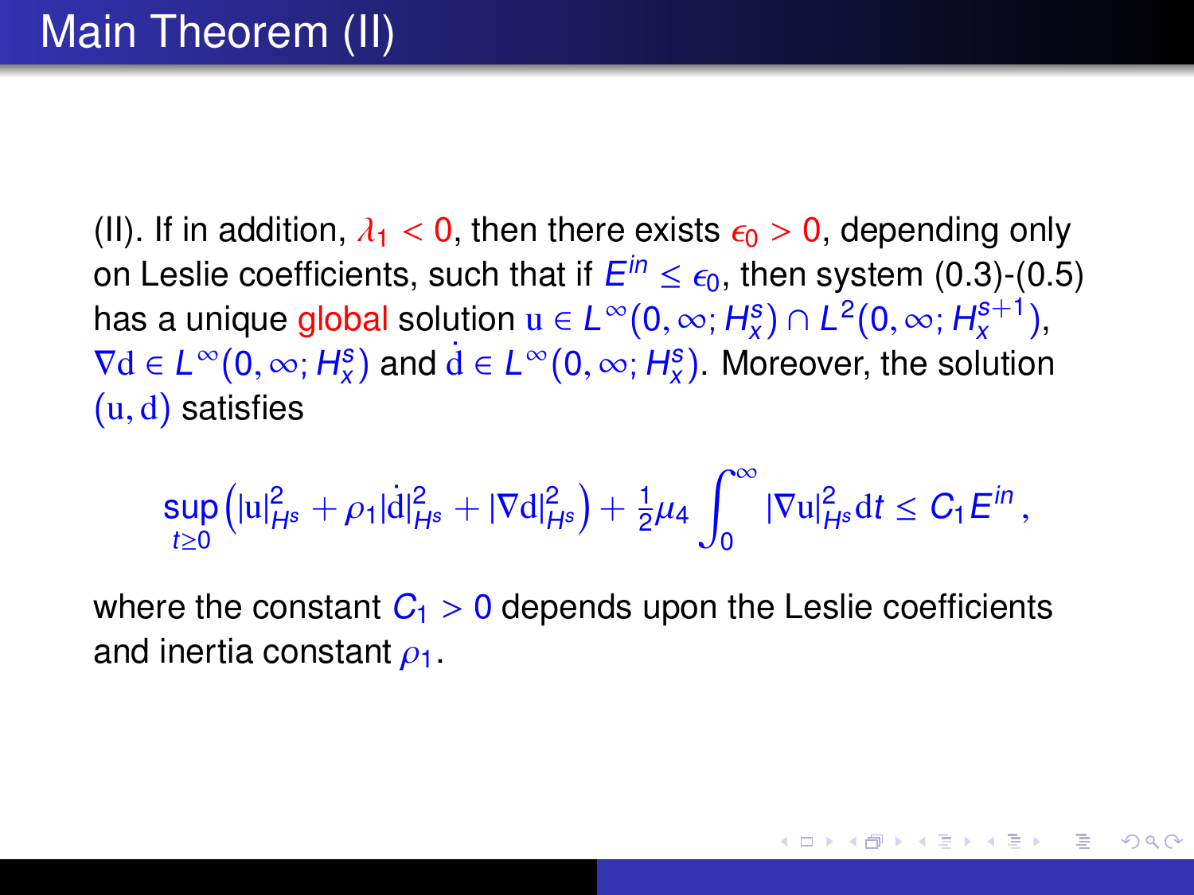# Main Theorem (II)

(II). If in addition, $\lambda_1 < 0$, then there exists $\epsilon_0 > 0$, depending only on Leslie coefficients, such that if $E^{in} \leq \epsilon_0$, then system (0.3)-(0.5) has a unique global solution $\mathrm{u} \in L^\infty(0,\infty; H_x^s) \cap L^2(0,\infty; H_x^{s+1})$, $\nabla \mathrm{d} \in L^\infty(0,\infty; H_x^s)$ and $\dot{\mathrm{d}} \in L^\infty(0,\infty; H_x^s)$. Moreover, the solution $(\mathrm{u}, \mathrm{d})$ satisfies

$$\sup_{t\geq 0}\left(|\mathrm{u}|_{H^s}^2 + \rho_1|\dot{\mathrm{d}}|_{H^s}^2 + |\nabla \mathrm{d}|_{H^s}^2\right) + \tfrac{1}{2}\mu_4 \int_0^\infty |\nabla \mathrm{u}|_{H^s}^2 \mathrm{d}t \leq C_1 E^{in},$$

where the constant $C_1 > 0$ depends upon the Leslie coefficients and inertia constant $\rho_1$.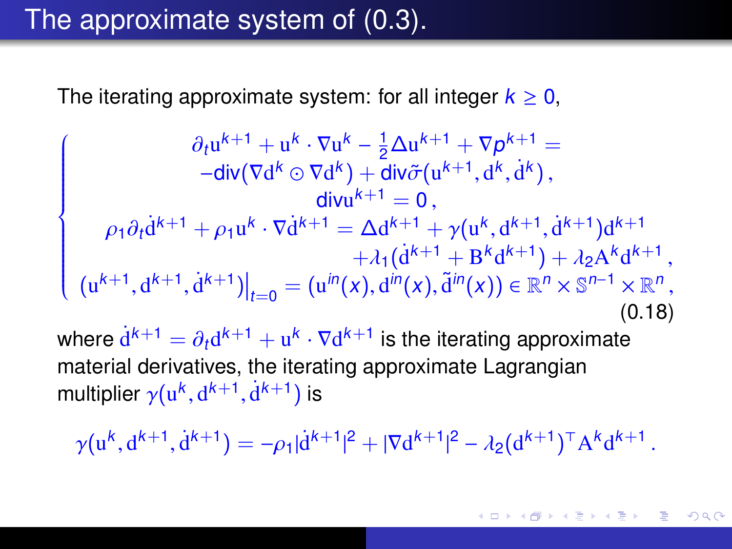# The approximate system of (0.3).

The iterating approximate system: for all integer $k \geq 0$,

$$
\begin{cases}
\partial_t \mathrm{u}^{k+1} + \mathrm{u}^k \cdot \nabla \mathrm{u}^k - \frac{1}{2}\Delta \mathrm{u}^{k+1} + \nabla p^{k+1} = \\
\quad -\mathrm{div}(\nabla \mathrm{d}^k \odot \nabla \mathrm{d}^k) + \mathrm{div}\tilde{\sigma}(\mathrm{u}^{k+1}, \mathrm{d}^k, \dot{\mathrm{d}}^k)\,, \\
\mathrm{div}\mathrm{u}^{k+1} = 0\,, \\
\rho_1 \partial_t \dot{\mathrm{d}}^{k+1} + \rho_1 \mathrm{u}^k \cdot \nabla \dot{\mathrm{d}}^{k+1} = \Delta \mathrm{d}^{k+1} + \gamma(\mathrm{u}^k, \mathrm{d}^{k+1}, \dot{\mathrm{d}}^{k+1})\mathrm{d}^{k+1} \\
\quad + \lambda_1(\dot{\mathrm{d}}^{k+1} + \mathrm{B}^k \mathrm{d}^{k+1}) + \lambda_2 \mathrm{A}^k \mathrm{d}^{k+1}\,, \\
(\mathrm{u}^{k+1}, \mathrm{d}^{k+1}, \dot{\mathrm{d}}^{k+1})\big|_{t=0} = (\mathrm{u}^{in}(x), \mathrm{d}^{in}(x), \tilde{\mathrm{d}}^{in}(x)) \in \mathbb{R}^n \times \mathbb{S}^{n-1} \times \mathbb{R}^n\,,
\end{cases}
\tag{0.18}
$$

where $\dot{\mathrm{d}}^{k+1} = \partial_t \mathrm{d}^{k+1} + \mathrm{u}^k \cdot \nabla \mathrm{d}^{k+1}$ is the iterating approximate material derivatives, the iterating approximate Lagrangian multiplier $\gamma(\mathrm{u}^k, \mathrm{d}^{k+1}, \dot{\mathrm{d}}^{k+1})$ is

$$
\gamma(\mathrm{u}^k, \mathrm{d}^{k+1}, \dot{\mathrm{d}}^{k+1}) = -\rho_1 |\dot{\mathrm{d}}^{k+1}|^2 + |\nabla \mathrm{d}^{k+1}|^2 - \lambda_2 (\mathrm{d}^{k+1})^\top \mathrm{A}^k \mathrm{d}^{k+1}\,.
$$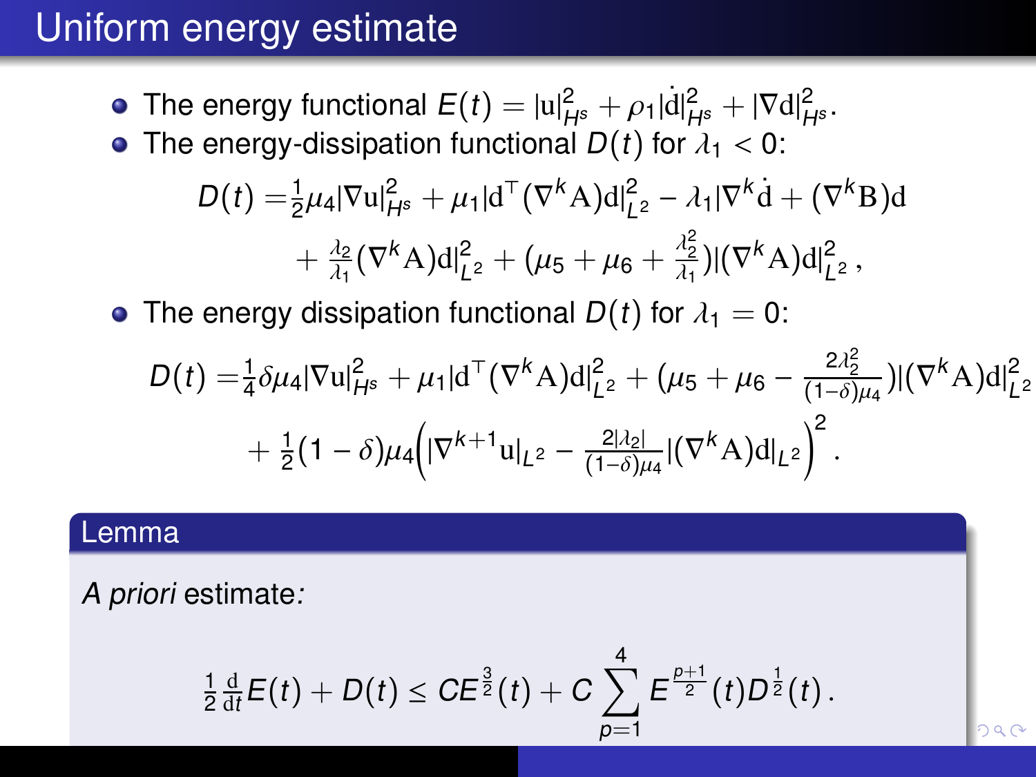# Uniform energy estimate

- The energy functional $E(t) = |\mathrm{u}|_{H^s}^2 + \rho_1 |\dot{\mathrm{d}}|_{H^s}^2 + |\nabla \mathrm{d}|_{H^s}^2$.
- The energy-dissipation functional $D(t)$ for $\lambda_1 < 0$:

$$
\begin{aligned}
D(t) =& \tfrac{1}{2}\mu_4 |\nabla \mathrm{u}|_{H^s}^2 + \mu_1 |\mathrm{d}^\top (\nabla^k \mathrm{A})\mathrm{d}|_{L^2}^2 - \lambda_1 |\nabla^k \dot{\mathrm{d}} + (\nabla^k \mathrm{B})\mathrm{d} \\
&+ \tfrac{\lambda_2}{\lambda_1}(\nabla^k \mathrm{A})\mathrm{d}|_{L^2}^2 + (\mu_5 + \mu_6 + \tfrac{\lambda_2^2}{\lambda_1}) |(\nabla^k \mathrm{A})\mathrm{d}|_{L^2}^2 \,,
\end{aligned}
$$

- The energy dissipation functional $D(t)$ for $\lambda_1 = 0$:

$$
\begin{aligned}
D(t) =& \tfrac{1}{4}\delta\mu_4 |\nabla \mathrm{u}|_{H^s}^2 + \mu_1 |\mathrm{d}^\top (\nabla^k \mathrm{A})\mathrm{d}|_{L^2}^2 + (\mu_5 + \mu_6 - \tfrac{2\lambda_2^2}{(1-\delta)\mu_4}) |(\nabla^k \mathrm{A})\mathrm{d}|_{L^2}^2 \\
&+ \tfrac{1}{2}(1-\delta)\mu_4 \Big( |\nabla^{k+1}\mathrm{u}|_{L^2} - \tfrac{2|\lambda_2|}{(1-\delta)\mu_4} |(\nabla^k \mathrm{A})\mathrm{d}|_{L^2} \Big)^2 .
\end{aligned}
$$

**Lemma**

*A priori* estimate*:*

$$
\tfrac{1}{2}\tfrac{\mathrm{d}}{\mathrm{dt}} E(t) + D(t) \leq C E^{\frac{3}{2}}(t) + C \sum_{p=1}^{4} E^{\frac{p+1}{2}}(t) D^{\frac{1}{2}}(t) \,.
$$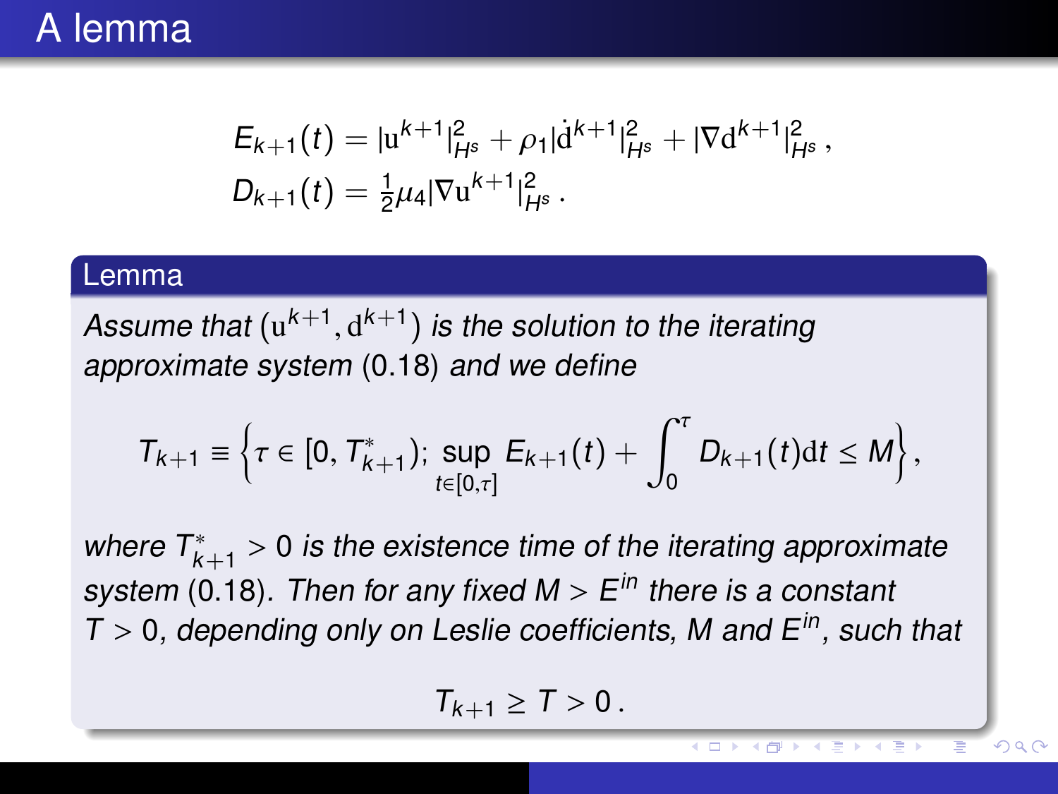# A lemma

$$
\begin{aligned}
E_{k+1}(t) &= |\mathrm{u}^{k+1}|_{H^s}^2 + \rho_1|\dot{\mathrm{d}}^{k+1}|_{H^s}^2 + |\nabla \mathrm{d}^{k+1}|_{H^s}^2 \,, \\
D_{k+1}(t) &= \tfrac{1}{2}\mu_4|\nabla \mathrm{u}^{k+1}|_{H^s}^2 \,.
\end{aligned}
$$

## Lemma

*Assume that* $(\mathrm{u}^{k+1}, \mathrm{d}^{k+1})$ *is the solution to the iterating approximate system* (0.18) *and we define*

$$
T_{k+1} \equiv \Big\{ \tau \in [0, T_{k+1}^*); \sup_{t\in[0,\tau]} E_{k+1}(t) + \int_0^\tau D_{k+1}(t)\mathrm{d}t \le M \Big\},
$$

*where* $T_{k+1}^* > 0$ *is the existence time of the iterating approximate system* (0.18)*. Then for any fixed* $M > E^{in}$ *there is a constant* $T > 0$*, depending only on Leslie coefficients,* $M$ *and* $E^{in}$*, such that*

$$
T_{k+1} \ge T > 0 \,.
$$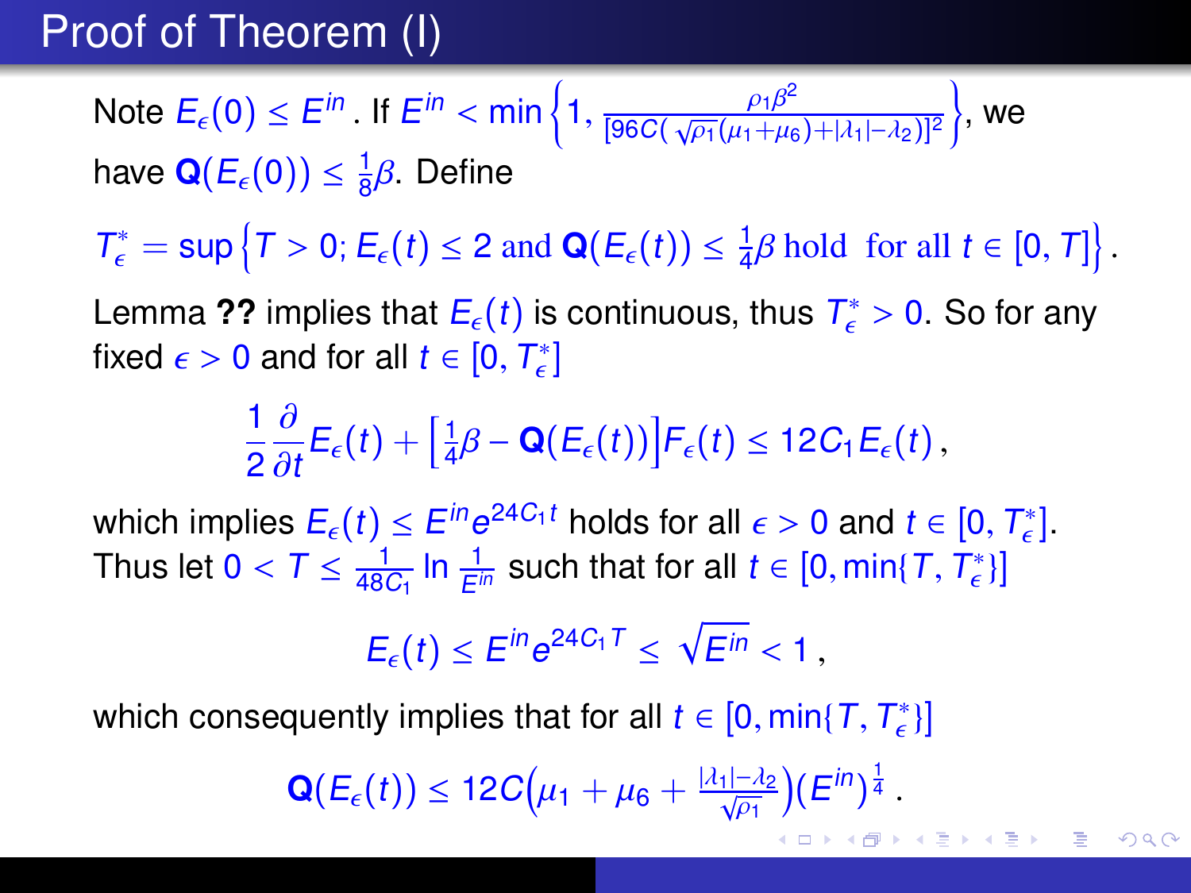# Proof of Theorem (I)

Note $E_\epsilon(0) \le E^{in}$. If $E^{in} < \min\left\{1, \frac{\rho_1 \beta^2}{[96C(\sqrt{\rho_1}(\mu_1+\mu_6)+|\lambda_1|-\lambda_2)]^2}\right\}$, we have $\mathbf{Q}(E_\epsilon(0)) \le \frac{1}{8}\beta$. Define

$$T_\epsilon^* = \sup\left\{T > 0;\, E_\epsilon(t) \le 2 \text{ and } \mathbf{Q}(E_\epsilon(t)) \le \tfrac{1}{4}\beta \text{ hold } \text{ for all } t \in [0, T]\right\}.$$

Lemma **??** implies that $E_\epsilon(t)$ is continuous, thus $T_\epsilon^* > 0$. So for any fixed $\epsilon > 0$ and for all $t \in [0, T_\epsilon^*]$

$$\frac{1}{2}\frac{\partial}{\partial t}E_\epsilon(t) + \left[\tfrac{1}{4}\beta - \mathbf{Q}(E_\epsilon(t))\right]F_\epsilon(t) \le 12C_1 E_\epsilon(t),$$

which implies $E_\epsilon(t) \le E^{in}e^{24C_1 t}$ holds for all $\epsilon > 0$ and $t \in [0, T_\epsilon^*]$. Thus let $0 < T \le \frac{1}{48C_1}\ln\frac{1}{E^{in}}$ such that for all $t \in [0, \min\{T, T_\epsilon^*\}]$

$$E_\epsilon(t) \le E^{in}e^{24C_1 T} \le \sqrt{E^{in}} < 1,$$

which consequently implies that for all $t \in [0, \min\{T, T_\epsilon^*\}]$

$$\mathbf{Q}(E_\epsilon(t)) \le 12C\Big(\mu_1 + \mu_6 + \tfrac{|\lambda_1|-\lambda_2}{\sqrt{\rho_1}}\Big)(E^{in})^{\frac{1}{4}}.$$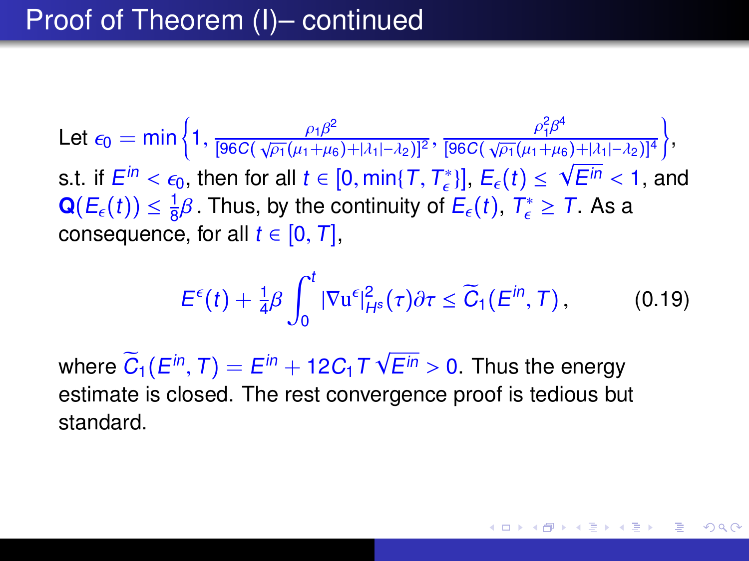# Proof of Theorem (I)– continued

Let $\epsilon_0 = \min\left\{1, \frac{\rho_1\beta^2}{[96C(\sqrt{\rho_1}(\mu_1+\mu_6)+|\lambda_1|-\lambda_2)]^2}, \frac{\rho_1^2\beta^4}{[96C(\sqrt{\rho_1}(\mu_1+\mu_6)+|\lambda_1|-\lambda_2)]^4}\right\}$, s.t. if $E^{in} < \epsilon_0$, then for all $t \in [0, \min\{T, T_\epsilon^*\}]$, $E_\epsilon(t) \leq \sqrt{E^{in}} < 1$, and $\mathbf{Q}(E_\epsilon(t)) \leq \frac{1}{8}\beta$. Thus, by the continuity of $E_\epsilon(t)$, $T_\epsilon^* \geq T$. As a consequence, for all $t \in [0, T]$,

$$E^\epsilon(t) + \tfrac{1}{4}\beta \int_0^t |\nabla \mathrm{u}^\epsilon|_{H^s}^2(\tau)\partial\tau \leq \widetilde{C}_1(E^{in}, T)\,, \qquad (0.19)$$

where $\widetilde{C}_1(E^{in}, T) = E^{in} + 12C_1 T\sqrt{E^{in}} > 0$. Thus the energy estimate is closed. The rest convergence proof is tedious but standard.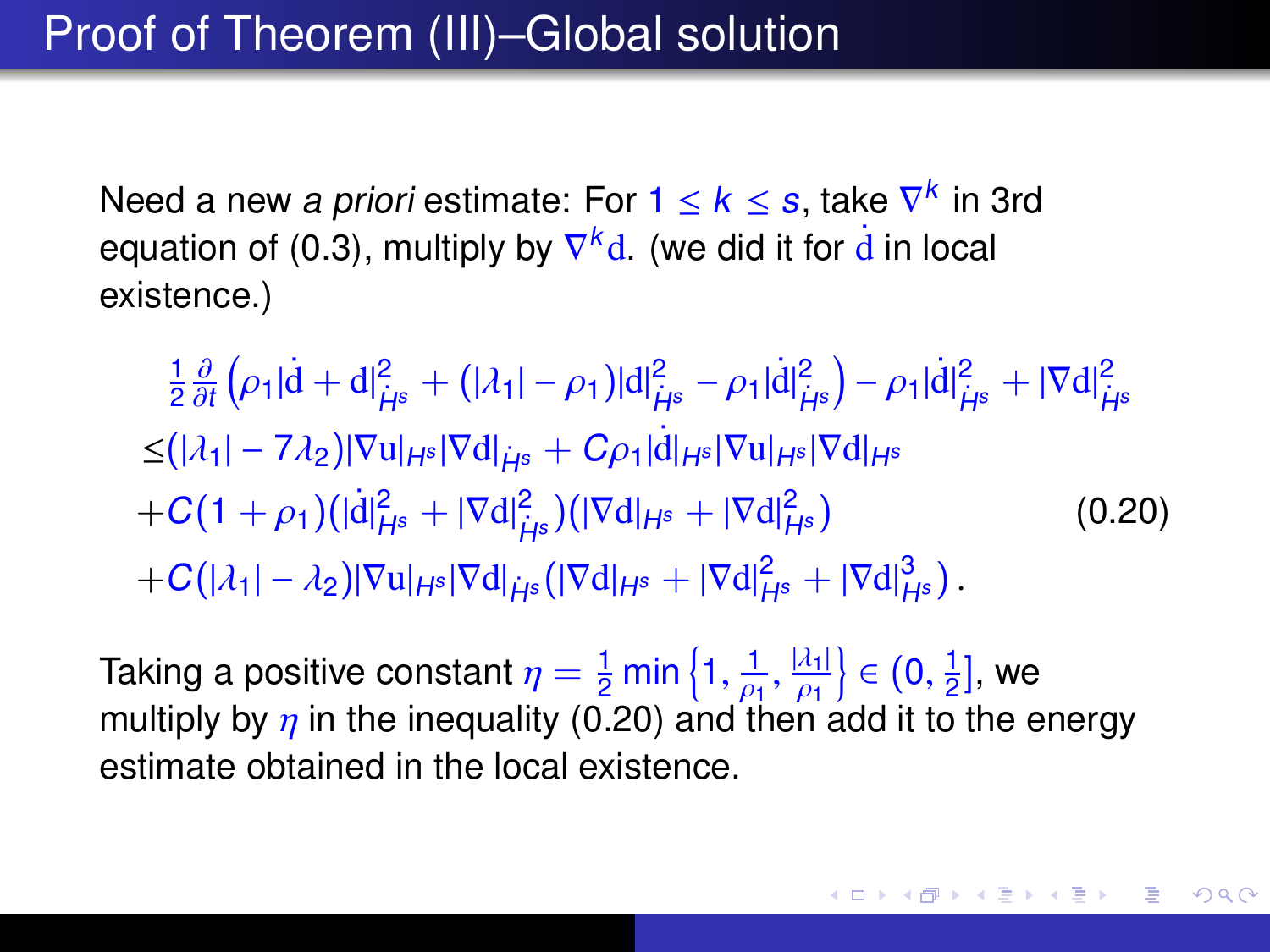# Proof of Theorem (III)–Global solution

Need a new *a priori* estimate: For $1 \leq k \leq s$, take $\nabla^k$ in 3rd equation of (0.3), multiply by $\nabla^k \mathrm{d}$. (we did it for $\dot{\mathrm{d}}$ in local existence.)

$$
\begin{aligned}
&\frac{1}{2}\frac{\partial}{\partial t}\left(\rho_1|\dot{\mathrm{d}} + \mathrm{d}|^2_{\dot{H}^s} + (|\lambda_1| - \rho_1)|\mathrm{d}|^2_{\dot{H}^s} - \rho_1|\dot{\mathrm{d}}|^2_{\dot{H}^s}\right) - \rho_1|\dot{\mathrm{d}}|^2_{\dot{H}^s} + |\nabla \mathrm{d}|^2_{\dot{H}^s} \\
\leq &(|\lambda_1| - 7\lambda_2)|\nabla \mathrm{u}|_{H^s}|\nabla \mathrm{d}|_{\dot{H}^s} + C\rho_1|\dot{\mathrm{d}}|_{H^s}|\nabla \mathrm{u}|_{H^s}|\nabla \mathrm{d}|_{H^s} \\
&+ C(1+\rho_1)(|\dot{\mathrm{d}}|^2_{H^s} + |\nabla \mathrm{d}|^2_{\dot{H}^s})(|\nabla \mathrm{d}|_{H^s} + |\nabla \mathrm{d}|^2_{H^s}) \qquad (0.20) \\
&+ C(|\lambda_1| - \lambda_2)|\nabla \mathrm{u}|_{H^s}|\nabla \mathrm{d}|_{\dot{H}^s}(|\nabla \mathrm{d}|_{H^s} + |\nabla \mathrm{d}|^2_{H^s} + |\nabla \mathrm{d}|^3_{H^s}).
\end{aligned}
$$

Taking a positive constant $\eta = \frac{1}{2}\min\left\{1, \frac{1}{\rho_1}, \frac{|\lambda_1|}{\rho_1}\right\} \in (0, \frac{1}{2}]$, we multiply by $\eta$ in the inequality (0.20) and then add it to the energy estimate obtained in the local existence.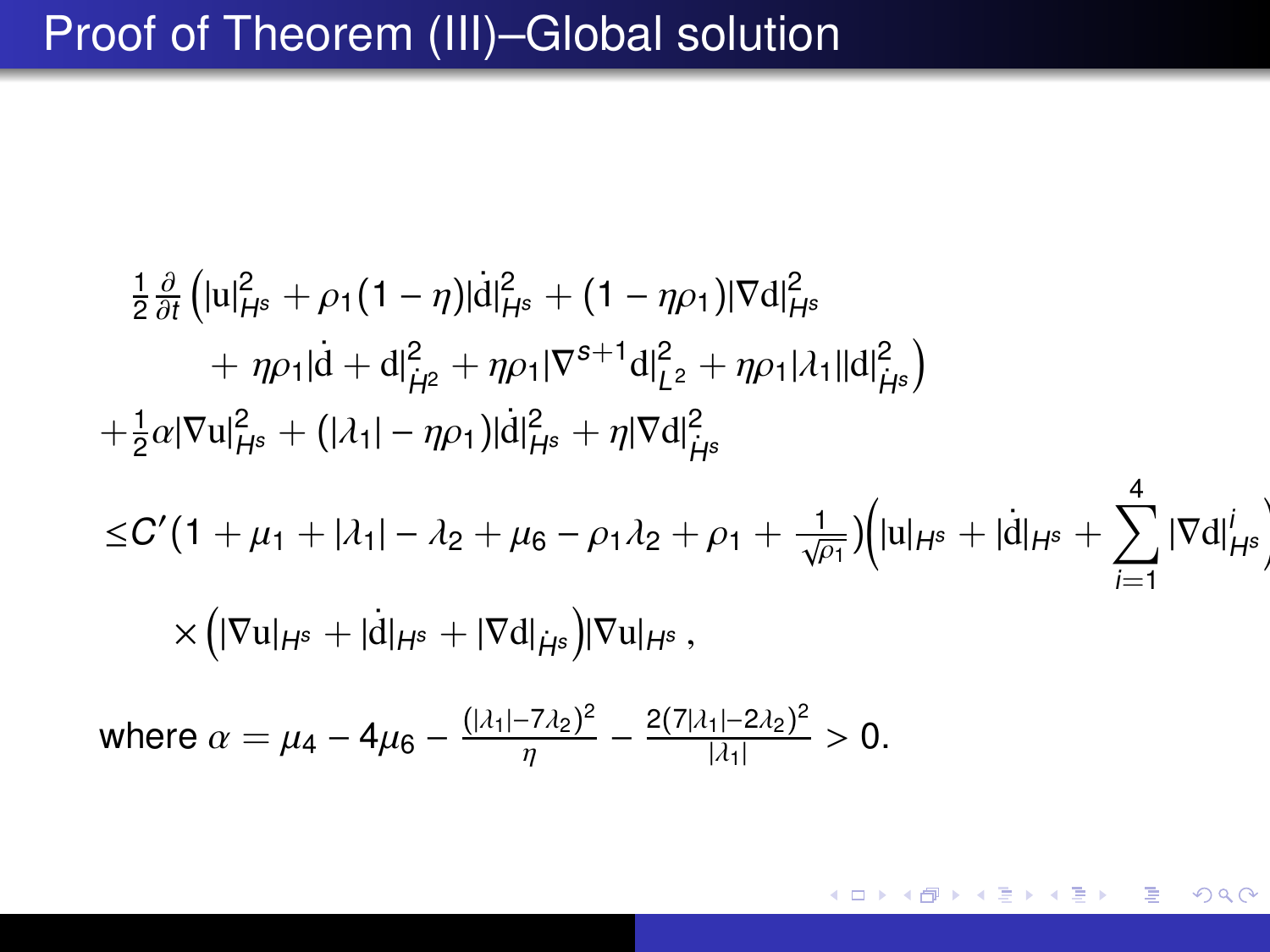# Proof of Theorem (III)–Global solution

$$
\begin{aligned}
&\frac{1}{2}\frac{\partial}{\partial t}\Big(|\mathrm{u}|_{H^s}^2 + \rho_1(1-\eta)|\dot{\mathrm{d}}|_{H^s}^2 + (1-\eta\rho_1)|\nabla \mathrm{d}|_{H^s}^2 \\
&\qquad + \eta\rho_1|\dot{\mathrm{d}} + \mathrm{d}|_{\dot{H}^2}^2 + \eta\rho_1|\nabla^{s+1}\mathrm{d}|_{L^2}^2 + \eta\rho_1|\lambda_1||\mathrm{d}|_{\dot{H}^s}^2\Big) \\
&+\frac{1}{2}\alpha|\nabla \mathrm{u}|_{H^s}^2 + (|\lambda_1| - \eta\rho_1)|\dot{\mathrm{d}}|_{H^s}^2 + \eta|\nabla \mathrm{d}|_{\dot{H}^s}^2 \\
&\le C'(1+\mu_1+|\lambda_1|-\lambda_2+\mu_6-\rho_1\lambda_2+\rho_1+\frac{1}{\sqrt{\rho_1}})\Big(|\mathrm{u}|_{H^s} + |\dot{\mathrm{d}}|_{H^s} + \sum_{i=1}^{4}|\nabla \mathrm{d}|_{H^s}^i\Big) \\
&\qquad \times\Big(|\nabla \mathrm{u}|_{H^s} + |\dot{\mathrm{d}}|_{H^s} + |\nabla \mathrm{d}|_{\dot{H}^s}\Big)|\nabla \mathrm{u}|_{H^s}\,,
\end{aligned}
$$

where $\alpha = \mu_4 - 4\mu_6 - \frac{(|\lambda_1|-7\lambda_2)^2}{\eta} - \frac{2(7|\lambda_1|-2\lambda_2)^2}{|\lambda_1|} > 0.$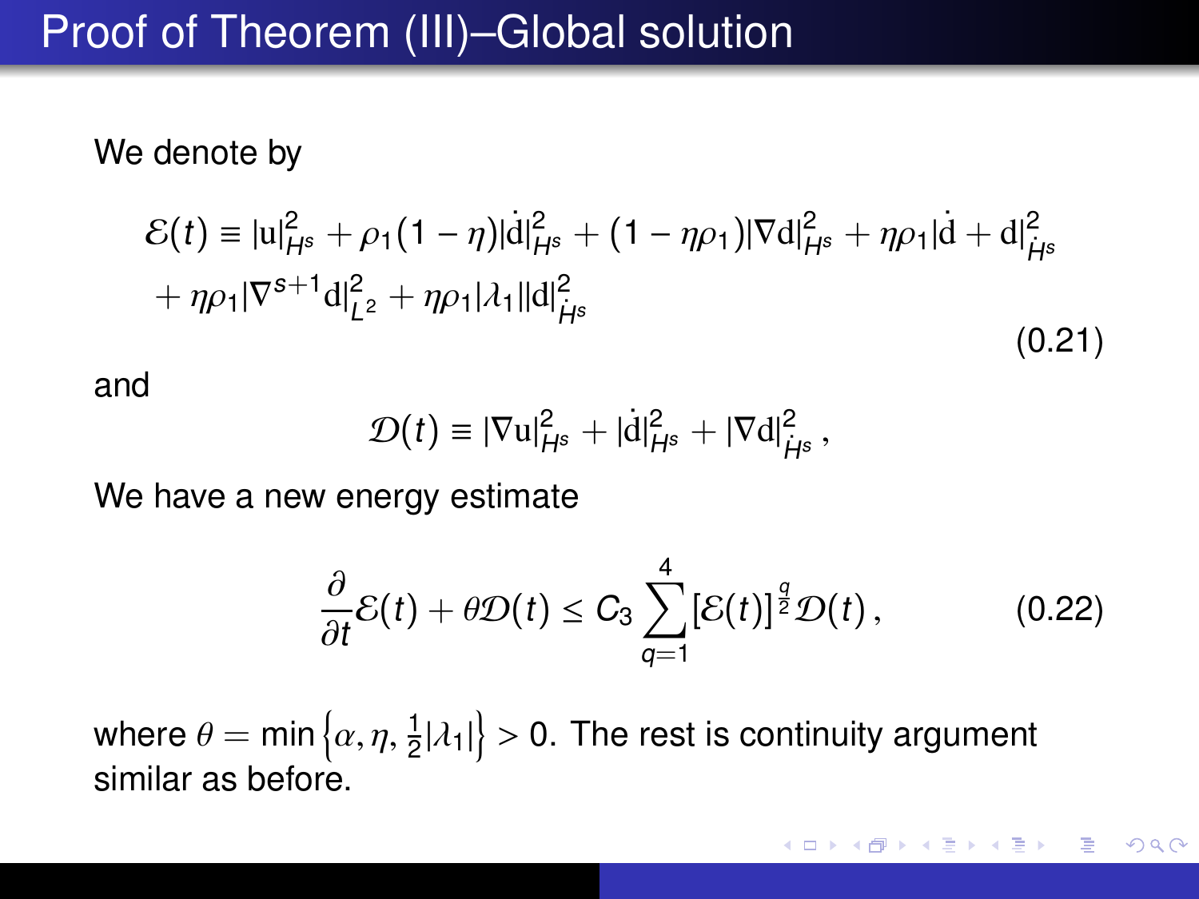# Proof of Theorem (III)–Global solution

We denote by

$$
\begin{aligned}
\mathcal{E}(t) \equiv\ & |\mathrm{u}|_{H^s}^2 + \rho_1(1-\eta)|\dot{\mathrm{d}}|_{H^s}^2 + (1-\eta\rho_1)|\nabla \mathrm{d}|_{H^s}^2 + \eta\rho_1|\dot{\mathrm{d}} + \mathrm{d}|_{\dot{H}^s}^2 \\
& + \eta\rho_1|\nabla^{s+1}\mathrm{d}|_{L^2}^2 + \eta\rho_1|\lambda_1||\mathrm{d}|_{\dot{H}^s}^2
\end{aligned}
\tag{0.21}
$$

and

$$
\mathcal{D}(t) \equiv |\nabla \mathrm{u}|_{H^s}^2 + |\dot{\mathrm{d}}|_{H^s}^2 + |\nabla \mathrm{d}|_{\dot{H}^s}^2 ,
$$

We have a new energy estimate

$$
\frac{\partial}{\partial t}\mathcal{E}(t) + \theta\mathcal{D}(t) \leq C_3 \sum_{q=1}^{4} [\mathcal{E}(t)]^{\frac{q}{2}} \mathcal{D}(t) , \tag{0.22}
$$

where $\theta = \min\left\{\alpha, \eta, \frac{1}{2}|\lambda_1|\right\} > 0$. The rest is continuity argument similar as before.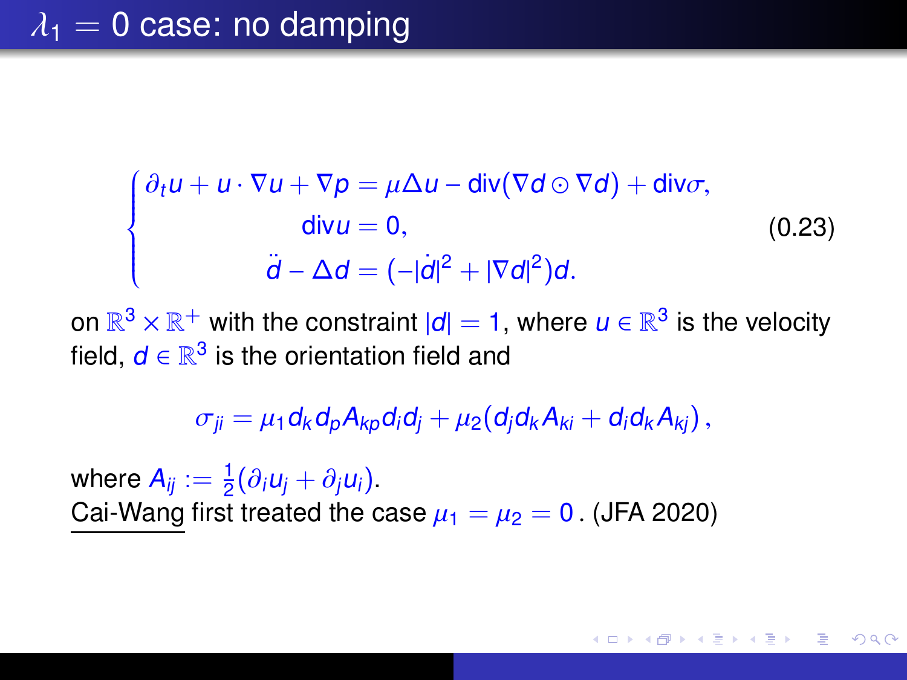# $\lambda_1 = 0$ case: no damping

$$
\begin{cases}
\partial_t u + u \cdot \nabla u + \nabla p = \mu \Delta u - \operatorname{div}(\nabla d \odot \nabla d) + \operatorname{div}\sigma, \\
\operatorname{div} u = 0, \\
\ddot{d} - \Delta d = (-|\dot{d}|^2 + |\nabla d|^2) d.
\end{cases}
\tag{0.23}
$$

on $\mathbb{R}^3 \times \mathbb{R}^+$ with the constraint $|d| = 1$, where $u \in \mathbb{R}^3$ is the velocity field, $d \in \mathbb{R}^3$ is the orientation field and

$$
\sigma_{ji} = \mu_1 d_k d_p A_{kp} d_i d_j + \mu_2 (d_j d_k A_{ki} + d_i d_k A_{kj}),
$$

where $A_{ij} := \frac{1}{2}(\partial_i u_j + \partial_j u_i)$.

Cai-Wang first treated the case $\mu_1 = \mu_2 = 0$. (JFA 2020)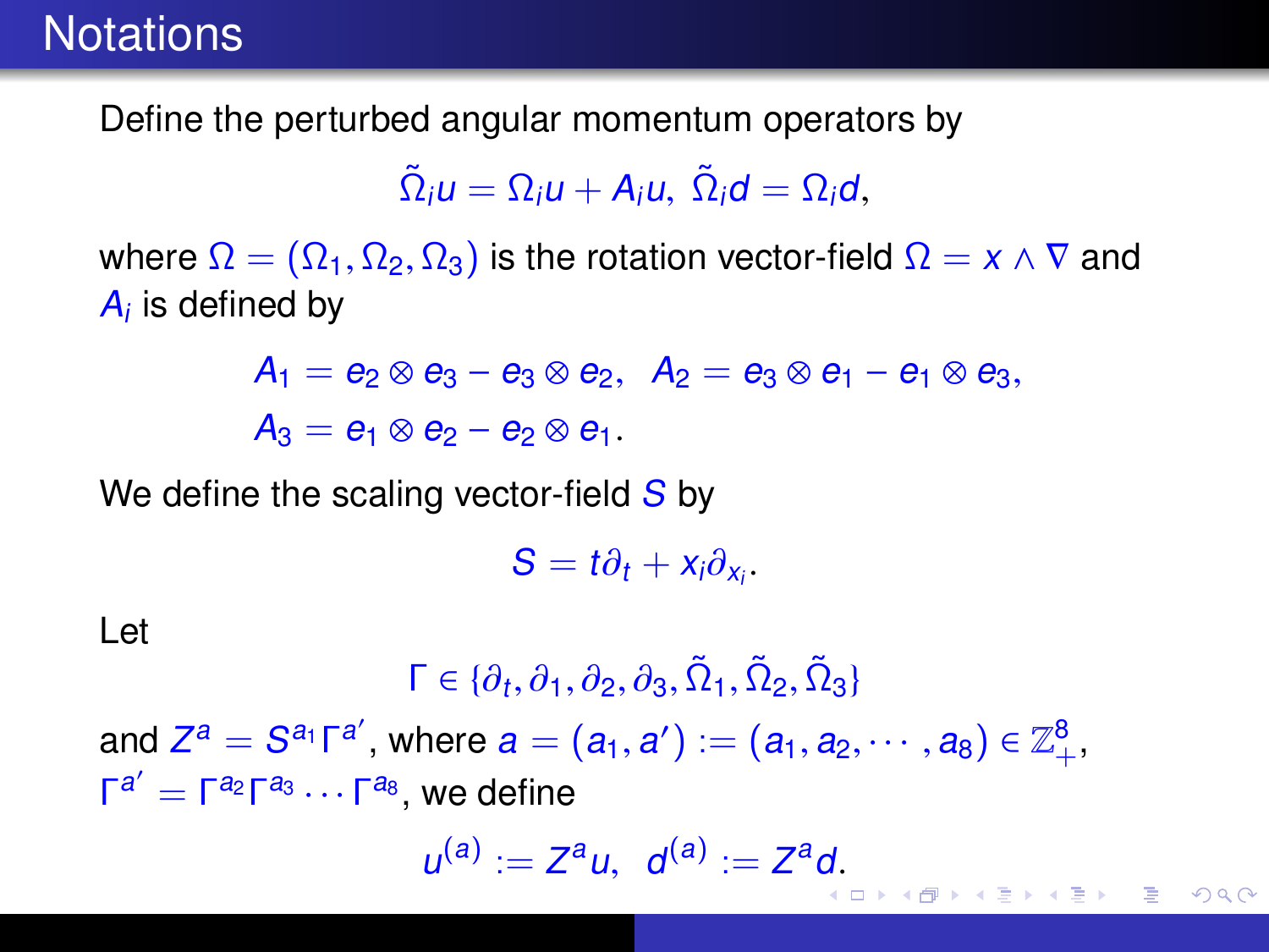# Notations

Define the perturbed angular momentum operators by

$$\tilde{\Omega}_i u = \Omega_i u + A_i u, \ \tilde{\Omega}_i d = \Omega_i d,$$

where $\Omega = (\Omega_1, \Omega_2, \Omega_3)$ is the rotation vector-field $\Omega = x \wedge \nabla$ and $A_i$ is defined by

$$\begin{aligned} A_1 &= e_2 \otimes e_3 - e_3 \otimes e_2, \ \ A_2 = e_3 \otimes e_1 - e_1 \otimes e_3, \\ A_3 &= e_1 \otimes e_2 - e_2 \otimes e_1. \end{aligned}$$

We define the scaling vector-field $S$ by

$$S = t\partial_t + x_i \partial_{x_i}.$$

Let

$$\Gamma \in \{\partial_t, \partial_1, \partial_2, \partial_3, \tilde{\Omega}_1, \tilde{\Omega}_2, \tilde{\Omega}_3\}$$

and $Z^a = S^{a_1}\Gamma^{a'}$, where $a = (a_1, a') := (a_1, a_2, \cdots, a_8) \in \mathbb{Z}_+^8$, $\Gamma^{a'} = \Gamma^{a_2}\Gamma^{a_3}\cdots\Gamma^{a_8}$, we define

$$u^{(a)} := Z^a u, \ \ d^{(a)} := Z^a d.$$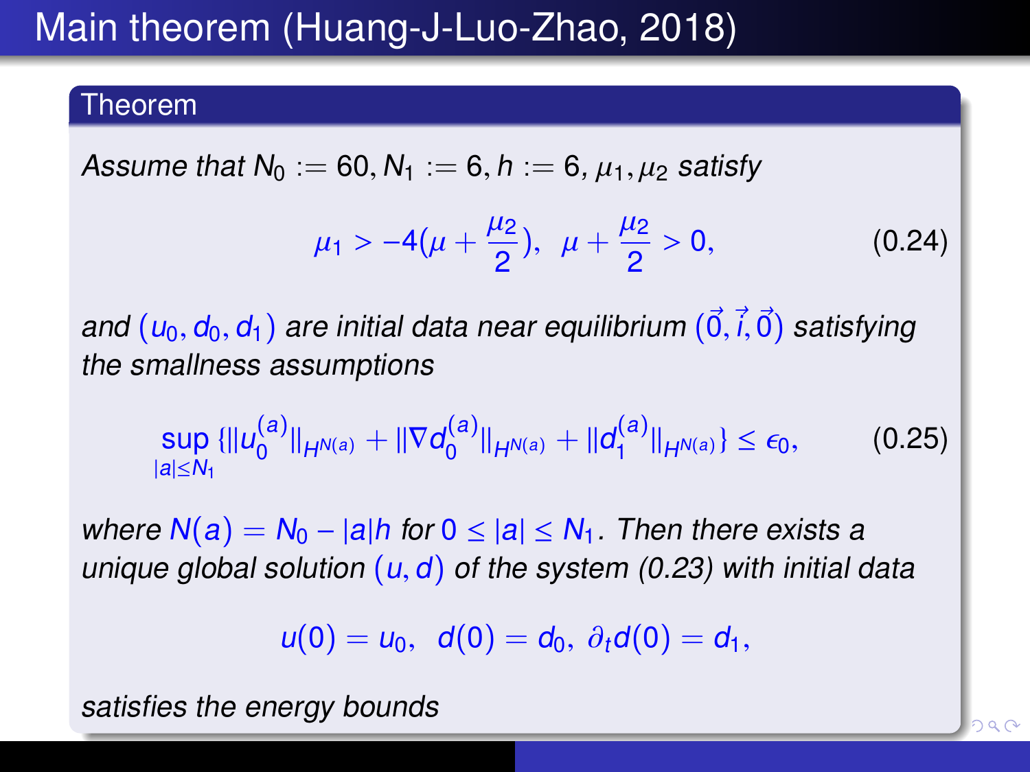# Main theorem (Huang-J-Luo-Zhao, 2018)

**Theorem**

*Assume that* $N_0 := 60, N_1 := 6, h := 6$, $\mu_1, \mu_2$ *satisfy*

$$\mu_1 > -4(\mu + \frac{\mu_2}{2}), \ \ \mu + \frac{\mu_2}{2} > 0, \tag{0.24}$$

*and* $(u_0, d_0, d_1)$ *are initial data near equilibrium* $(\vec{0}, \vec{i}, \vec{0})$ *satisfying the smallness assumptions*

$$\sup_{|a| \le N_1} \{ \|u_0^{(a)}\|_{H^{N(a)}} + \|\nabla d_0^{(a)}\|_{H^{N(a)}} + \|d_1^{(a)}\|_{H^{N(a)}} \} \le \epsilon_0, \tag{0.25}$$

*where* $N(a) = N_0 - |a|h$ *for* $0 \le |a| \le N_1$. *Then there exists a unique global solution* $(u, d)$ *of the system (0.23) with initial data*

$$u(0) = u_0, \ \ d(0) = d_0, \ \partial_t d(0) = d_1,$$

*satisfies the energy bounds*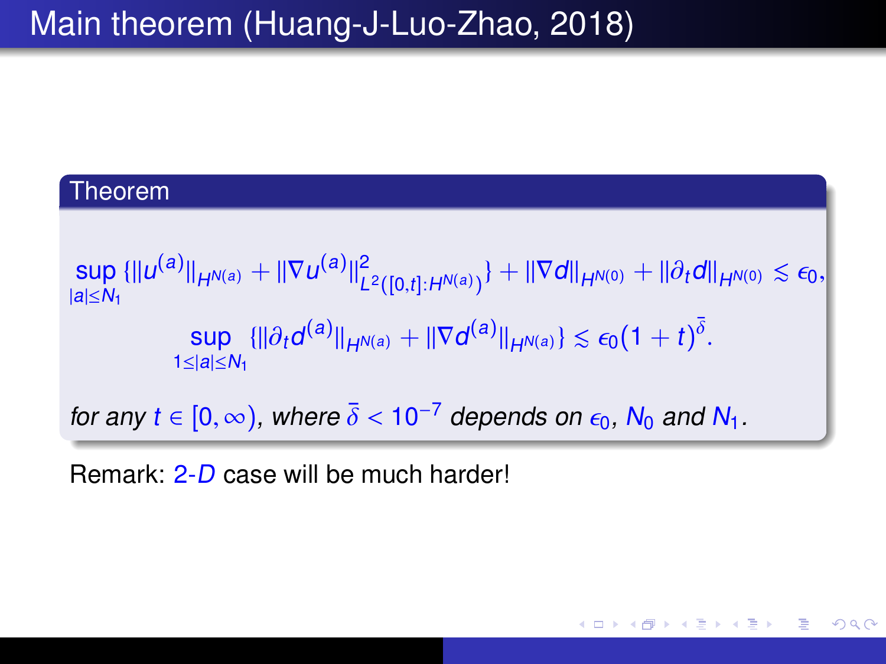# Main theorem (Huang-J-Luo-Zhao, 2018)

**Theorem**

$$\sup_{|a|\leq N_1}\{\|u^{(a)}\|_{H^{N(a)}} + \|\nabla u^{(a)}\|^2_{L^2([0,t]:H^{N(a)})}\} + \|\nabla d\|_{H^{N(0)}} + \|\partial_t d\|_{H^{N(0)}} \lesssim \epsilon_0,$$

$$\sup_{1\leq|a|\leq N_1}\{\|\partial_t d^{(a)}\|_{H^{N(a)}} + \|\nabla d^{(a)}\|_{H^{N(a)}}\} \lesssim \epsilon_0(1+t)^{\bar{\delta}}.$$

*for any $t \in [0,\infty)$, where $\bar{\delta} < 10^{-7}$ depends on $\epsilon_0$, $N_0$ and $N_1$.*

Remark: $2$-$D$ case will be much harder!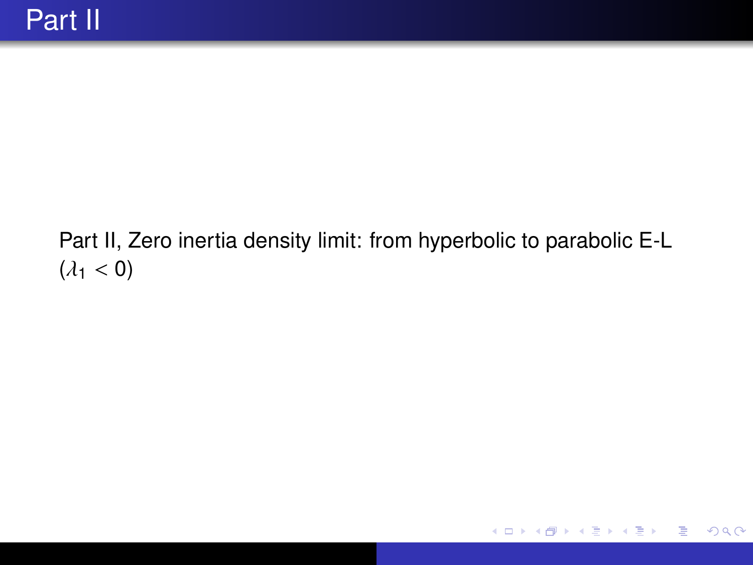# Part II

Part II, Zero inertia density limit: from hyperbolic to parabolic E-L ($\lambda_1 < 0$)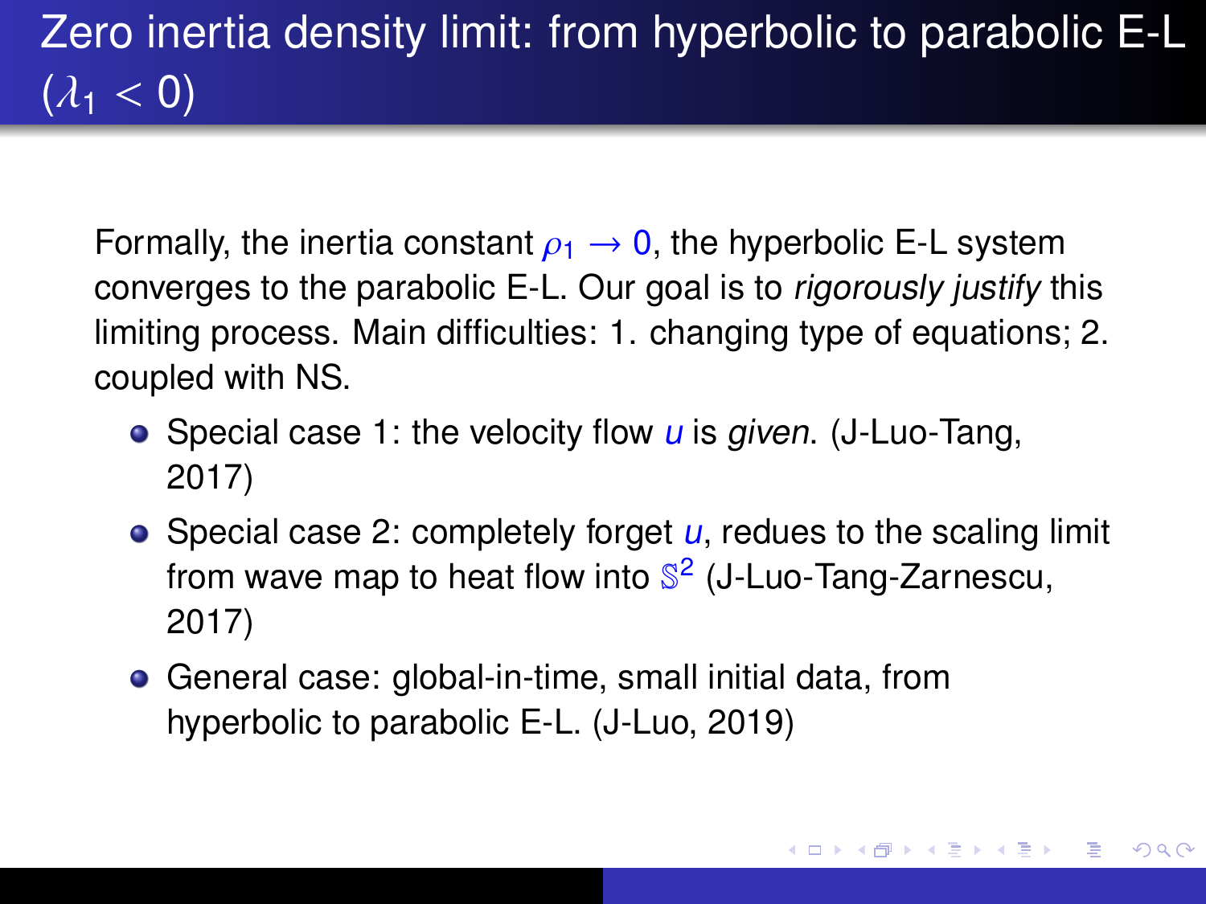# Zero inertia density limit: from hyperbolic to parabolic E-L ($\lambda_1 < 0$)

Formally, the inertia constant $\rho_1 \to 0$, the hyperbolic E-L system converges to the parabolic E-L. Our goal is to *rigorously justify* this limiting process. Main difficulties: 1. changing type of equations; 2. coupled with NS.

- Special case 1: the velocity flow $u$ is *given*. (J-Luo-Tang, 2017)
- Special case 2: completely forget $u$, redues to the scaling limit from wave map to heat flow into $\mathbb{S}^2$ (J-Luo-Tang-Zarnescu, 2017)
- General case: global-in-time, small initial data, from hyperbolic to parabolic E-L. (J-Luo, 2019)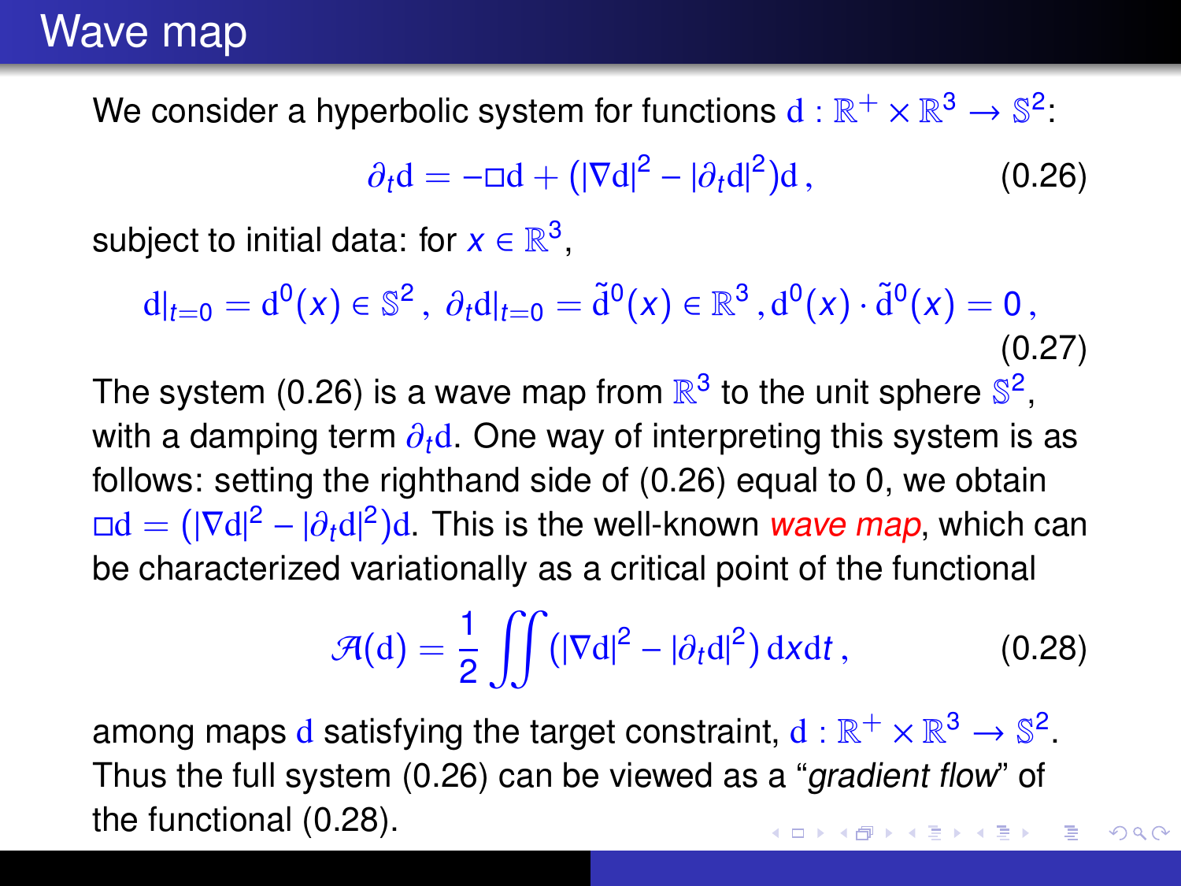# Wave map

We consider a hyperbolic system for functions $\mathrm{d} : \mathbb{R}^+ \times \mathbb{R}^3 \to \mathbb{S}^2$:

$$\partial_t \mathrm{d} = -\Box \mathrm{d} + \left(|\nabla \mathrm{d}|^2 - |\partial_t \mathrm{d}|^2\right)\mathrm{d}\,, \tag{0.26}$$

subject to initial data: for $x \in \mathbb{R}^3$,

$$\mathrm{d}|_{t=0} = \mathrm{d}^0(x) \in \mathbb{S}^2\,,\ \partial_t \mathrm{d}|_{t=0} = \tilde{\mathrm{d}}^0(x) \in \mathbb{R}^3\,, \mathrm{d}^0(x)\cdot\tilde{\mathrm{d}}^0(x) = 0\,, \tag{0.27}$$

The system (0.26) is a wave map from $\mathbb{R}^3$ to the unit sphere $\mathbb{S}^2$, with a damping term $\partial_t \mathrm{d}$. One way of interpreting this system is as follows: setting the righthand side of (0.26) equal to 0, we obtain $\Box \mathrm{d} = (|\nabla \mathrm{d}|^2 - |\partial_t \mathrm{d}|^2)\mathrm{d}$. This is the well-known *wave map*, which can be characterized variationally as a critical point of the functional

$$\mathcal{A}(\mathrm{d}) = \frac{1}{2}\iint \left(|\nabla \mathrm{d}|^2 - |\partial_t \mathrm{d}|^2\right) \mathrm{d}x\mathrm{d}t\,, \tag{0.28}$$

among maps $\mathrm{d}$ satisfying the target constraint, $\mathrm{d} : \mathbb{R}^+ \times \mathbb{R}^3 \to \mathbb{S}^2$. Thus the full system (0.26) can be viewed as a "*gradient flow*" of the functional (0.28).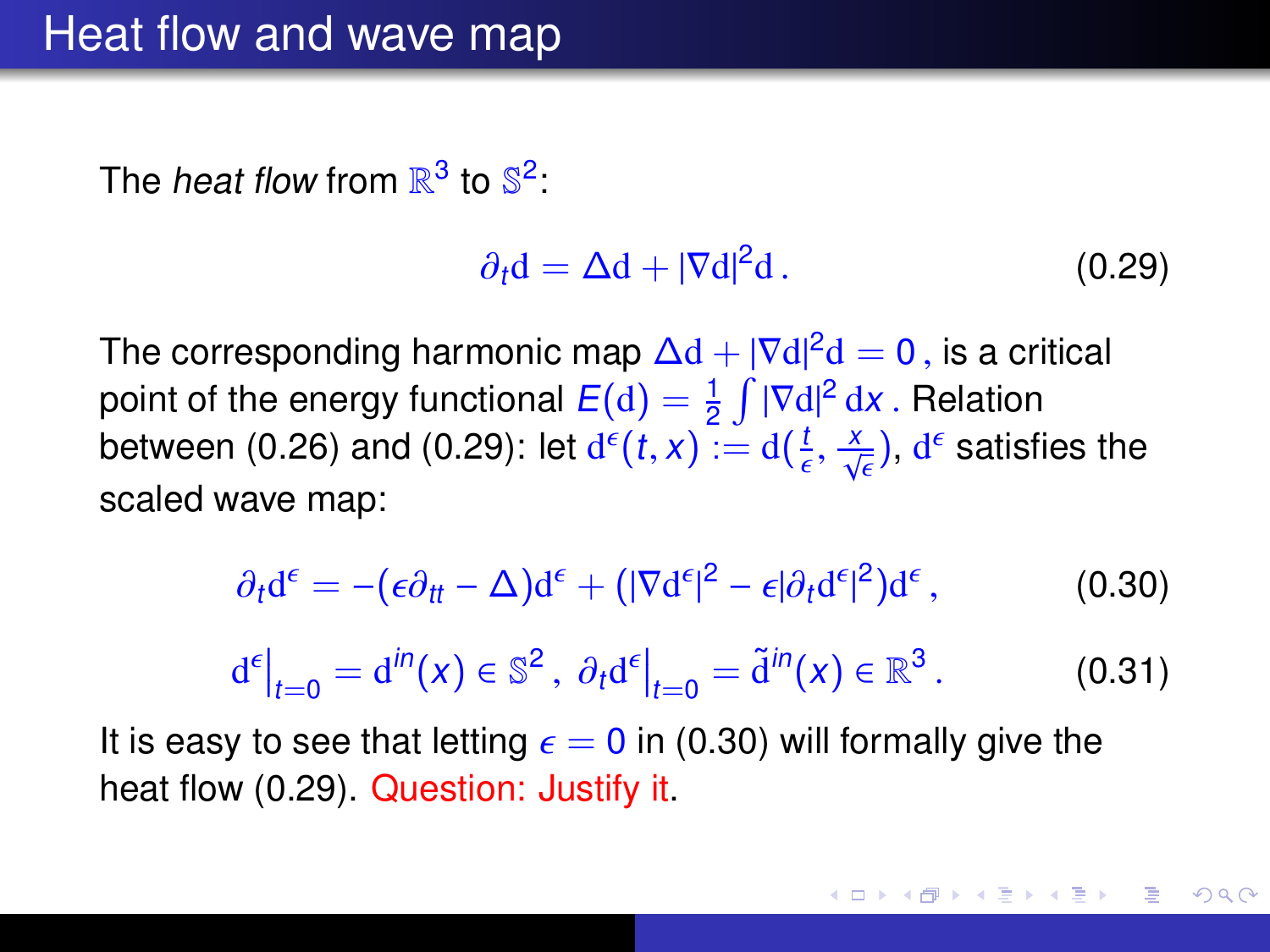## Heat flow and wave map

The *heat flow* from $\mathbb{R}^3$ to $\mathbb{S}^2$:

$$\partial_t \mathrm{d} = \Delta \mathrm{d} + |\nabla \mathrm{d}|^2 \mathrm{d}\,. \tag{0.29}$$

The corresponding harmonic map $\Delta \mathrm{d} + |\nabla \mathrm{d}|^2 \mathrm{d} = 0$, is a critical point of the energy functional $E(\mathrm{d}) = \frac{1}{2}\int |\nabla \mathrm{d}|^2 \, \mathrm{d}x$. Relation between (0.26) and (0.29): let $\mathrm{d}^\epsilon(t,x) := \mathrm{d}(\frac{t}{\epsilon}, \frac{x}{\sqrt{\epsilon}})$, $\mathrm{d}^\epsilon$ satisfies the scaled wave map:

$$\partial_t \mathrm{d}^\epsilon = -(\epsilon \partial_{tt} - \Delta)\mathrm{d}^\epsilon + (|\nabla \mathrm{d}^\epsilon|^2 - \epsilon |\partial_t \mathrm{d}^\epsilon|^2)\mathrm{d}^\epsilon\,, \tag{0.30}$$

$$\mathrm{d}^\epsilon\big|_{t=0} = \mathrm{d}^{in}(x) \in \mathbb{S}^2\,,\ \partial_t \mathrm{d}^\epsilon\big|_{t=0} = \tilde{\mathrm{d}}^{in}(x) \in \mathbb{R}^3\,. \tag{0.31}$$

It is easy to see that letting $\epsilon = 0$ in (0.30) will formally give the heat flow (0.29). Question: Justify it.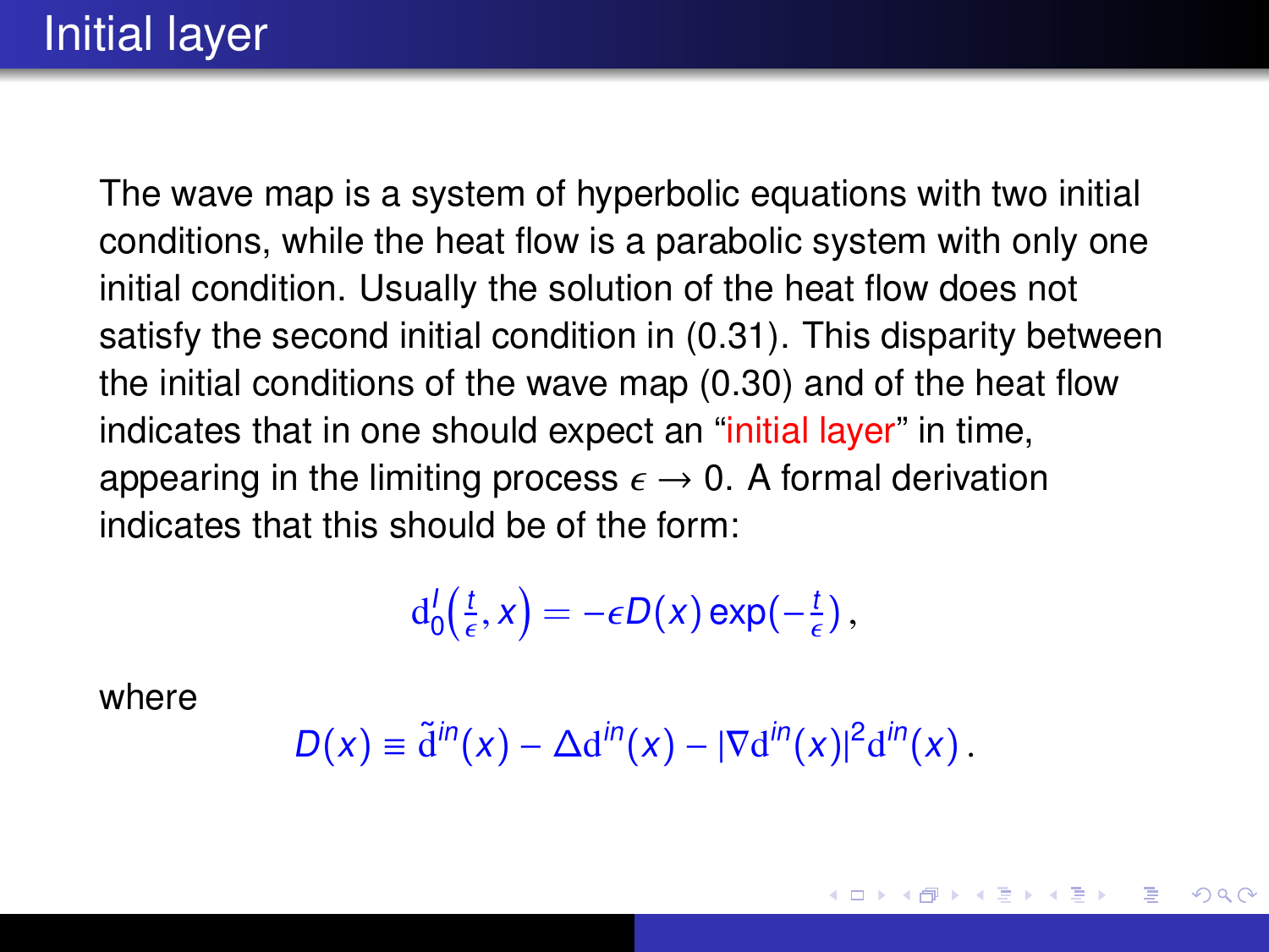# Initial layer

The wave map is a system of hyperbolic equations with two initial conditions, while the heat flow is a parabolic system with only one initial condition. Usually the solution of the heat flow does not satisfy the second initial condition in (0.31). This disparity between the initial conditions of the wave map (0.30) and of the heat flow indicates that in one should expect an "initial layer" in time, appearing in the limiting process $\epsilon \to 0$. A formal derivation indicates that this should be of the form:

$$\mathrm{d}_0^I\Big(\frac{t}{\epsilon}, x\Big) = -\epsilon D(x) \exp(-\tfrac{t}{\epsilon}),$$

where

$$D(x) \equiv \tilde{\mathrm{d}}^{in}(x) - \Delta \mathrm{d}^{in}(x) - |\nabla \mathrm{d}^{in}(x)|^2 \mathrm{d}^{in}(x).$$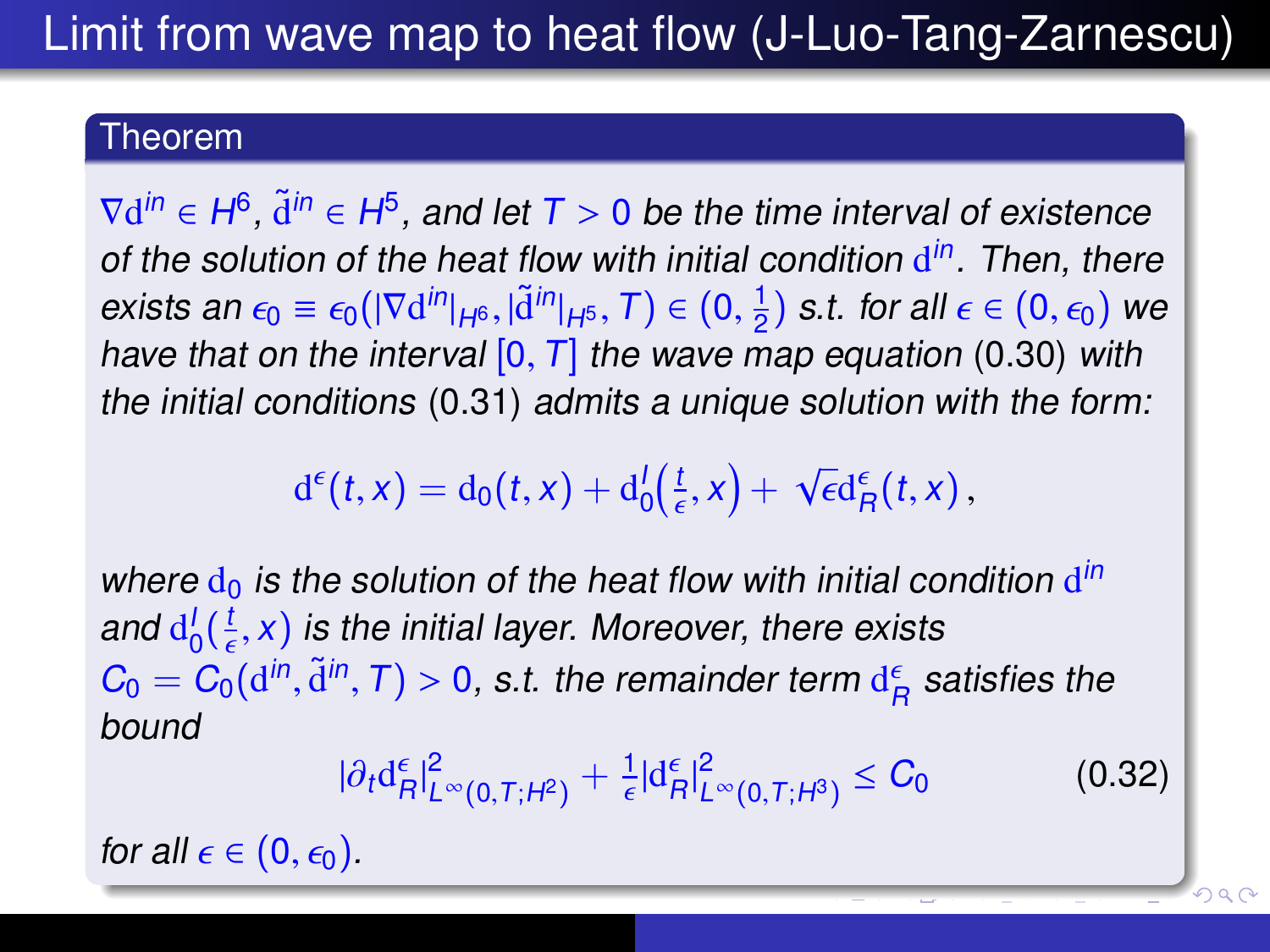# Limit from wave map to heat flow (J-Luo-Tang-Zarnescu)

**Theorem**

*$\nabla \mathrm{d}^{in} \in H^6$, $\tilde{\mathrm{d}}^{in} \in H^5$, and let $T > 0$ be the time interval of existence of the solution of the heat flow with initial condition $\mathrm{d}^{in}$. Then, there exists an $\epsilon_0 \equiv \epsilon_0(|\nabla \mathrm{d}^{in}|_{H^6}, |\tilde{\mathrm{d}}^{in}|_{H^5}, T) \in (0, \frac{1}{2})$ s.t. for all $\epsilon \in (0, \epsilon_0)$ we have that on the interval $[0, T]$ the wave map equation* (0.30) *with the initial conditions* (0.31) *admits a unique solution with the form:*

$$\mathrm{d}^{\epsilon}(t,x) = \mathrm{d}_0(t,x) + \mathrm{d}_0^I\Big(\tfrac{t}{\epsilon}, x\Big) + \sqrt{\epsilon}\,\mathrm{d}_R^{\epsilon}(t,x)\,,$$

*where $\mathrm{d}_0$ is the solution of the heat flow with initial condition $\mathrm{d}^{in}$ and $\mathrm{d}_0^I(\frac{t}{\epsilon}, x)$ is the initial layer. Moreover, there exists $C_0 = C_0(\mathrm{d}^{in}, \tilde{\mathrm{d}}^{in}, T) > 0$, s.t. the remainder term $\mathrm{d}_R^{\epsilon}$ satisfies the bound*

$$|\partial_t \mathrm{d}_R^{\epsilon}|^2_{L^\infty(0,T;H^2)} + \frac{1}{\epsilon}|\mathrm{d}_R^{\epsilon}|^2_{L^\infty(0,T;H^3)} \le C_0 \tag{0.32}$$

*for all $\epsilon \in (0, \epsilon_0)$.*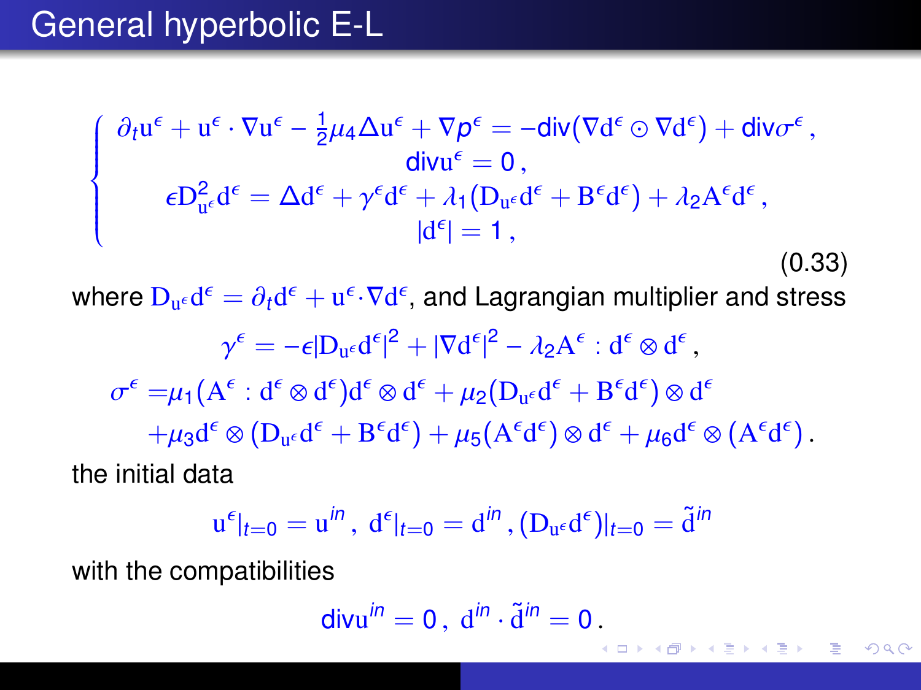# General hyperbolic E-L

$$
\begin{cases}
\partial_t \mathrm{u}^\epsilon + \mathrm{u}^\epsilon \cdot \nabla \mathrm{u}^\epsilon - \frac{1}{2}\mu_4 \Delta \mathrm{u}^\epsilon + \nabla p^\epsilon = -\mathrm{div}(\nabla \mathrm{d}^\epsilon \odot \nabla \mathrm{d}^\epsilon) + \mathrm{div}\sigma^\epsilon \,, \\
\mathrm{div}\mathrm{u}^\epsilon = 0 \,, \\
\epsilon \mathrm{D}^2_{\mathrm{u}^\epsilon} \mathrm{d}^\epsilon = \Delta \mathrm{d}^\epsilon + \gamma^\epsilon \mathrm{d}^\epsilon + \lambda_1 (\mathrm{D}_{\mathrm{u}^\epsilon} \mathrm{d}^\epsilon + \mathrm{B}^\epsilon \mathrm{d}^\epsilon) + \lambda_2 \mathrm{A}^\epsilon \mathrm{d}^\epsilon \,, \\
|\mathrm{d}^\epsilon| = 1 \,,
\end{cases}
\tag{0.33}
$$

where $\mathrm{D}_{\mathrm{u}^\epsilon}\mathrm{d}^\epsilon = \partial_t \mathrm{d}^\epsilon + \mathrm{u}^\epsilon \cdot \nabla \mathrm{d}^\epsilon$, and Lagrangian multiplier and stress

$$
\gamma^\epsilon = -\epsilon |\mathrm{D}_{\mathrm{u}^\epsilon}\mathrm{d}^\epsilon|^2 + |\nabla \mathrm{d}^\epsilon|^2 - \lambda_2 \mathrm{A}^\epsilon : \mathrm{d}^\epsilon \otimes \mathrm{d}^\epsilon \,,
$$

$$
\begin{aligned}
\sigma^\epsilon =& \mu_1 (\mathrm{A}^\epsilon : \mathrm{d}^\epsilon \otimes \mathrm{d}^\epsilon) \mathrm{d}^\epsilon \otimes \mathrm{d}^\epsilon + \mu_2 (\mathrm{D}_{\mathrm{u}^\epsilon}\mathrm{d}^\epsilon + \mathrm{B}^\epsilon \mathrm{d}^\epsilon) \otimes \mathrm{d}^\epsilon \\
&+ \mu_3 \mathrm{d}^\epsilon \otimes (\mathrm{D}_{\mathrm{u}^\epsilon}\mathrm{d}^\epsilon + \mathrm{B}^\epsilon \mathrm{d}^\epsilon) + \mu_5 (\mathrm{A}^\epsilon \mathrm{d}^\epsilon) \otimes \mathrm{d}^\epsilon + \mu_6 \mathrm{d}^\epsilon \otimes (\mathrm{A}^\epsilon \mathrm{d}^\epsilon) \,.
\end{aligned}
$$

the initial data

$$
\mathrm{u}^\epsilon|_{t=0} = \mathrm{u}^{in} \,, \; \mathrm{d}^\epsilon|_{t=0} = \mathrm{d}^{in} \,, (\mathrm{D}_{\mathrm{u}^\epsilon}\mathrm{d}^\epsilon)|_{t=0} = \tilde{\mathrm{d}}^{in}
$$

with the compatibilities

$$
\mathrm{div}\mathrm{u}^{in} = 0 \,, \; \mathrm{d}^{in} \cdot \tilde{\mathrm{d}}^{in} = 0 \,.
$$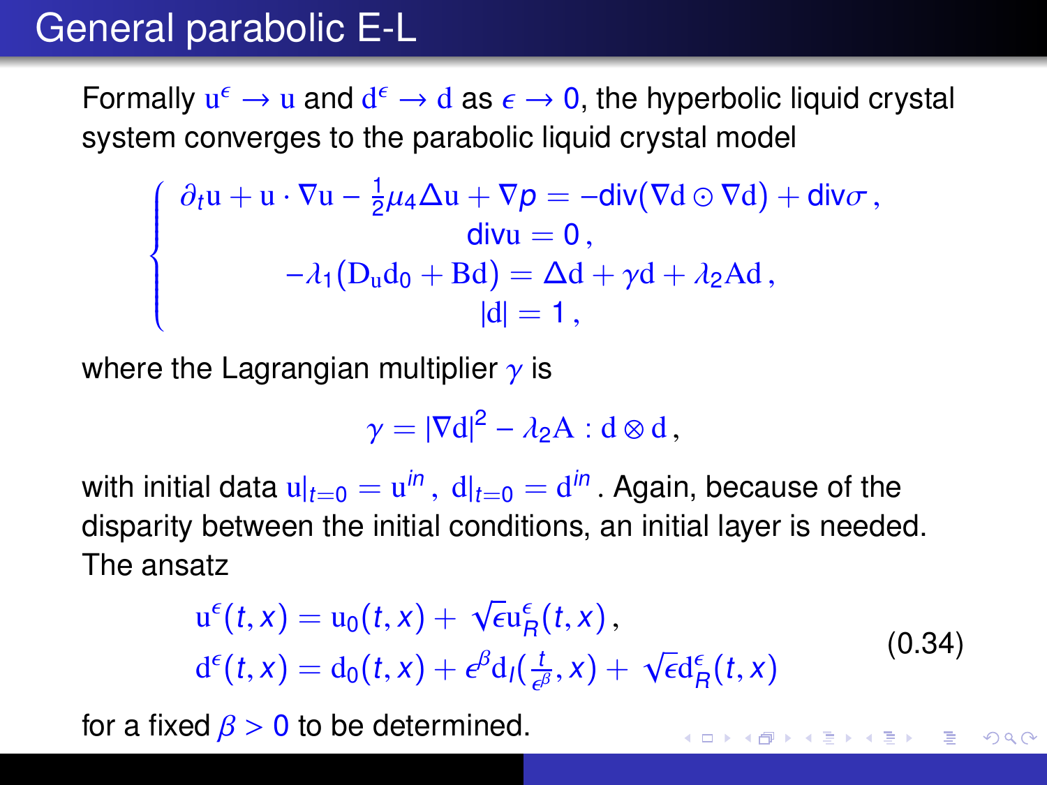# General parabolic E-L

Formally $\mathrm{u}^\epsilon \to \mathrm{u}$ and $\mathrm{d}^\epsilon \to \mathrm{d}$ as $\epsilon \to 0$, the hyperbolic liquid crystal system converges to the parabolic liquid crystal model

$$
\begin{cases}
\partial_t \mathrm{u} + \mathrm{u}\cdot\nabla\mathrm{u} - \frac{1}{2}\mu_4\Delta\mathrm{u} + \nabla p = -\mathrm{div}(\nabla\mathrm{d}\odot\nabla\mathrm{d}) + \mathrm{div}\sigma\,,\\
\mathrm{div}\mathrm{u} = 0\,,\\
-\lambda_1(\mathrm{D}_\mathrm{u}\mathrm{d}_0 + \mathrm{B}\mathrm{d}) = \Delta\mathrm{d} + \gamma\mathrm{d} + \lambda_2\mathrm{A}\mathrm{d}\,,\\
|\mathrm{d}| = 1\,,
\end{cases}
$$

where the Lagrangian multiplier $\gamma$ is

$$
\gamma = |\nabla\mathrm{d}|^2 - \lambda_2\mathrm{A} : \mathrm{d}\otimes\mathrm{d}\,,
$$

with initial data $\mathrm{u}|_{t=0} = \mathrm{u}^{in}\,,\ \mathrm{d}|_{t=0} = \mathrm{d}^{in}$. Again, because of the disparity between the initial conditions, an initial layer is needed. The ansatz

$$
\begin{aligned}
\mathrm{u}^\epsilon(t,x) &= \mathrm{u}_0(t,x) + \sqrt{\epsilon}\mathrm{u}_R^\epsilon(t,x)\,,\\
\mathrm{d}^\epsilon(t,x) &= \mathrm{d}_0(t,x) + \epsilon^\beta\mathrm{d}_I(\tfrac{t}{\epsilon^\beta},x) + \sqrt{\epsilon}\mathrm{d}_R^\epsilon(t,x)
\end{aligned}
\tag{0.34}
$$

for a fixed $\beta > 0$ to be determined.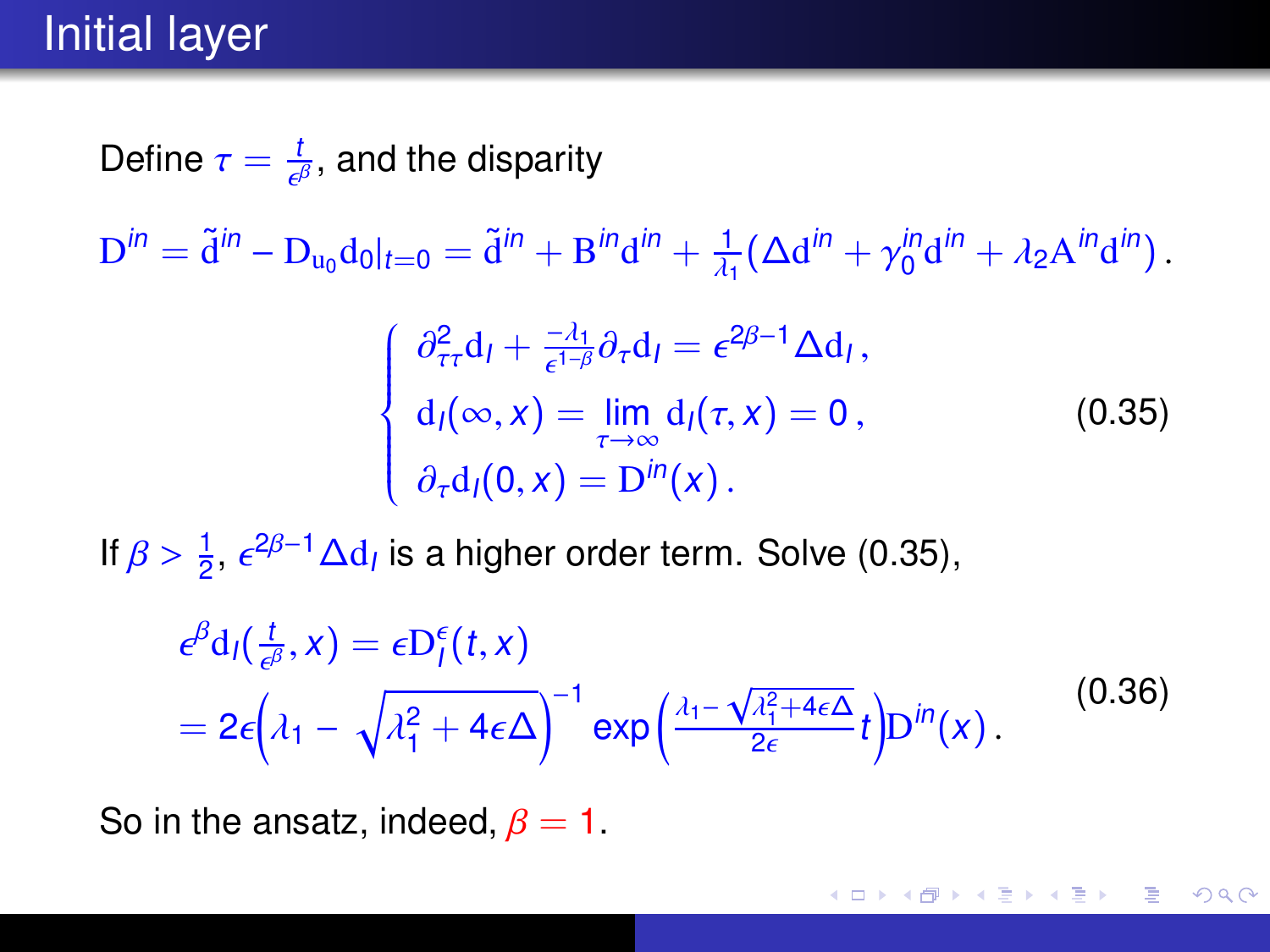# Initial layer

Define $\tau = \frac{t}{\epsilon^\beta}$, and the disparity

$$\mathrm{D}^{in} = \tilde{\mathrm{d}}^{in} - \mathrm{D}_{\mathrm{u}_0}\mathrm{d}_0|_{t=0} = \tilde{\mathrm{d}}^{in} + \mathrm{B}^{in}\mathrm{d}^{in} + \frac{1}{\lambda_1}(\Delta\mathrm{d}^{in} + \gamma_0^{in}\mathrm{d}^{in} + \lambda_2\mathrm{A}^{in}\mathrm{d}^{in})\,.$$

$$\begin{cases} \partial^2_{\tau\tau}\mathrm{d}_I + \frac{-\lambda_1}{\epsilon^{1-\beta}}\partial_\tau\mathrm{d}_I = \epsilon^{2\beta-1}\Delta\mathrm{d}_I\,, \\ \mathrm{d}_I(\infty, x) = \lim\limits_{\tau\to\infty}\mathrm{d}_I(\tau, x) = 0\,, \\ \partial_\tau\mathrm{d}_I(0, x) = \mathrm{D}^{in}(x)\,. \end{cases} \tag{0.35}$$

If $\beta > \frac{1}{2}$, $\epsilon^{2\beta-1}\Delta\mathrm{d}_I$ is a higher order term. Solve (0.35),

$$\begin{aligned} \epsilon^\beta\mathrm{d}_I(\tfrac{t}{\epsilon^\beta}, x) &= \epsilon\mathrm{D}_I^\epsilon(t, x) \\ &= 2\epsilon\Big(\lambda_1 - \sqrt{\lambda_1^2 + 4\epsilon\Delta}\Big)^{-1}\exp\Big(\tfrac{\lambda_1 - \sqrt{\lambda_1^2+4\epsilon\Delta}}{2\epsilon}t\Big)\mathrm{D}^{in}(x)\,. \end{aligned} \tag{0.36}$$

So in the ansatz, indeed, $\beta = 1$.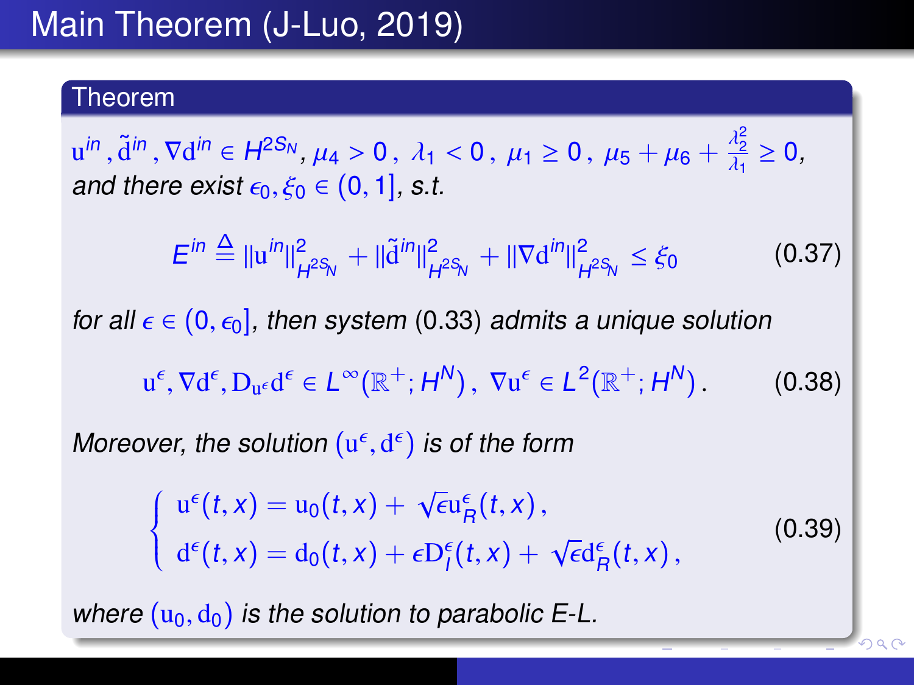# Main Theorem (J-Luo, 2019)

**Theorem**

$\mathrm{u}^{in}, \tilde{\mathrm{d}}^{in}, \nabla \mathrm{d}^{in} \in H^{2S_N}$, $\mu_4 > 0$, $\lambda_1 < 0$, $\mu_1 \geq 0$, $\mu_5 + \mu_6 + \frac{\lambda_2^2}{\lambda_1} \geq 0$, *and there exist* $\epsilon_0, \xi_0 \in (0, 1]$, *s.t.*

$$E^{in} \triangleq \|\mathrm{u}^{in}\|^2_{H^{2S_N}} + \|\tilde{\mathrm{d}}^{in}\|^2_{H^{2S_N}} + \|\nabla \mathrm{d}^{in}\|^2_{H^{2S_N}} \leq \xi_0 \tag{0.37}$$

*for all* $\epsilon \in (0, \epsilon_0]$, *then system* (0.33) *admits a unique solution*

$$\mathrm{u}^\epsilon, \nabla \mathrm{d}^\epsilon, \mathrm{D}_{\mathrm{u}^\epsilon} \mathrm{d}^\epsilon \in L^\infty(\mathbb{R}^+; H^N), \ \nabla \mathrm{u}^\epsilon \in L^2(\mathbb{R}^+; H^N). \tag{0.38}$$

*Moreover, the solution* $(\mathrm{u}^\epsilon, \mathrm{d}^\epsilon)$ *is of the form*

$$\begin{cases} \mathrm{u}^\epsilon(t,x) = \mathrm{u}_0(t,x) + \sqrt{\epsilon}\mathrm{u}^\epsilon_R(t,x), \\ \mathrm{d}^\epsilon(t,x) = \mathrm{d}_0(t,x) + \epsilon \mathrm{D}^\epsilon_I(t,x) + \sqrt{\epsilon}\mathrm{d}^\epsilon_R(t,x), \end{cases} \tag{0.39}$$

*where* $(\mathrm{u}_0, \mathrm{d}_0)$ *is the solution to parabolic E-L.*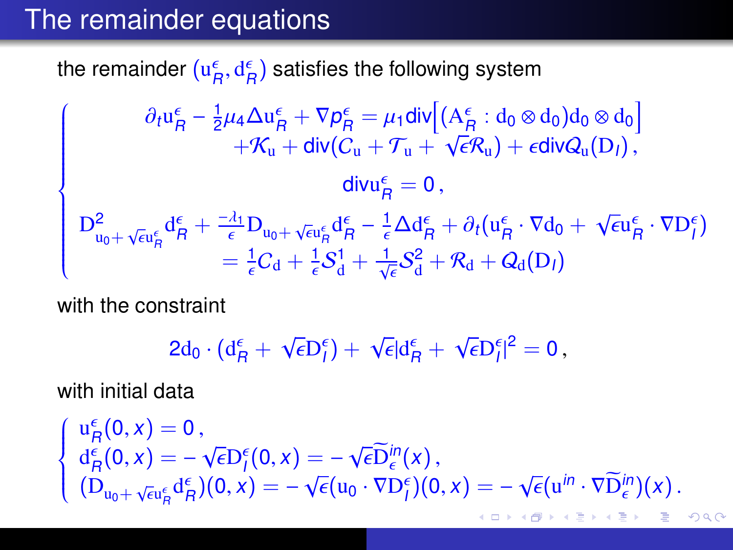# The remainder equations

the remainder $(\mathrm{u}_R^\epsilon, \mathrm{d}_R^\epsilon)$ satisfies the following system

$$
\begin{cases}
\partial_t \mathrm{u}_R^\epsilon - \frac{1}{2}\mu_4 \Delta \mathrm{u}_R^\epsilon + \nabla p_R^\epsilon = \mu_1 \mathrm{div}\Big[(\mathrm{A}_R^\epsilon : \mathrm{d}_0 \otimes \mathrm{d}_0)\mathrm{d}_0 \otimes \mathrm{d}_0\Big] \\
\qquad + \mathcal{K}_\mathrm{u} + \mathrm{div}(\mathcal{C}_\mathrm{u} + \mathcal{T}_\mathrm{u} + \sqrt{\epsilon}\mathcal{R}_\mathrm{u}) + \epsilon \mathrm{div} \mathcal{Q}_\mathrm{u}(\mathrm{D}_I)\,, \\
\mathrm{div} \mathrm{u}_R^\epsilon = 0\,, \\
\mathrm{D}^2_{\mathrm{u}_0 + \sqrt{\epsilon}\mathrm{u}_R^\epsilon} \mathrm{d}_R^\epsilon + \frac{-\lambda_1}{\epsilon} \mathrm{D}_{\mathrm{u}_0 + \sqrt{\epsilon}\mathrm{u}_R^\epsilon} \mathrm{d}_R^\epsilon - \frac{1}{\epsilon}\Delta \mathrm{d}_R^\epsilon + \partial_t(\mathrm{u}_R^\epsilon \cdot \nabla \mathrm{d}_0 + \sqrt{\epsilon}\mathrm{u}_R^\epsilon \cdot \nabla \mathrm{D}_I^\epsilon) \\
\qquad = \frac{1}{\epsilon}\mathcal{C}_\mathrm{d} + \frac{1}{\epsilon}\mathcal{S}_\mathrm{d}^1 + \frac{1}{\sqrt{\epsilon}}\mathcal{S}_\mathrm{d}^2 + \mathcal{R}_\mathrm{d} + \mathcal{Q}_\mathrm{d}(\mathrm{D}_I)
\end{cases}
$$

with the constraint

$$
2\mathrm{d}_0 \cdot (\mathrm{d}_R^\epsilon + \sqrt{\epsilon}\mathrm{D}_I^\epsilon) + \sqrt{\epsilon}|\mathrm{d}_R^\epsilon + \sqrt{\epsilon}\mathrm{D}_I^\epsilon|^2 = 0\,,
$$

with initial data

$$
\begin{cases}
\mathrm{u}_R^\epsilon(0,x) = 0\,, \\
\mathrm{d}_R^\epsilon(0,x) = -\sqrt{\epsilon}\mathrm{D}_I^\epsilon(0,x) = -\sqrt{\epsilon}\widetilde{\mathrm{D}}_\epsilon^{in}(x)\,, \\
(\mathrm{D}_{\mathrm{u}_0 + \sqrt{\epsilon}\mathrm{u}_R^\epsilon} \mathrm{d}_R^\epsilon)(0,x) = -\sqrt{\epsilon}(\mathrm{u}_0 \cdot \nabla \mathrm{D}_I^\epsilon)(0,x) = -\sqrt{\epsilon}(\mathrm{u}^{in} \cdot \nabla \widetilde{\mathrm{D}}_\epsilon^{in})(x)\,.
\end{cases}
$$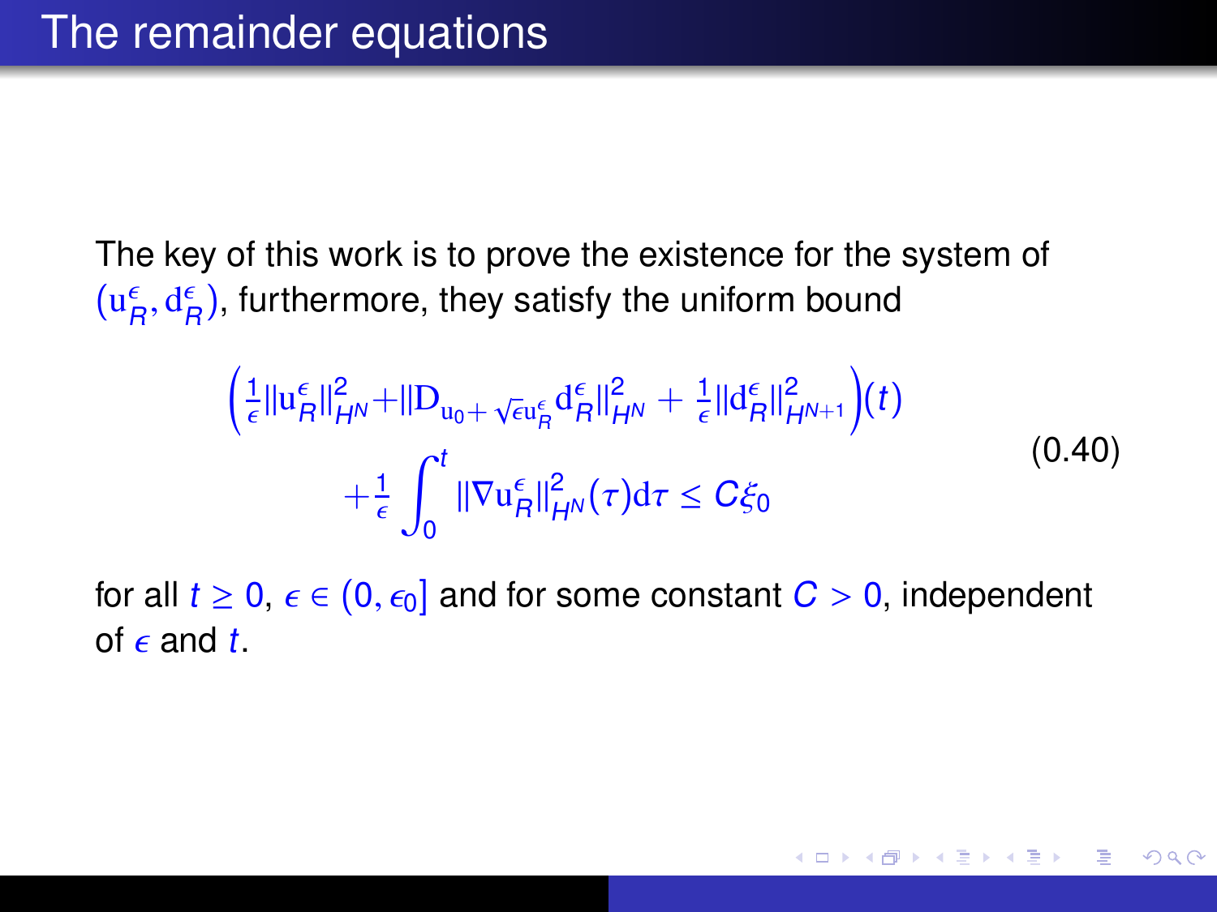## The remainder equations

The key of this work is to prove the existence for the system of $(\mathrm{u}_R^\epsilon, \mathrm{d}_R^\epsilon)$, furthermore, they satisfy the uniform bound

$$
\begin{aligned}
\Big(\tfrac{1}{\epsilon}\|\mathrm{u}_R^\epsilon\|_{H^N}^2 + \|\mathrm{D}_{\mathrm{u}_0+\sqrt{\epsilon}\mathrm{u}_R^\epsilon}\mathrm{d}_R^\epsilon\|_{H^N}^2 + \tfrac{1}{\epsilon}\|\mathrm{d}_R^\epsilon\|_{H^{N+1}}^2\Big)(t) \\
+ \tfrac{1}{\epsilon}\int_0^t \|\nabla \mathrm{u}_R^\epsilon\|_{H^N}^2(\tau)\mathrm{d}\tau \le C\xi_0
\end{aligned}
\tag{0.40}
$$

for all $t \geq 0$, $\epsilon \in (0, \epsilon_0]$ and for some constant $C > 0$, independent of $\epsilon$ and $t$.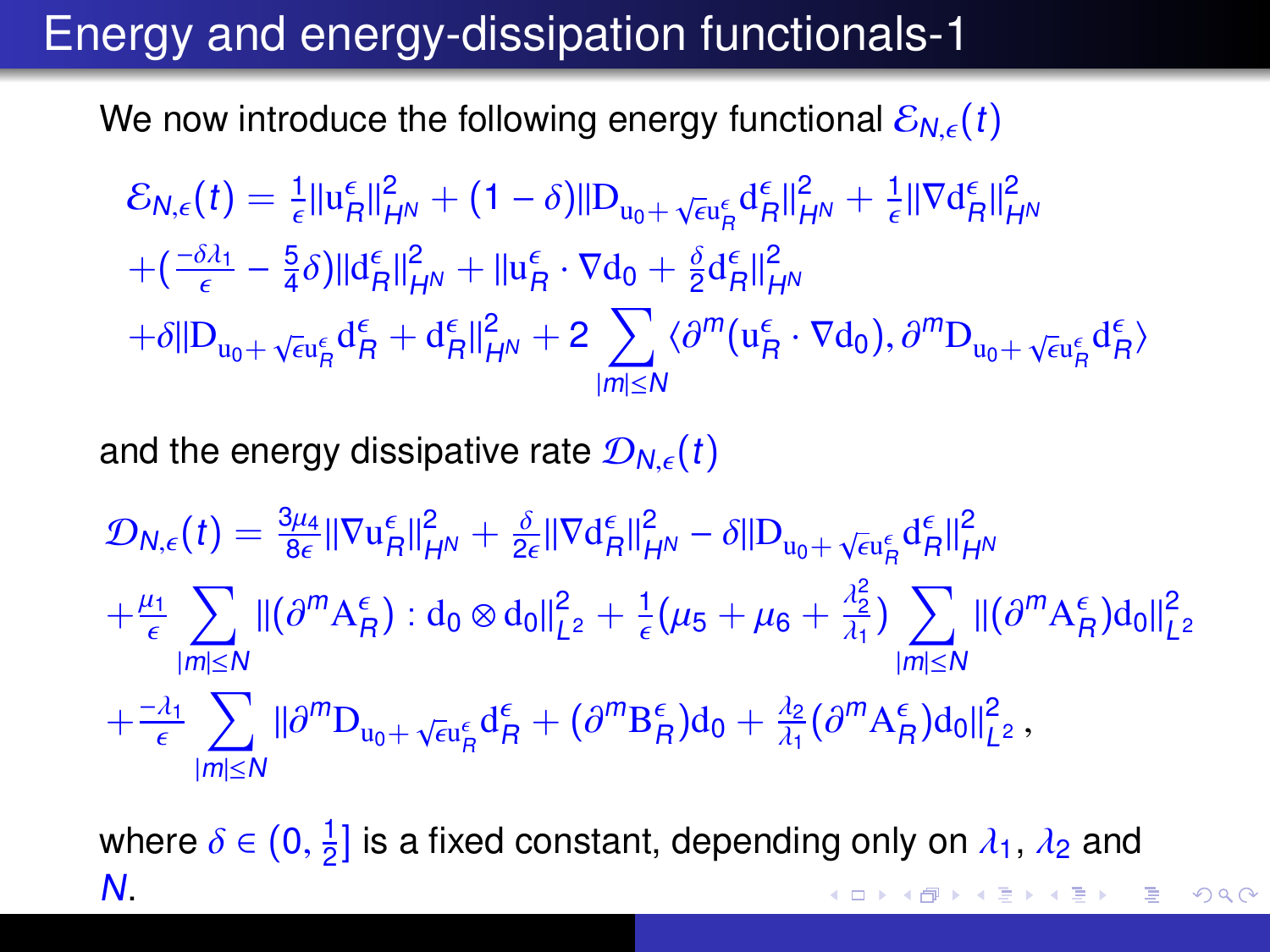# Energy and energy-dissipation functionals-1

We now introduce the following energy functional $\mathcal{E}_{N,\epsilon}(t)$

$$
\begin{aligned}
\mathcal{E}_{N,\epsilon}(t) = {}& \tfrac{1}{\epsilon}\|\mathrm{u}_R^\epsilon\|_{H^N}^2 + (1-\delta)\|\mathrm{D}_{\mathrm{u}_0+\sqrt{\epsilon}\mathrm{u}_R^\epsilon}\mathrm{d}_R^\epsilon\|_{H^N}^2 + \tfrac{1}{\epsilon}\|\nabla \mathrm{d}_R^\epsilon\|_{H^N}^2 \\
& + \big(\tfrac{-\delta\lambda_1}{\epsilon} - \tfrac{5}{4}\delta\big)\|\mathrm{d}_R^\epsilon\|_{H^N}^2 + \|\mathrm{u}_R^\epsilon \cdot \nabla \mathrm{d}_0 + \tfrac{\delta}{2}\mathrm{d}_R^\epsilon\|_{H^N}^2 \\
& + \delta\|\mathrm{D}_{\mathrm{u}_0+\sqrt{\epsilon}\mathrm{u}_R^\epsilon}\mathrm{d}_R^\epsilon + \mathrm{d}_R^\epsilon\|_{H^N}^2 + 2\sum_{|m|\le N}\langle \partial^m(\mathrm{u}_R^\epsilon\cdot\nabla \mathrm{d}_0), \partial^m \mathrm{D}_{\mathrm{u}_0+\sqrt{\epsilon}\mathrm{u}_R^\epsilon}\mathrm{d}_R^\epsilon\rangle
\end{aligned}
$$

and the energy dissipative rate $\mathcal{D}_{N,\epsilon}(t)$

$$
\begin{aligned}
\mathcal{D}_{N,\epsilon}(t) = {}& \tfrac{3\mu_4}{8\epsilon}\|\nabla \mathrm{u}_R^\epsilon\|_{H^N}^2 + \tfrac{\delta}{2\epsilon}\|\nabla \mathrm{d}_R^\epsilon\|_{H^N}^2 - \delta\|\mathrm{D}_{\mathrm{u}_0+\sqrt{\epsilon}\mathrm{u}_R^\epsilon}\mathrm{d}_R^\epsilon\|_{H^N}^2 \\
& + \tfrac{\mu_1}{\epsilon}\sum_{|m|\le N}\|(\partial^m \mathrm{A}_R^\epsilon):\mathrm{d}_0\otimes \mathrm{d}_0\|_{L^2}^2 + \tfrac{1}{\epsilon}\big(\mu_5+\mu_6+\tfrac{\lambda_2^2}{\lambda_1}\big)\sum_{|m|\le N}\|(\partial^m \mathrm{A}_R^\epsilon)\mathrm{d}_0\|_{L^2}^2 \\
& + \tfrac{-\lambda_1}{\epsilon}\sum_{|m|\le N}\|\partial^m \mathrm{D}_{\mathrm{u}_0+\sqrt{\epsilon}\mathrm{u}_R^\epsilon}\mathrm{d}_R^\epsilon + (\partial^m \mathrm{B}_R^\epsilon)\mathrm{d}_0 + \tfrac{\lambda_2}{\lambda_1}(\partial^m \mathrm{A}_R^\epsilon)\mathrm{d}_0\|_{L^2}^2\,,
\end{aligned}
$$

where $\delta \in (0, \frac{1}{2}]$ is a fixed constant, depending only on $\lambda_1$, $\lambda_2$ and $N$.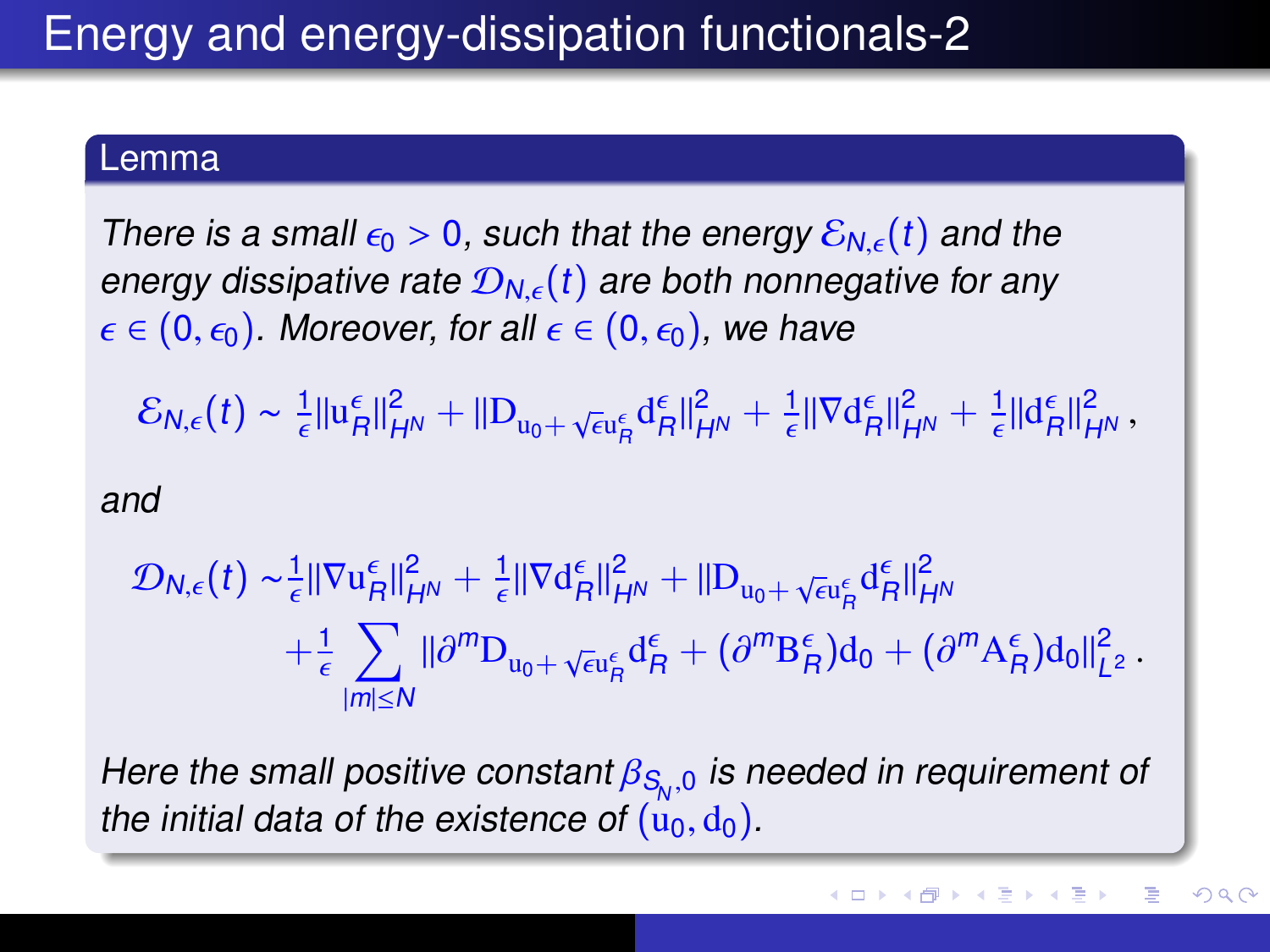# Energy and energy-dissipation functionals-2

**Lemma**

*There is a small $\epsilon_0 > 0$, such that the energy $\mathcal{E}_{N,\epsilon}(t)$ and the energy dissipative rate $\mathcal{D}_{N,\epsilon}(t)$ are both nonnegative for any $\epsilon \in (0, \epsilon_0)$. Moreover, for all $\epsilon \in (0, \epsilon_0)$, we have*

$$
\mathcal{E}_{N,\epsilon}(t) \sim \tfrac{1}{\epsilon}\|\mathrm{u}^\epsilon_R\|^2_{H^N} + \|\mathrm{D}_{\mathrm{u}_0+\sqrt{\epsilon}\mathrm{u}^\epsilon_R}\mathrm{d}^\epsilon_R\|^2_{H^N} + \tfrac{1}{\epsilon}\|\nabla \mathrm{d}^\epsilon_R\|^2_{H^N} + \tfrac{1}{\epsilon}\|\mathrm{d}^\epsilon_R\|^2_{H^N}\,,
$$

*and*

$$
\begin{aligned}
\mathcal{D}_{N,\epsilon}(t) \sim & \tfrac{1}{\epsilon}\|\nabla \mathrm{u}^\epsilon_R\|^2_{H^N} + \tfrac{1}{\epsilon}\|\nabla \mathrm{d}^\epsilon_R\|^2_{H^N} + \|\mathrm{D}_{\mathrm{u}_0+\sqrt{\epsilon}\mathrm{u}^\epsilon_R}\mathrm{d}^\epsilon_R\|^2_{H^N} \\
& + \tfrac{1}{\epsilon}\sum_{|m|\leq N}\|\partial^m \mathrm{D}_{\mathrm{u}_0+\sqrt{\epsilon}\mathrm{u}^\epsilon_R}\mathrm{d}^\epsilon_R + (\partial^m \mathrm{B}^\epsilon_R)\mathrm{d}_0 + (\partial^m \mathrm{A}^\epsilon_R)\mathrm{d}_0\|^2_{L^2}\,.
\end{aligned}
$$

*Here the small positive constant $\beta_{S_N,0}$ is needed in requirement of the initial data of the existence of $(\mathrm{u}_0, \mathrm{d}_0)$.*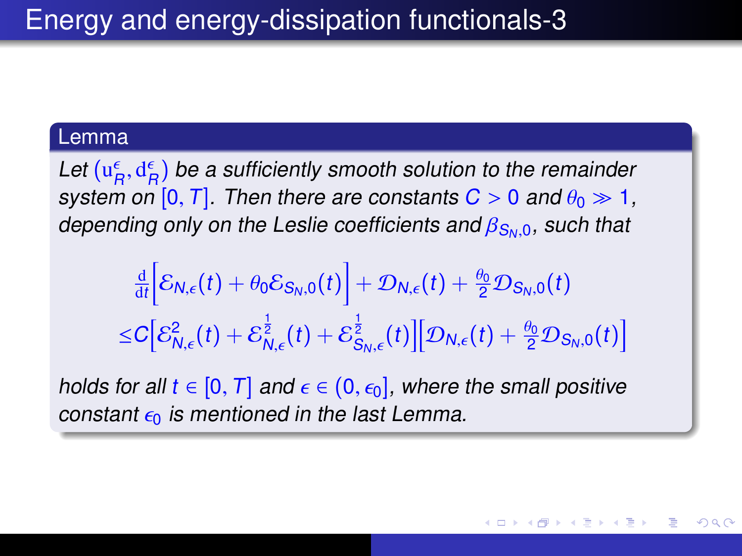# Energy and energy-dissipation functionals-3

**Lemma**

*Let $(\mathrm{u}_R^\epsilon, \mathrm{d}_R^\epsilon)$ be a sufficiently smooth solution to the remainder system on $[0, T]$. Then there are constants $C > 0$ and $\theta_0 \gg 1$, depending only on the Leslie coefficients and $\beta_{S_N,0}$, such that*

$$
\begin{aligned}
&\frac{\mathrm{d}}{\mathrm{d}t}\Big[\mathcal{E}_{N,\epsilon}(t) + \theta_0 \mathcal{E}_{S_N,0}(t)\Big] + \mathcal{D}_{N,\epsilon}(t) + \tfrac{\theta_0}{2}\mathcal{D}_{S_N,0}(t) \\
\leq & C\Big[\mathcal{E}^2_{N,\epsilon}(t) + \mathcal{E}^{\frac{1}{2}}_{N,\epsilon}(t) + \mathcal{E}^{\frac{1}{2}}_{S_N,\epsilon}(t)\Big]\Big[\mathcal{D}_{N,\epsilon}(t) + \tfrac{\theta_0}{2}\mathcal{D}_{S_N,0}(t)\Big]
\end{aligned}
$$

*holds for all $t \in [0, T]$ and $\epsilon \in (0, \epsilon_0]$, where the small positive constant $\epsilon_0$ is mentioned in the last Lemma.*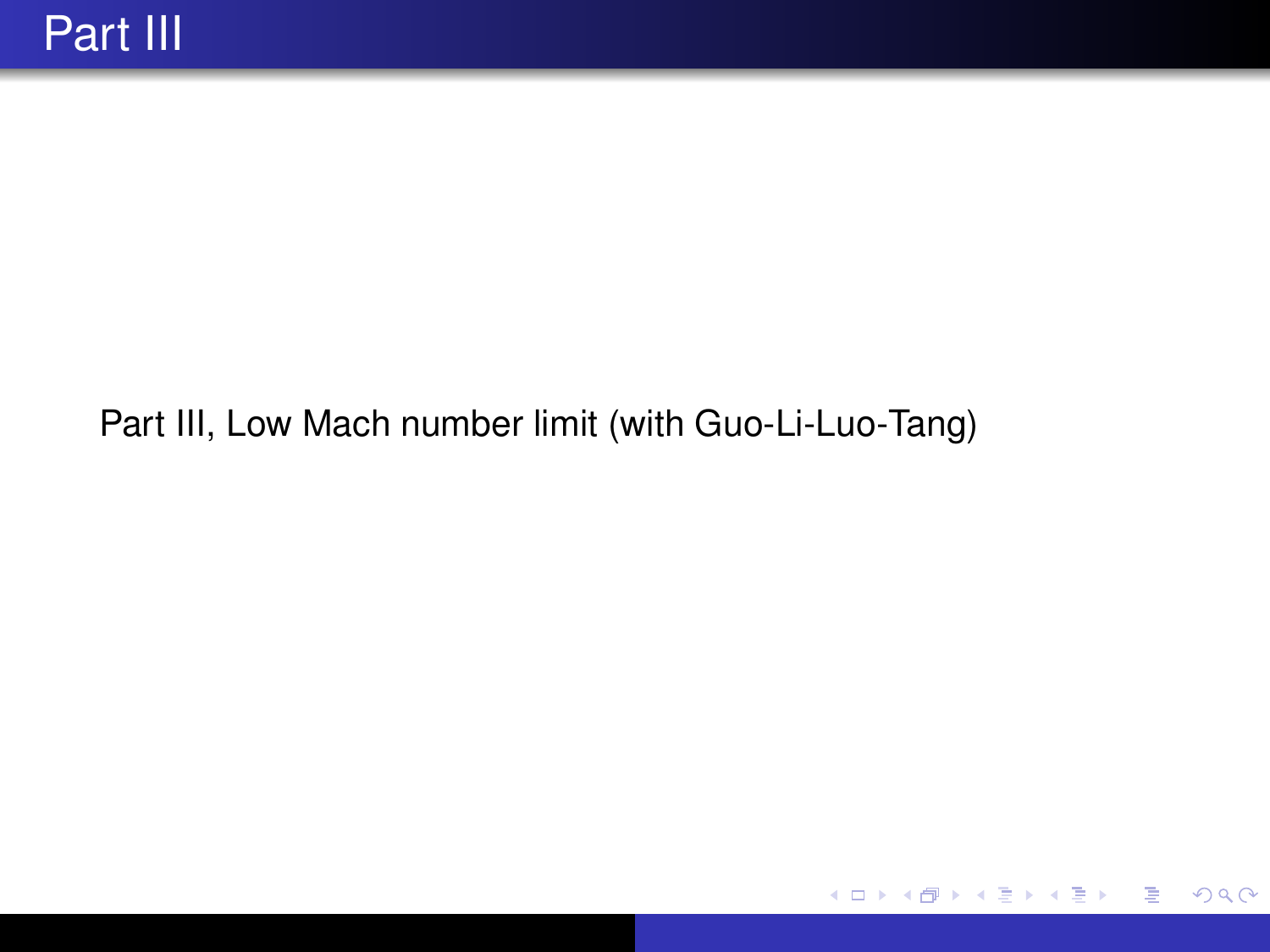# Part III

Part III, Low Mach number limit (with Guo-Li-Luo-Tang)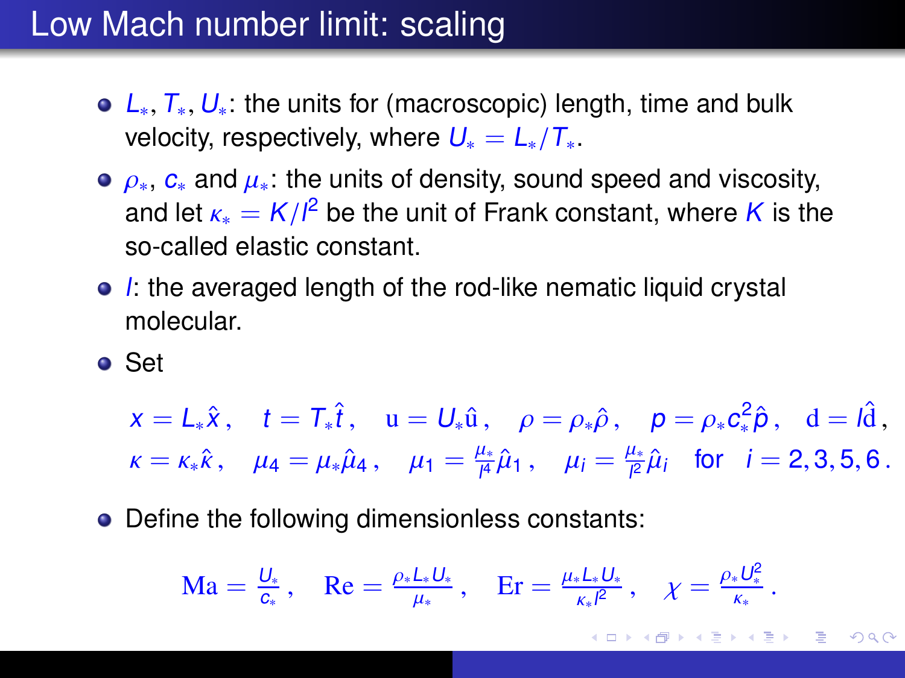# Low Mach number limit: scaling

- $L_*$, $T_*$, $U_*$: the units for (macroscopic) length, time and bulk velocity, respectively, where $U_* = L_*/T_*$.
- $\rho_*$, $c_*$ and $\mu_*$: the units of density, sound speed and viscosity, and let $\kappa_* = K/l^2$ be the unit of Frank constant, where $K$ is the so-called elastic constant.
- $l$: the averaged length of the rod-like nematic liquid crystal molecular.
- Set

$$x = L_*\hat{x}\,, \quad t = T_*\hat{t}\,, \quad \mathrm{u} = U_*\hat{\mathrm{u}}\,, \quad \rho = \rho_*\hat{\rho}\,, \quad p = \rho_* c_*^2 \hat{p}\,, \quad \mathrm{d} = l\hat{\mathrm{d}}\,,$$

$$\kappa = \kappa_*\hat{\kappa}\,, \quad \mu_4 = \mu_*\hat{\mu}_4\,, \quad \mu_1 = \frac{\mu_*}{l^4}\hat{\mu}_1\,, \quad \mu_i = \frac{\mu_*}{l^2}\hat{\mu}_i \quad \text{for} \quad i = 2, 3, 5, 6\,.$$

- Define the following dimensionless constants:

$$\mathrm{Ma} = \frac{U_*}{c_*}\,, \quad \mathrm{Re} = \frac{\rho_* L_* U_*}{\mu_*}\,, \quad \mathrm{Er} = \frac{\mu_* L_* U_*}{\kappa_* l^2}\,, \quad \chi = \frac{\rho_* U_*^2}{\kappa_*}\,.$$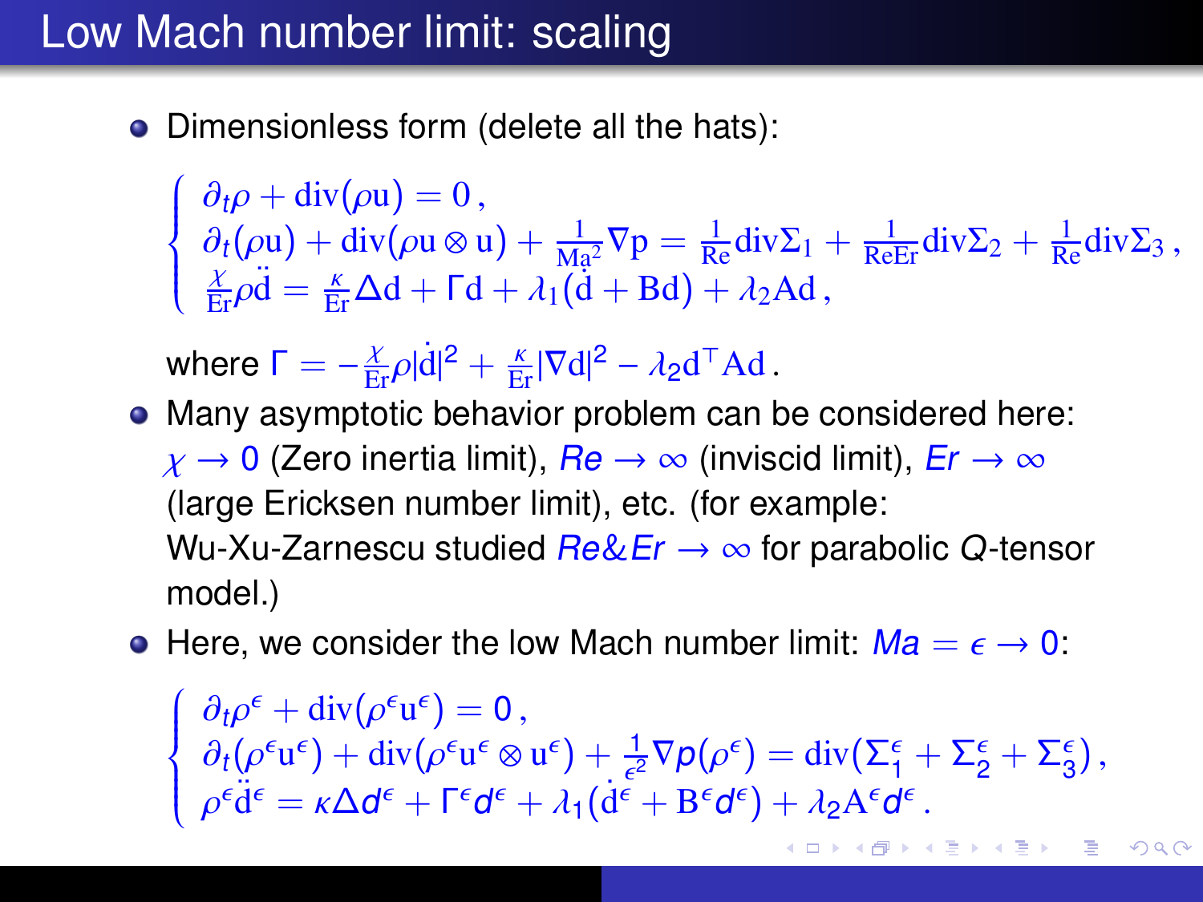# Low Mach number limit: scaling

- Dimensionless form (delete all the hats):

$$
\begin{cases}
\partial_t \rho + \mathrm{div}(\rho \mathrm{u}) = 0\,, \\
\partial_t(\rho \mathrm{u}) + \mathrm{div}(\rho \mathrm{u} \otimes \mathrm{u}) + \frac{1}{\mathrm{Ma}^2} \nabla \mathrm{p} = \frac{1}{\mathrm{Re}} \mathrm{div} \Sigma_1 + \frac{1}{\mathrm{Re}\mathrm{Er}} \mathrm{div} \Sigma_2 + \frac{1}{\mathrm{Re}} \mathrm{div} \Sigma_3\,, \\
\frac{\chi}{\mathrm{Er}} \rho \ddot{\mathrm{d}} = \frac{\kappa}{\mathrm{Er}} \Delta \mathrm{d} + \Gamma \mathrm{d} + \lambda_1 (\dot{\mathrm{d}} + \mathrm{B}\mathrm{d}) + \lambda_2 \mathrm{A}\mathrm{d}\,,
\end{cases}
$$

  where $\Gamma = -\frac{\chi}{\mathrm{Er}} \rho |\dot{\mathrm{d}}|^2 + \frac{\kappa}{\mathrm{Er}} |\nabla \mathrm{d}|^2 - \lambda_2 \mathrm{d}^\top \mathrm{A}\mathrm{d}$.

- Many asymptotic behavior problem can be considered here: $\chi \to 0$ (Zero inertia limit), $Re \to \infty$ (inviscid limit), $Er \to \infty$ (large Ericksen number limit), etc. (for example: Wu-Xu-Zarnescu studied $Re\&Er \to \infty$ for parabolic $Q$-tensor model.)

- Here, we consider the low Mach number limit: $Ma = \epsilon \to 0$:

$$
\begin{cases}
\partial_t \rho^\epsilon + \mathrm{div}(\rho^\epsilon \mathrm{u}^\epsilon) = 0\,, \\
\partial_t(\rho^\epsilon \mathrm{u}^\epsilon) + \mathrm{div}(\rho^\epsilon \mathrm{u}^\epsilon \otimes \mathrm{u}^\epsilon) + \frac{1}{\epsilon^2} \nabla p(\rho^\epsilon) = \mathrm{div}(\Sigma_1^\epsilon + \Sigma_2^\epsilon + \Sigma_3^\epsilon)\,, \\
\rho^\epsilon \ddot{\mathrm{d}}^\epsilon = \kappa \Delta d^\epsilon + \Gamma^\epsilon d^\epsilon + \lambda_1 (\dot{\mathrm{d}}^\epsilon + \mathrm{B}^\epsilon d^\epsilon) + \lambda_2 \mathrm{A}^\epsilon d^\epsilon\,.
\end{cases}
$$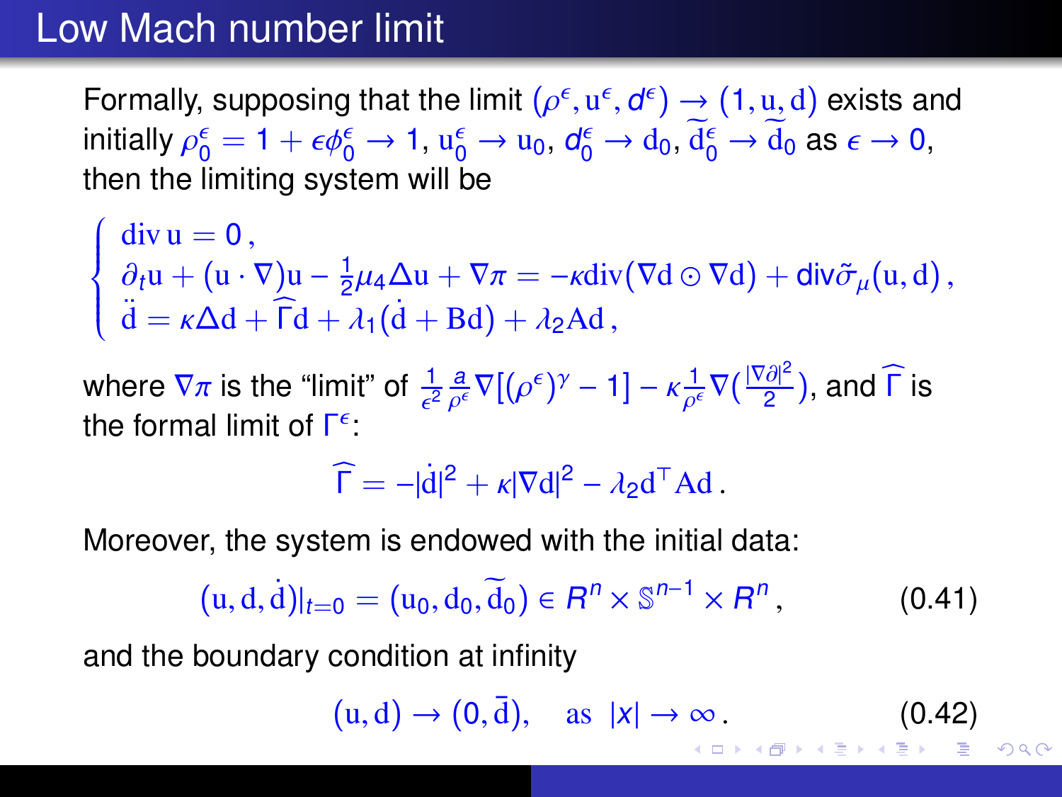# Low Mach number limit

Formally, supposing that the limit $(\rho^\epsilon, \mathrm{u}^\epsilon, d^\epsilon) \to (1, \mathrm{u}, \mathrm{d})$ exists and initially $\rho_0^\epsilon = 1 + \epsilon\phi_0^\epsilon \to 1$, $\mathrm{u}_0^\epsilon \to \mathrm{u}_0$, $d_0^\epsilon \to \mathrm{d}_0$, $\widetilde{\mathrm{d}}_0^\epsilon \to \widetilde{\mathrm{d}}_0$ as $\epsilon \to 0$, then the limiting system will be

$$
\begin{cases}
\operatorname{div} \mathrm{u} = 0\,, \\
\partial_t \mathrm{u} + (\mathrm{u} \cdot \nabla)\mathrm{u} - \frac{1}{2}\mu_4 \Delta \mathrm{u} + \nabla \pi = -\kappa \operatorname{div}(\nabla \mathrm{d} \odot \nabla \mathrm{d}) + \operatorname{div}\tilde{\sigma}_\mu(\mathrm{u}, \mathrm{d})\,, \\
\ddot{\mathrm{d}} = \kappa \Delta \mathrm{d} + \widehat{\Gamma} \mathrm{d} + \lambda_1(\dot{\mathrm{d}} + \mathrm{B}\mathrm{d}) + \lambda_2 \mathrm{A}\mathrm{d}\,,
\end{cases}
$$

where $\nabla\pi$ is the "limit" of $\frac{1}{\epsilon^2}\frac{a}{\rho^\epsilon}\nabla[(\rho^\epsilon)^\gamma - 1] - \kappa\frac{1}{\rho^\epsilon}\nabla(\frac{|\nabla \partial|^2}{2})$, and $\widehat{\Gamma}$ is the formal limit of $\Gamma^\epsilon$:

$$
\widehat{\Gamma} = -|\dot{\mathrm{d}}|^2 + \kappa |\nabla \mathrm{d}|^2 - \lambda_2 \mathrm{d}^\top \mathrm{A} \mathrm{d}\,.
$$

Moreover, the system is endowed with the initial data:

$$
(\mathrm{u}, \mathrm{d}, \dot{\mathrm{d}})|_{t=0} = (\mathrm{u}_0, \mathrm{d}_0, \widetilde{\mathrm{d}}_0) \in R^n \times \mathbb{S}^{n-1} \times R^n\,, \tag{0.41}
$$

and the boundary condition at infinity

$$
(\mathrm{u}, \mathrm{d}) \to (0, \bar{\mathrm{d}}), \quad \text{as } |x| \to \infty\,. \tag{0.42}
$$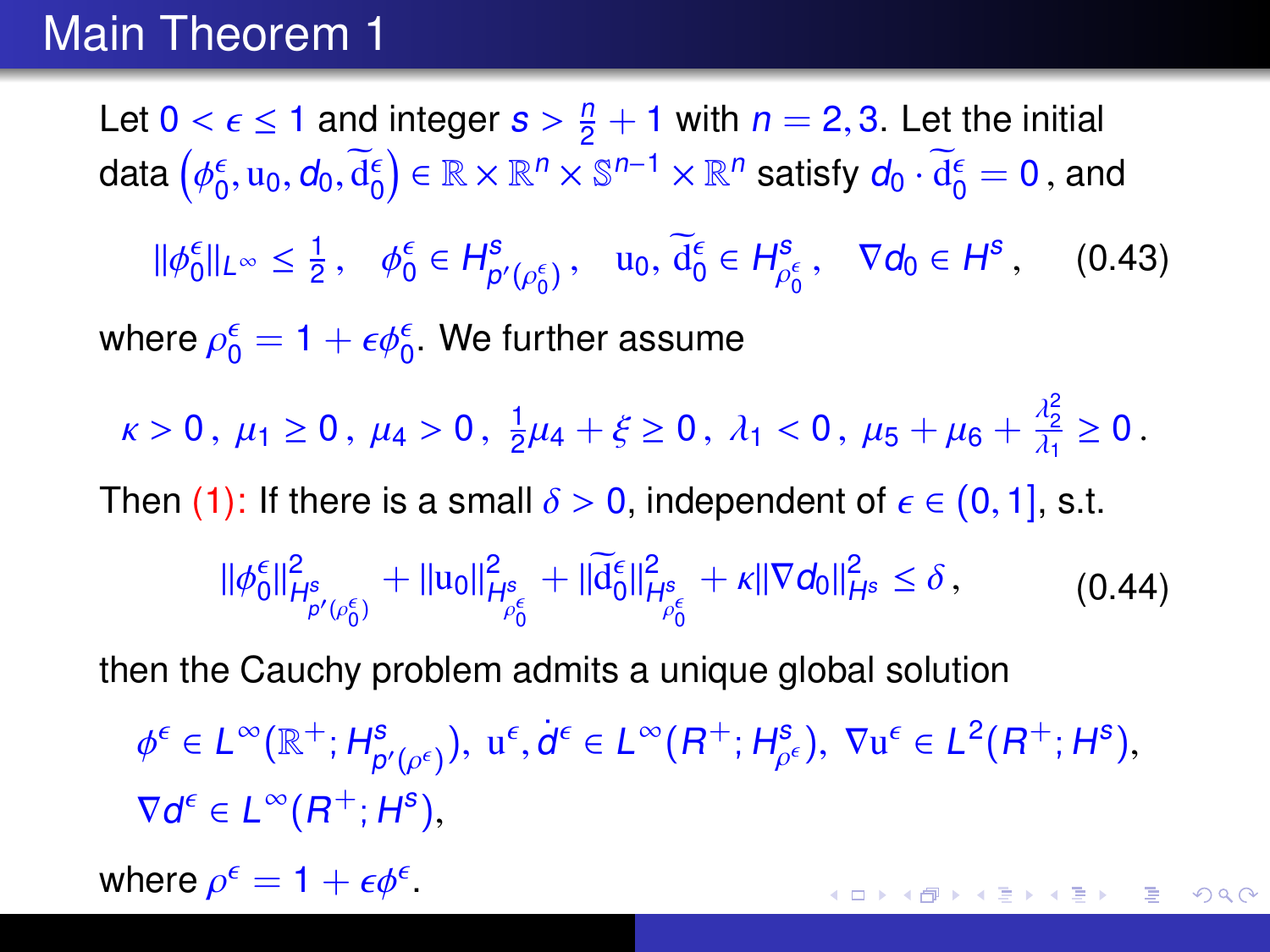# Main Theorem 1

Let $0 < \epsilon \leq 1$ and integer $s > \frac{n}{2} + 1$ with $n = 2, 3$. Let the initial data $\left(\phi_0^\epsilon, \mathrm{u}_0, d_0, \widetilde{\mathrm{d}}_0^\epsilon\right) \in \mathbb{R} \times \mathbb{R}^n \times \mathbb{S}^{n-1} \times \mathbb{R}^n$ satisfy $d_0 \cdot \widetilde{\mathrm{d}}_0^\epsilon = 0$, and

$$\|\phi_0^\epsilon\|_{L^\infty} \leq \frac{1}{2}, \quad \phi_0^\epsilon \in H^s_{p'(\rho_0^\epsilon)}, \quad \mathrm{u}_0,\, \widetilde{\mathrm{d}}_0^\epsilon \in H^s_{\rho_0^\epsilon}, \quad \nabla d_0 \in H^s, \tag{0.43}$$

where $\rho_0^\epsilon = 1 + \epsilon \phi_0^\epsilon$. We further assume

$$\kappa > 0, \ \mu_1 \geq 0, \ \mu_4 > 0, \ \frac{1}{2}\mu_4 + \xi \geq 0, \ \lambda_1 < 0, \ \mu_5 + \mu_6 + \frac{\lambda_2^2}{\lambda_1} \geq 0.$$

Then (1): If there is a small $\delta > 0$, independent of $\epsilon \in (0, 1]$, s.t.

$$\|\phi_0^\epsilon\|^2_{H^s_{p'(\rho_0^\epsilon)}} + \|\mathrm{u}_0\|^2_{H^s_{\rho_0^\epsilon}} + \|\widetilde{\mathrm{d}}_0^\epsilon\|^2_{H^s_{\rho_0^\epsilon}} + \kappa \|\nabla d_0\|^2_{H^s} \leq \delta, \tag{0.44}$$

then the Cauchy problem admits a unique global solution

$$\phi^\epsilon \in L^\infty(\mathbb{R}^+; H^s_{p'(\rho^\epsilon)}), \ \mathrm{u}^\epsilon, \dot{d}^\epsilon \in L^\infty(R^+; H^s_{\rho^\epsilon}), \ \nabla \mathrm{u}^\epsilon \in L^2(R^+; H^s),$$
$$\nabla d^\epsilon \in L^\infty(R^+; H^s),$$

where $\rho^\epsilon = 1 + \epsilon \phi^\epsilon$.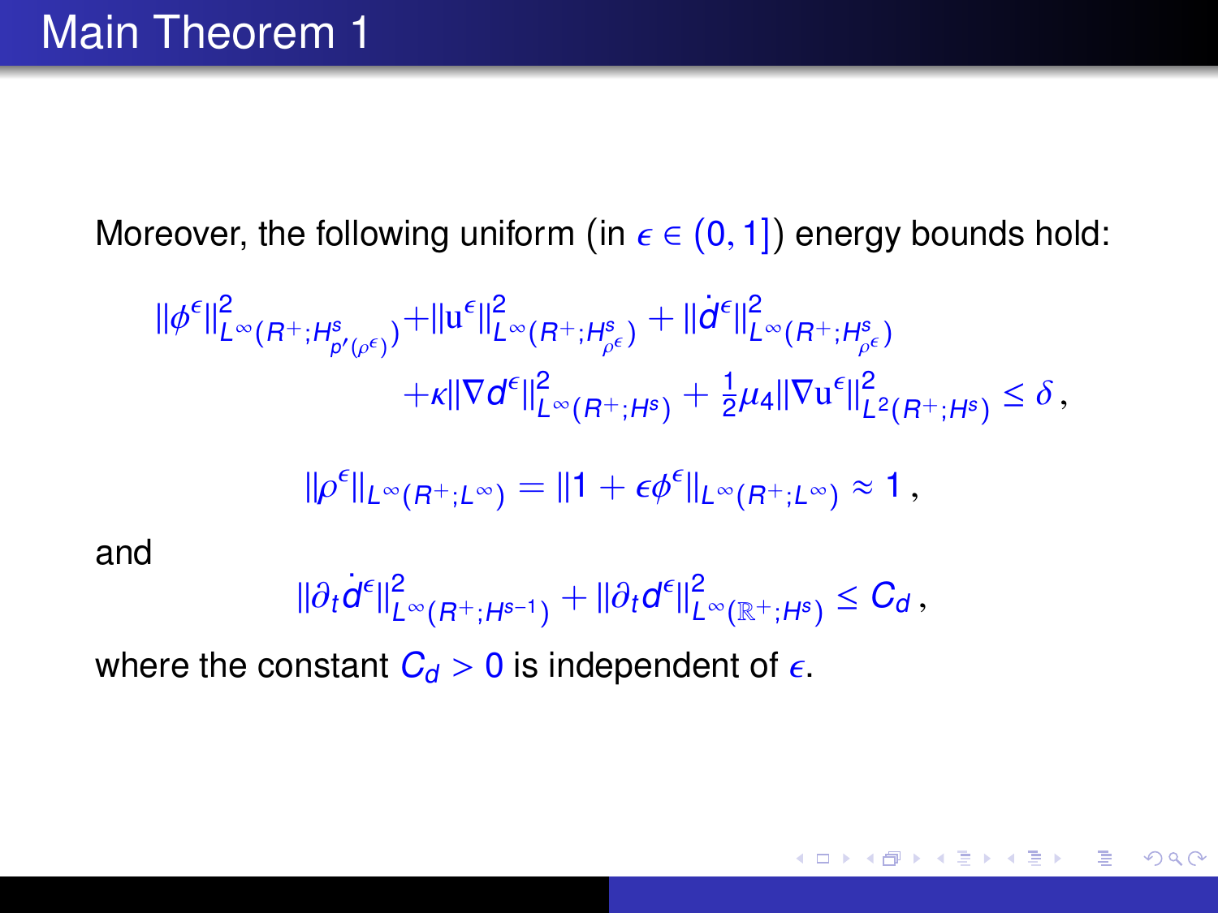## Main Theorem 1

Moreover, the following uniform (in $\epsilon \in (0, 1]$) energy bounds hold:

$$
\begin{aligned}
\|\phi^\epsilon\|^2_{L^\infty(R^+;H^s_{p'(\rho^\epsilon)})} + \|\mathrm{u}^\epsilon\|^2_{L^\infty(R^+;H^s_{\rho^\epsilon})} + \|\dot{d}^\epsilon\|^2_{L^\infty(R^+;H^s_{\rho^\epsilon})} \\
+ \kappa\|\nabla d^\epsilon\|^2_{L^\infty(R^+;H^s)} + \tfrac{1}{2}\mu_4\|\nabla \mathrm{u}^\epsilon\|^2_{L^2(R^+;H^s)} \leq \delta \,,
\end{aligned}
$$

$$
\|\rho^\epsilon\|_{L^\infty(R^+;L^\infty)} = \|1 + \epsilon\phi^\epsilon\|_{L^\infty(R^+;L^\infty)} \approx 1 \,,
$$

and

$$
\|\partial_t \dot{d}^\epsilon\|^2_{L^\infty(R^+;H^{s-1})} + \|\partial_t d^\epsilon\|^2_{L^\infty(\mathbb{R}^+;H^s)} \leq C_d \,,
$$

where the constant $C_d > 0$ is independent of $\epsilon$.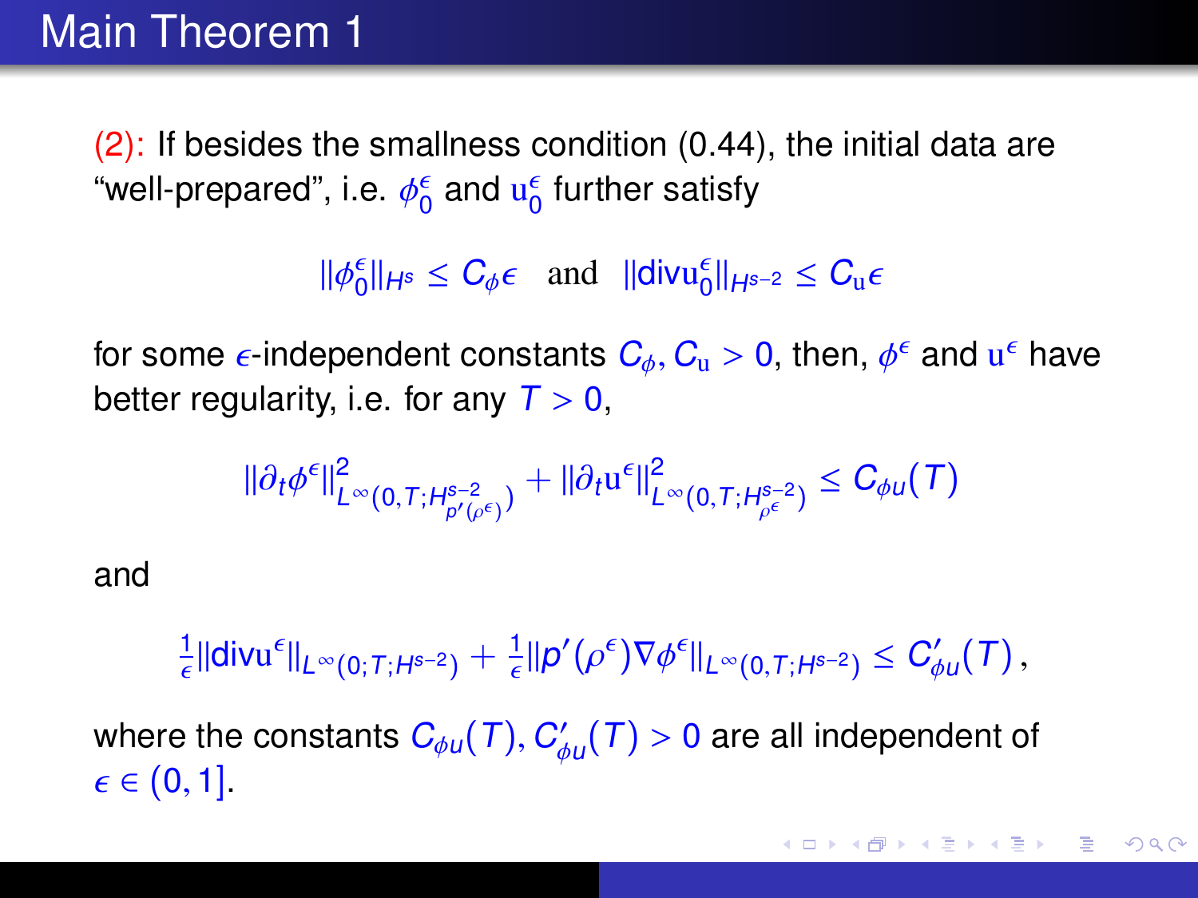# Main Theorem 1

(2): If besides the smallness condition (0.44), the initial data are "well-prepared", i.e. $\phi_0^\epsilon$ and $\mathrm{u}_0^\epsilon$ further satisfy

$$\|\phi_0^\epsilon\|_{H^s} \leq C_\phi \epsilon \quad \text{and} \quad \|\mathrm{div}\mathrm{u}_0^\epsilon\|_{H^{s-2}} \leq C_\mathrm{u} \epsilon$$

for some $\epsilon$-independent constants $C_\phi, C_\mathrm{u} > 0$, then, $\phi^\epsilon$ and $\mathrm{u}^\epsilon$ have better regularity, i.e. for any $T > 0$,

$$\|\partial_t \phi^\epsilon\|^2_{L^\infty(0,T;H^{s-2}_{p'(\rho^\epsilon)})} + \|\partial_t \mathrm{u}^\epsilon\|^2_{L^\infty(0,T;H^{s-2}_{\rho^\epsilon})} \leq C_{\phi u}(T)$$

and

$$\frac{1}{\epsilon}\|\mathrm{div}\mathrm{u}^\epsilon\|_{L^\infty(0;T;H^{s-2})} + \frac{1}{\epsilon}\|p'(\rho^\epsilon)\nabla\phi^\epsilon\|_{L^\infty(0,T;H^{s-2})} \leq C'_{\phi u}(T)\,,$$

where the constants $C_{\phi u}(T), C'_{\phi u}(T) > 0$ are all independent of $\epsilon \in (0, 1]$.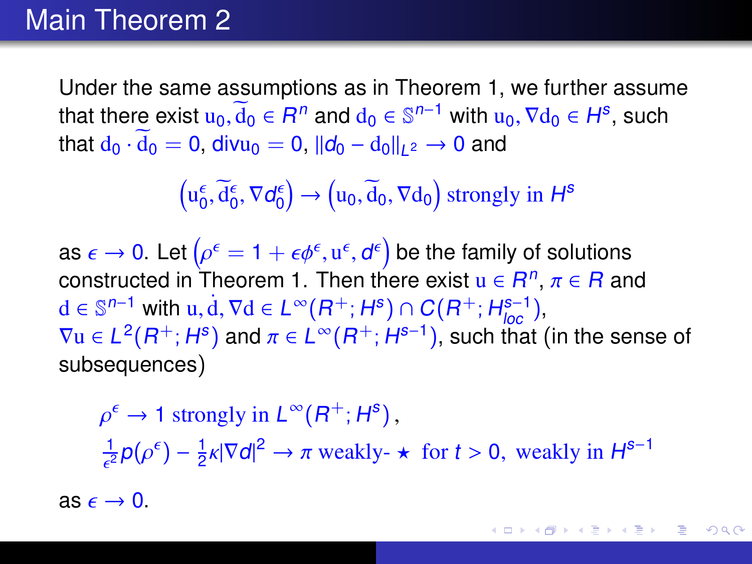## Main Theorem 2

Under the same assumptions as in Theorem 1, we further assume that there exist $\mathrm{u}_0, \widetilde{\mathrm{d}}_0 \in R^n$ and $\mathrm{d}_0 \in \mathbb{S}^{n-1}$ with $\mathrm{u}_0, \nabla \mathrm{d}_0 \in H^s$, such that $\mathrm{d}_0 \cdot \widetilde{\mathrm{d}}_0 = 0$, $\mathrm{div} \mathrm{u}_0 = 0$, $\|d_0 - \mathrm{d}_0\|_{L^2} \to 0$ and

$$\left(\mathrm{u}_0^\epsilon, \widetilde{\mathrm{d}}_0^\epsilon, \nabla d_0^\epsilon\right) \to \left(\mathrm{u}_0, \widetilde{\mathrm{d}}_0, \nabla \mathrm{d}_0\right) \text{ strongly in } H^s$$

as $\epsilon \to 0$. Let $\left(\rho^\epsilon = 1 + \epsilon \phi^\epsilon, \mathrm{u}^\epsilon, d^\epsilon\right)$ be the family of solutions constructed in Theorem 1. Then there exist $\mathrm{u} \in R^n$, $\pi \in R$ and $\mathrm{d} \in \mathbb{S}^{n-1}$ with $\mathrm{u}, \dot{\mathrm{d}}, \nabla \mathrm{d} \in L^\infty(R^+; H^s) \cap C(R^+; H^{s-1}_{loc})$, $\nabla \mathrm{u} \in L^2(R^+; H^s)$ and $\pi \in L^\infty(R^+; H^{s-1})$, such that (in the sense of subsequences)

$$\rho^\epsilon \to 1 \text{ strongly in } L^\infty(R^+; H^s),$$

$$\frac{1}{\epsilon^2} p(\rho^\epsilon) - \frac{1}{2} \kappa |\nabla d|^2 \to \pi \text{ weakly-} \star \text{ for } t > 0, \text{ weakly in } H^{s-1}$$

as $\epsilon \to 0$.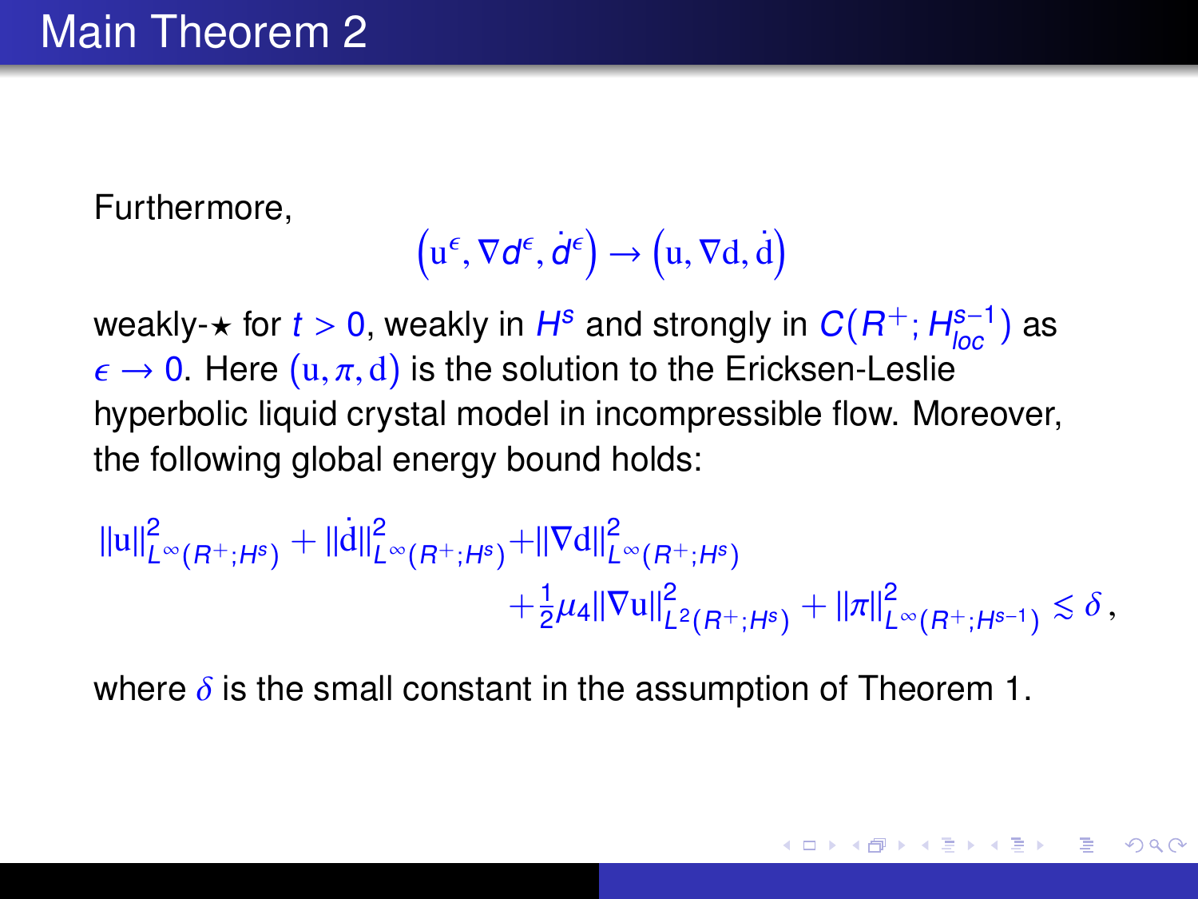# Main Theorem 2

Furthermore,

$$\left(\mathrm{u}^{\epsilon}, \nabla d^{\epsilon}, \dot{d}^{\epsilon}\right) \to \left(\mathrm{u}, \nabla \mathrm{d}, \dot{\mathrm{d}}\right)$$

weakly-$\star$ for $t > 0$, weakly in $H^s$ and strongly in $C(R^+; H^{s-1}_{loc})$ as $\epsilon \to 0$. Here $(\mathrm{u}, \pi, \mathrm{d})$ is the solution to the Ericksen-Leslie hyperbolic liquid crystal model in incompressible flow. Moreover, the following global energy bound holds:

$$\|\mathrm{u}\|^2_{L^\infty(R^+;H^s)} + \|\dot{\mathrm{d}}\|^2_{L^\infty(R^+;H^s)} + \|\nabla \mathrm{d}\|^2_{L^\infty(R^+;H^s)} + \frac{1}{2}\mu_4 \|\nabla \mathrm{u}\|^2_{L^2(R^+;H^s)} + \|\pi\|^2_{L^\infty(R^+;H^{s-1})} \lesssim \delta\,,$$

where $\delta$ is the small constant in the assumption of Theorem 1.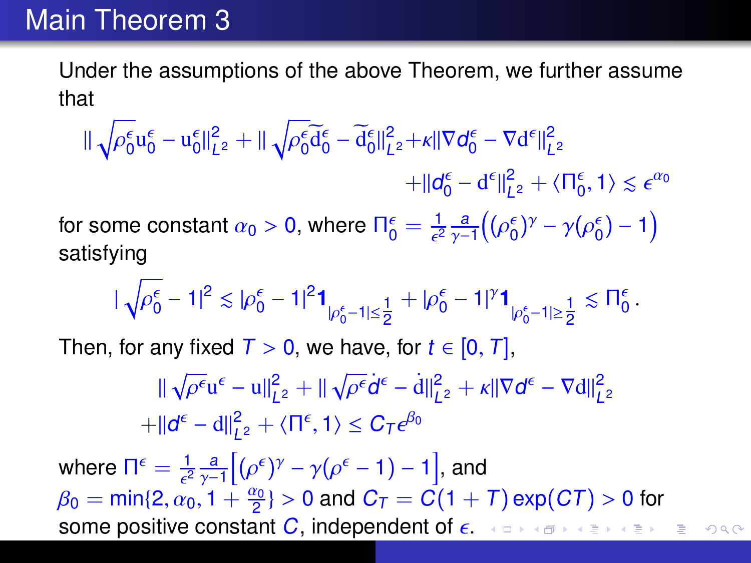# Main Theorem 3

Under the assumptions of the above Theorem, we further assume that

$$\|\sqrt{\rho_0^\epsilon}\mathrm{u}_0^\epsilon - \mathrm{u}_0^\epsilon\|_{L^2}^2 + \|\sqrt{\rho_0^\epsilon}\widetilde{\mathrm{d}}_0^\epsilon - \widetilde{\mathrm{d}}_0^\epsilon\|_{L^2}^2 + \kappa\|\nabla d_0^\epsilon - \nabla \mathrm{d}^\epsilon\|_{L^2}^2 + \|d_0^\epsilon - \mathrm{d}^\epsilon\|_{L^2}^2 + \langle \Pi_0^\epsilon, 1\rangle \lesssim \epsilon^{\alpha_0}$$

for some constant $\alpha_0 > 0$, where $\Pi_0^\epsilon = \frac{1}{\epsilon^2}\frac{a}{\gamma-1}\Big((\rho_0^\epsilon)^\gamma - \gamma(\rho_0^\epsilon) - 1\Big)$ satisfying

$$|\sqrt{\rho_0^\epsilon} - 1|^2 \lesssim |\rho_0^\epsilon - 1|^2 \mathbf{1}_{|\rho_0^\epsilon - 1| \le \frac{1}{2}} + |\rho_0^\epsilon - 1|^\gamma \mathbf{1}_{|\rho_0^\epsilon - 1| \ge \frac{1}{2}} \lesssim \Pi_0^\epsilon .$$

Then, for any fixed $T > 0$, we have, for $t \in [0, T]$,

$$\|\sqrt{\rho^\epsilon}\mathrm{u}^\epsilon - \mathrm{u}\|_{L^2}^2 + \|\sqrt{\rho^\epsilon}\dot{d}^\epsilon - \dot{\mathrm{d}}\|_{L^2}^2 + \kappa\|\nabla d^\epsilon - \nabla \mathrm{d}\|_{L^2}^2 + \|d^\epsilon - \mathrm{d}\|_{L^2}^2 + \langle \Pi^\epsilon, 1\rangle \le C_T \epsilon^{\beta_0}$$

where $\Pi^\epsilon = \frac{1}{\epsilon^2}\frac{a}{\gamma-1}\Big[(\rho^\epsilon)^\gamma - \gamma(\rho^\epsilon - 1) - 1\Big]$, and $\beta_0 = \min\{2, \alpha_0, 1 + \frac{\alpha_0}{2}\} > 0$ and $C_T = C(1+T)\exp(CT) > 0$ for some positive constant $C$, independent of $\epsilon$.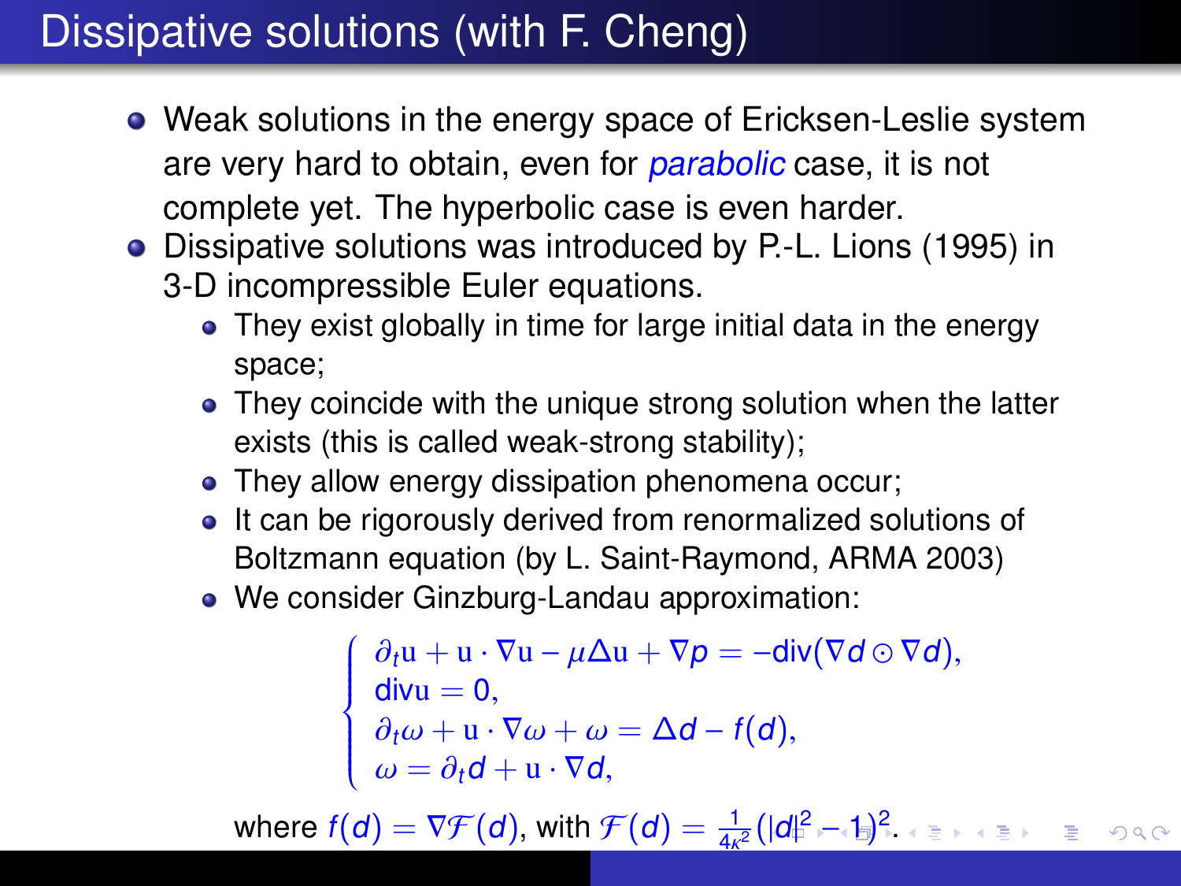# Dissipative solutions (with F. Cheng)

- Weak solutions in the energy space of Ericksen-Leslie system are very hard to obtain, even for *parabolic* case, it is not complete yet. The hyperbolic case is even harder.
- Dissipative solutions was introduced by P.-L. Lions (1995) in 3-D incompressible Euler equations.
  - They exist globally in time for large initial data in the energy space;
  - They coincide with the unique strong solution when the latter exists (this is called weak-strong stability);
  - They allow energy dissipation phenomena occur;
  - It can be rigorously derived from renormalized solutions of Boltzmann equation (by L. Saint-Raymond, ARMA 2003)
  - We consider Ginzburg-Landau approximation:

$$
\begin{cases}
\partial_t \mathrm{u} + \mathrm{u}\cdot\nabla\mathrm{u} - \mu\Delta\mathrm{u} + \nabla p = -\mathrm{div}(\nabla d \odot \nabla d),\\
\mathrm{div}\mathrm{u} = 0,\\
\partial_t \omega + \mathrm{u}\cdot\nabla\omega + \omega = \Delta d - f(d),\\
\omega = \partial_t d + \mathrm{u}\cdot\nabla d,
\end{cases}
$$

where $f(d) = \nabla\mathcal{F}(d)$, with $\mathcal{F}(d) = \frac{1}{4\kappa^2}(|d|^2 - 1)^2$.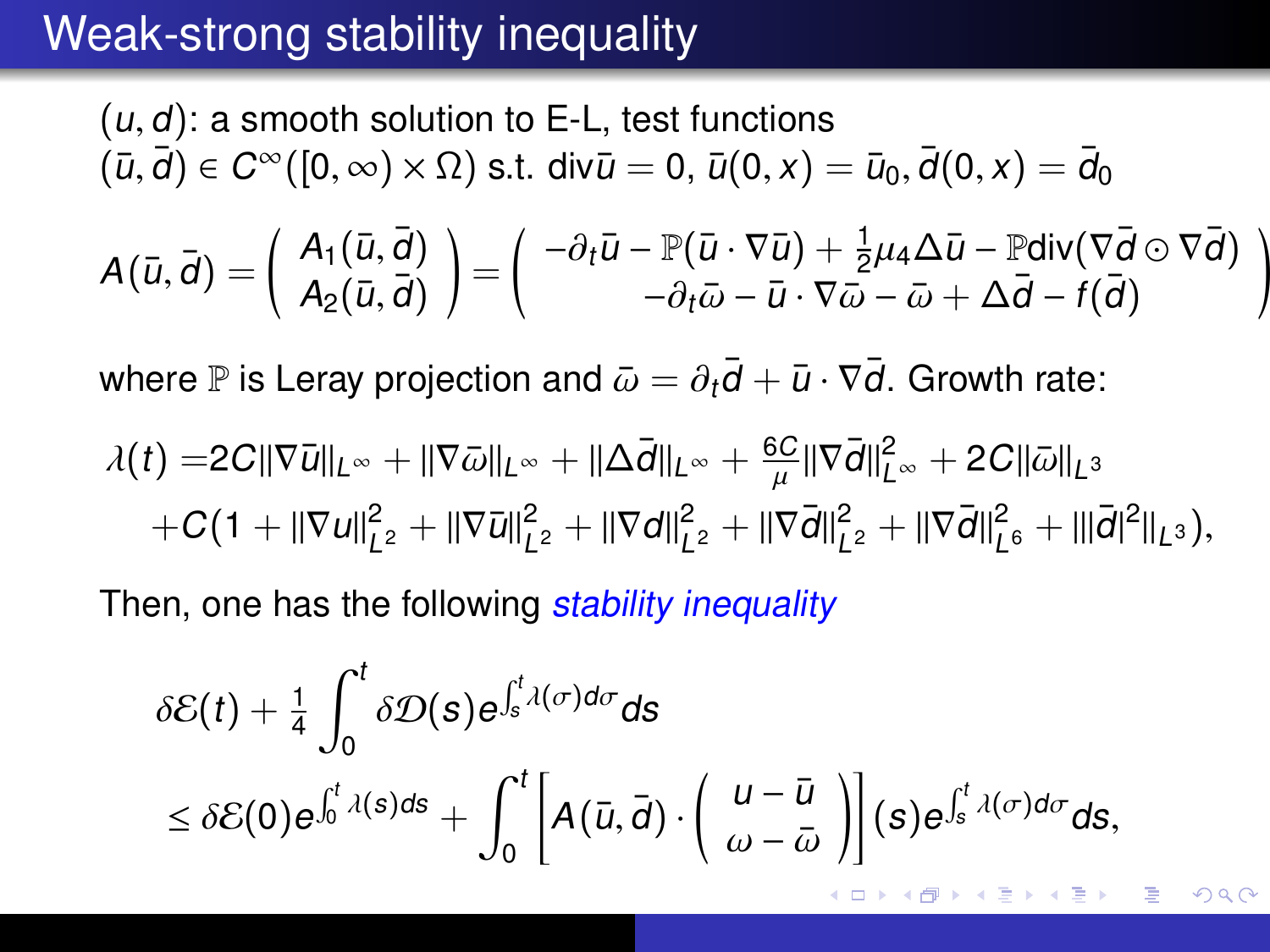# Weak-strong stability inequality

$(u, d)$: a smooth solution to E-L, test functions $(\bar{u}, \bar{d}) \in C^\infty([0,\infty) \times \Omega)$ s.t. $\mathrm{div}\bar{u} = 0$, $\bar{u}(0,x) = \bar{u}_0, \bar{d}(0,x) = \bar{d}_0$

$$
A(\bar{u}, \bar{d}) = \begin{pmatrix} A_1(\bar{u}, \bar{d}) \\ A_2(\bar{u}, \bar{d}) \end{pmatrix} = \begin{pmatrix} -\partial_t \bar{u} - \mathbb{P}(\bar{u} \cdot \nabla \bar{u}) + \frac{1}{2}\mu_4 \Delta \bar{u} - \mathbb{P}\mathrm{div}(\nabla \bar{d} \odot \nabla \bar{d}) \\ -\partial_t \bar{\omega} - \bar{u} \cdot \nabla \bar{\omega} - \bar{\omega} + \Delta \bar{d} - f(\bar{d}) \end{pmatrix}
$$

where $\mathbb{P}$ is Leray projection and $\bar{\omega} = \partial_t \bar{d} + \bar{u} \cdot \nabla \bar{d}$. Growth rate:

$$
\begin{aligned}
\lambda(t) =& 2C\|\nabla \bar{u}\|_{L^\infty} + \|\nabla \bar{\omega}\|_{L^\infty} + \|\Delta \bar{d}\|_{L^\infty} + \frac{6C}{\mu}\|\nabla \bar{d}\|_{L^\infty}^2 + 2C\|\bar{\omega}\|_{L^3} \\
&+ C(1 + \|\nabla u\|_{L^2}^2 + \|\nabla \bar{u}\|_{L^2}^2 + \|\nabla d\|_{L^2}^2 + \|\nabla \bar{d}\|_{L^2}^2 + \|\nabla \bar{d}\|_{L^6}^2 + \||\bar{d}|^2\|_{L^3}),
\end{aligned}
$$

Then, one has the following *stability inequality*

$$
\begin{aligned}
&\delta\mathcal{E}(t) + \frac{1}{4}\int_0^t \delta\mathcal{D}(s) e^{\int_s^t \lambda(\sigma)d\sigma} ds \\
&\leq \delta\mathcal{E}(0) e^{\int_0^t \lambda(s)ds} + \int_0^t \left[ A(\bar{u}, \bar{d}) \cdot \begin{pmatrix} u - \bar{u} \\ \omega - \bar{\omega} \end{pmatrix} \right](s) e^{\int_s^t \lambda(\sigma)d\sigma} ds,
\end{aligned}
$$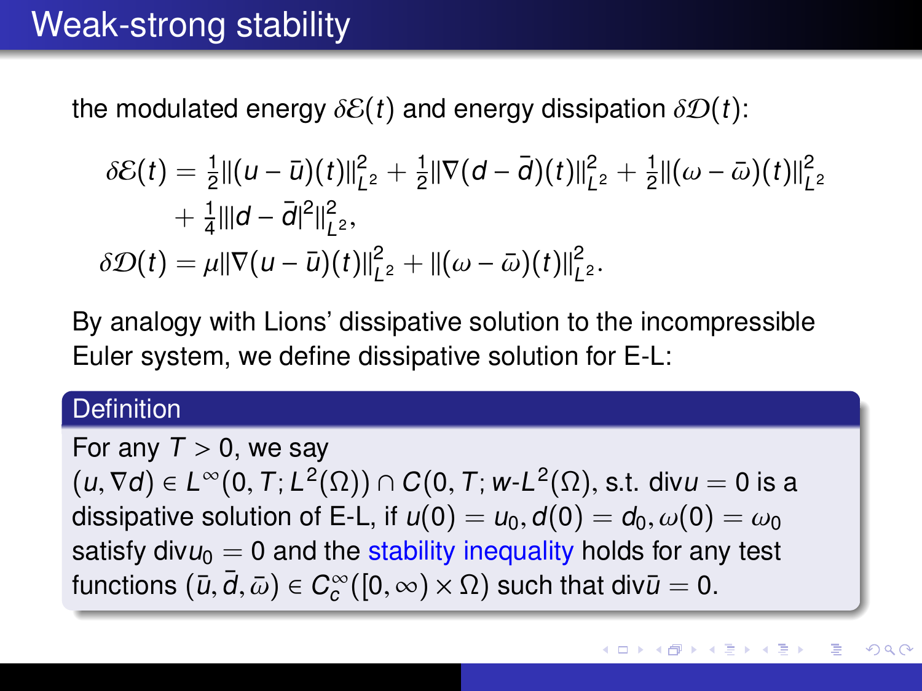# Weak-strong stability

the modulated energy $\delta\mathcal{E}(t)$ and energy dissipation $\delta\mathcal{D}(t)$:

$$
\begin{aligned}
\delta\mathcal{E}(t) &= \tfrac{1}{2}\|(u-\bar{u})(t)\|_{L^2}^2 + \tfrac{1}{2}\|\nabla(d-\bar{d})(t)\|_{L^2}^2 + \tfrac{1}{2}\|(\omega-\bar{\omega})(t)\|_{L^2}^2 \\
&\quad + \tfrac{1}{4}\||d-\bar{d}|^2\|_{L^2}^2, \\
\delta\mathcal{D}(t) &= \mu\|\nabla(u-\bar{u})(t)\|_{L^2}^2 + \|(\omega-\bar{\omega})(t)\|_{L^2}^2.
\end{aligned}
$$

By analogy with Lions' dissipative solution to the incompressible Euler system, we define dissipative solution for E-L:

**Definition**

For any $T>0$, we say $(u,\nabla d) \in L^\infty(0,T;L^2(\Omega)) \cap C(0,T;w\text{-}L^2(\Omega))$, s.t. $\mathrm{div} u = 0$ is a dissipative solution of E-L, if $u(0)=u_0, d(0)=d_0, \omega(0)=\omega_0$ satisfy $\mathrm{div} u_0 = 0$ and the stability inequality holds for any test functions $(\bar{u},\bar{d},\bar{\omega}) \in C_c^\infty([0,\infty)\times\Omega)$ such that $\mathrm{div}\bar{u}=0$.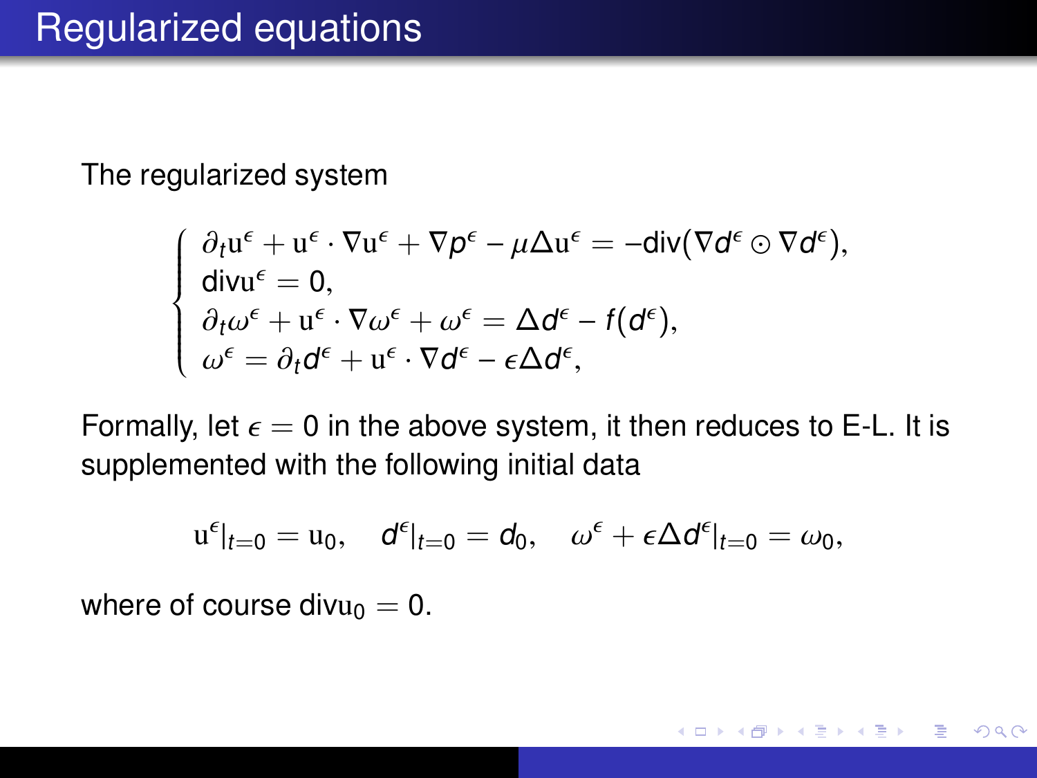# Regularized equations

The regularized system

$$
\begin{cases}
\partial_t \mathrm{u}^\epsilon + \mathrm{u}^\epsilon \cdot \nabla \mathrm{u}^\epsilon + \nabla p^\epsilon - \mu \Delta \mathrm{u}^\epsilon = -\mathrm{div}(\nabla d^\epsilon \odot \nabla d^\epsilon), \\
\mathrm{div} \mathrm{u}^\epsilon = 0, \\
\partial_t \omega^\epsilon + \mathrm{u}^\epsilon \cdot \nabla \omega^\epsilon + \omega^\epsilon = \Delta d^\epsilon - f(d^\epsilon), \\
\omega^\epsilon = \partial_t d^\epsilon + \mathrm{u}^\epsilon \cdot \nabla d^\epsilon - \epsilon \Delta d^\epsilon,
\end{cases}
$$

Formally, let $\epsilon = 0$ in the above system, it then reduces to E-L. It is supplemented with the following initial data

$$
\mathrm{u}^\epsilon|_{t=0} = \mathrm{u}_0, \quad d^\epsilon|_{t=0} = d_0, \quad \omega^\epsilon + \epsilon \Delta d^\epsilon|_{t=0} = \omega_0,
$$

where of course $\mathrm{div} \mathrm{u}_0 = 0$.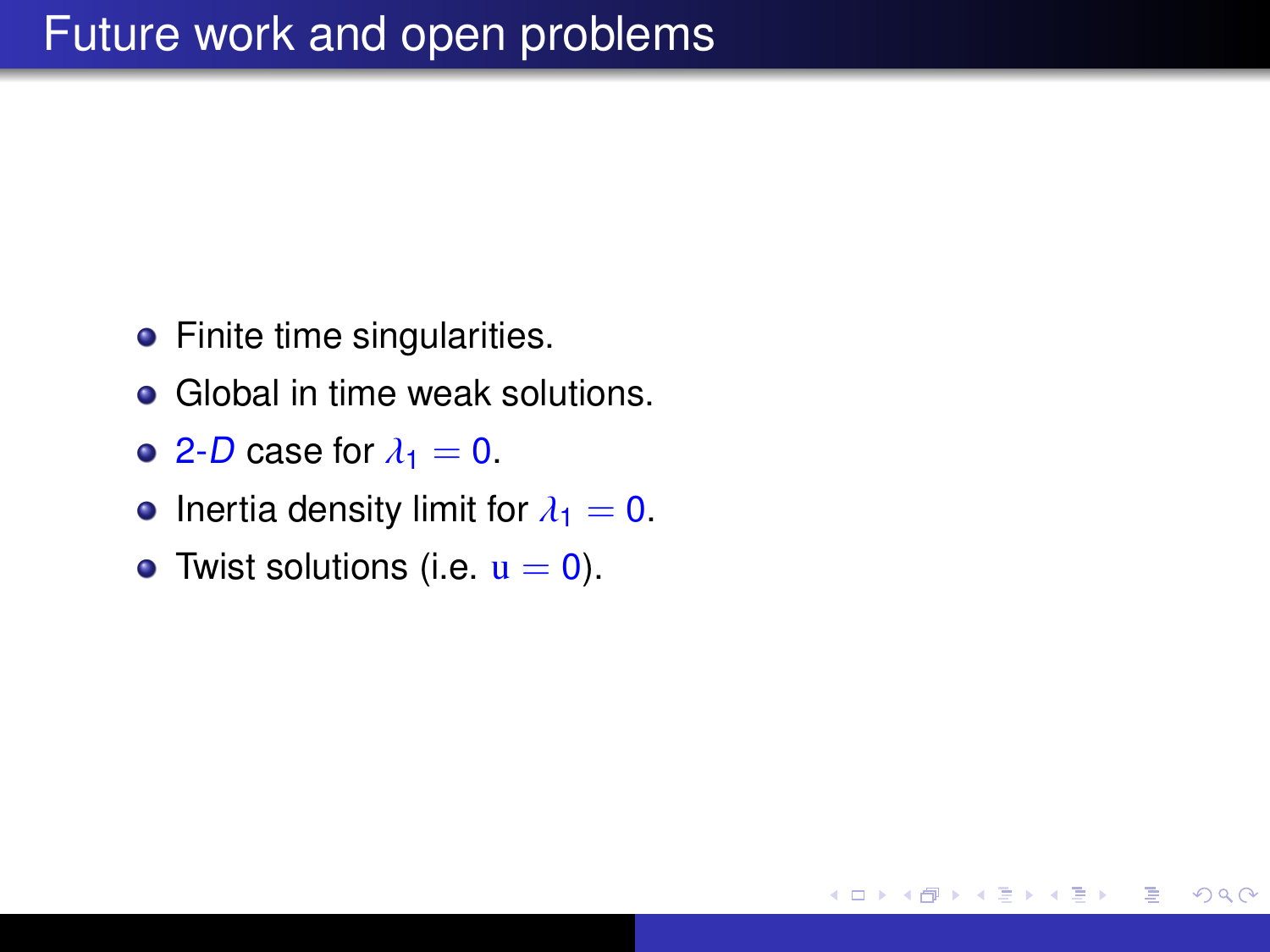# Future work and open problems

- Finite time singularities.
- Global in time weak solutions.
- $2$-$D$ case for $\lambda_1 = 0$.
- Inertia density limit for $\lambda_1 = 0$.
- Twist solutions (i.e. $\mathrm{u} = 0$).